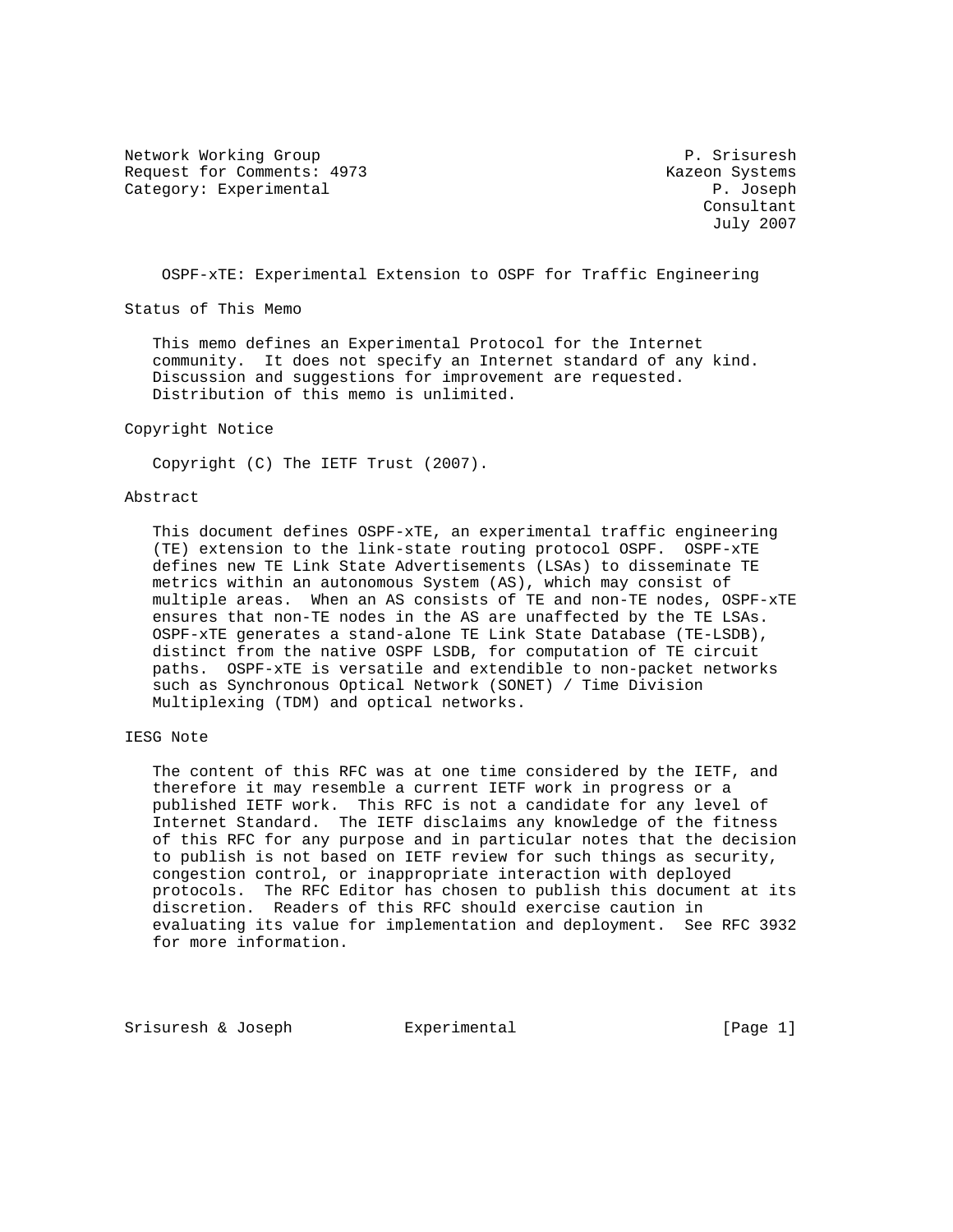Network Working Group  
Request for Comments: 4973  
Category: Experimental

P. Srisuresh  
Kazeon Systems  
P. Joseph  
Consultant  
July 2007

# OSPF-xTE: Experimental Extension to OSPF for Traffic Engineering

## Status of This Memo

This memo defines an Experimental Protocol for the Internet community. It does not specify an Internet standard of any kind. Discussion and suggestions for improvement are requested. Distribution of this memo is unlimited.

## Copyright Notice

Copyright (C) The IETF Trust (2007).

## Abstract

This document defines OSPF-xTE, an experimental traffic engineering (TE) extension to the link-state routing protocol OSPF. OSPF-xTE defines new TE Link State Advertisements (LSAs) to disseminate TE metrics within an autonomous System (AS), which may consist of multiple areas. When an AS consists of TE and non-TE nodes, OSPF-xTE ensures that non-TE nodes in the AS are unaffected by the TE LSAs. OSPF-xTE generates a stand-alone TE Link State Database (TE-LSDB), distinct from the native OSPF LSDB, for computation of TE circuit paths. OSPF-xTE is versatile and extendible to non-packet networks such as Synchronous Optical Network (SONET) / Time Division Multiplexing (TDM) and optical networks.

## IESG Note

The content of this RFC was at one time considered by the IETF, and therefore it may resemble a current IETF work in progress or a published IETF work. This RFC is not a candidate for any level of Internet Standard. The IETF disclaims any knowledge of the fitness of this RFC for any purpose and in particular notes that the decision to publish is not based on IETF review for such things as security, congestion control, or inappropriate interaction with deployed protocols. The RFC Editor has chosen to publish this document at its discretion. Readers of this RFC should exercise caution in evaluating its value for implementation and deployment. See RFC 3932 for more information.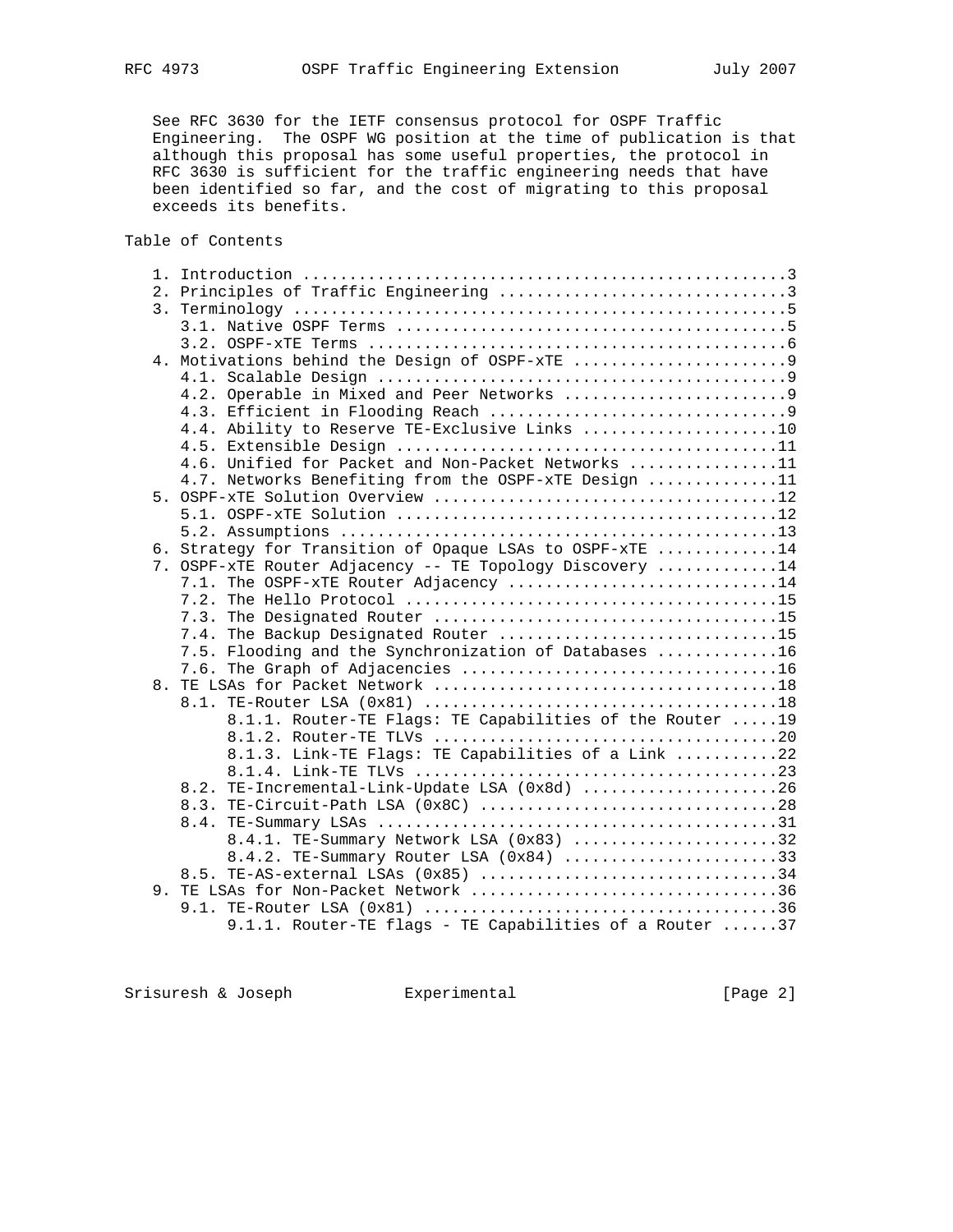See RFC 3630 for the IETF consensus protocol for OSPF Traffic Engineering. The OSPF WG position at the time of publication is that although this proposal has some useful properties, the protocol in RFC 3630 is sufficient for the traffic engineering needs that have been identified so far, and the cost of migrating to this proposal exceeds its benefits.

## Table of Contents

```
   1. Introduction ....................................................3
   2. Principles of Traffic Engineering ...............................3
   3. Terminology .....................................................5
      3.1. Native OSPF Terms ..........................................5
      3.2. OSPF-xTE Terms .............................................6
   4. Motivations behind the Design of OSPF-xTE .......................9
      4.1. Scalable Design ............................................9
      4.2. Operable in Mixed and Peer Networks ........................9
      4.3. Efficient in Flooding Reach ................................9
      4.4. Ability to Reserve TE-Exclusive Links .....................10
      4.5. Extensible Design .........................................11
      4.6. Unified for Packet and Non-Packet Networks ................11
      4.7. Networks Benefiting from the OSPF-xTE Design ..............11
   5. OSPF-xTE Solution Overview .....................................12
      5.1. OSPF-xTE Solution .........................................12
      5.2. Assumptions ...............................................13
   6. Strategy for Transition of Opaque LSAs to OSPF-xTE .............14
   7. OSPF-xTE Router Adjacency -- TE Topology Discovery .............14
      7.1. The OSPF-xTE Router Adjacency .............................14
      7.2. The Hello Protocol ........................................15
      7.3. The Designated Router .....................................15
      7.4. The Backup Designated Router ..............................15
      7.5. Flooding and the Synchronization of Databases .............16
      7.6. The Graph of Adjacencies ..................................16
   8. TE LSAs for Packet Network .....................................18
      8.1. TE-Router LSA (0x81) ......................................18
           8.1.1. Router-TE Flags: TE Capabilities of the Router .....19
           8.1.2. Router-TE TLVs .....................................20
           8.1.3. Link-TE Flags: TE Capabilities of a Link ...........22
           8.1.4. Link-TE TLVs .......................................23
      8.2. TE-Incremental-Link-Update LSA (0x8d) .....................26
      8.3. TE-Circuit-Path LSA (0x8C) ................................28
      8.4. TE-Summary LSAs ...........................................31
           8.4.1. TE-Summary Network LSA (0x83) ......................32
           8.4.2. TE-Summary Router LSA (0x84) .......................33
      8.5. TE-AS-external LSAs (0x85) ................................34
   9. TE LSAs for Non-Packet Network .................................36
      9.1. TE-Router LSA (0x81) ......................................36
           9.1.1. Router-TE flags - TE Capabilities of a Router ......37
```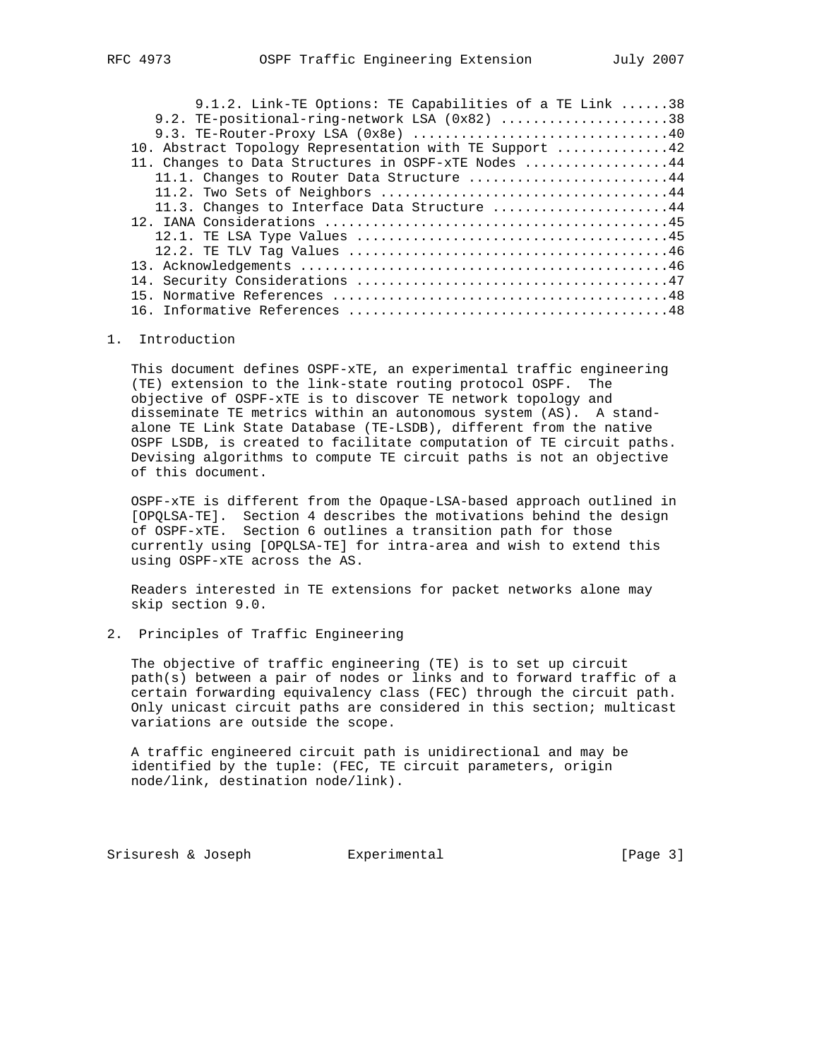9.1.2. Link-TE Options: TE Capabilities of a TE Link ......38
   9.2. TE-positional-ring-network LSA (0x82) .....................38
   9.3. TE-Router-Proxy LSA (0x8e) ...............................40
10. Abstract Topology Representation with TE Support .............42
11. Changes to Data Structures in OSPF-xTE Nodes ..................44
   11.1. Changes to Router Data Structure .........................44
   11.2. Two Sets of Neighbors ....................................44
   11.3. Changes to Interface Data Structure ......................44
12. IANA Considerations ...........................................45
   12.1. TE LSA Type Values .......................................45
   12.2. TE TLV Tag Values ........................................46
13. Acknowledgements ..............................................46
14. Security Considerations .......................................47
15. Normative References ..........................................48
16. Informative References ........................................48

# 1. Introduction

This document defines OSPF-xTE, an experimental traffic engineering (TE) extension to the link-state routing protocol OSPF. The objective of OSPF-xTE is to discover TE network topology and disseminate TE metrics within an autonomous system (AS). A stand-alone TE Link State Database (TE-LSDB), different from the native OSPF LSDB, is created to facilitate computation of TE circuit paths. Devising algorithms to compute TE circuit paths is not an objective of this document.

OSPF-xTE is different from the Opaque-LSA-based approach outlined in [OPQLSA-TE]. Section 4 describes the motivations behind the design of OSPF-xTE. Section 6 outlines a transition path for those currently using [OPQLSA-TE] for intra-area and wish to extend this using OSPF-xTE across the AS.

Readers interested in TE extensions for packet networks alone may skip section 9.0.

# 2. Principles of Traffic Engineering

The objective of traffic engineering (TE) is to set up circuit path(s) between a pair of nodes or links and to forward traffic of a certain forwarding equivalency class (FEC) through the circuit path. Only unicast circuit paths are considered in this section; multicast variations are outside the scope.

A traffic engineered circuit path is unidirectional and may be identified by the tuple: (FEC, TE circuit parameters, origin node/link, destination node/link).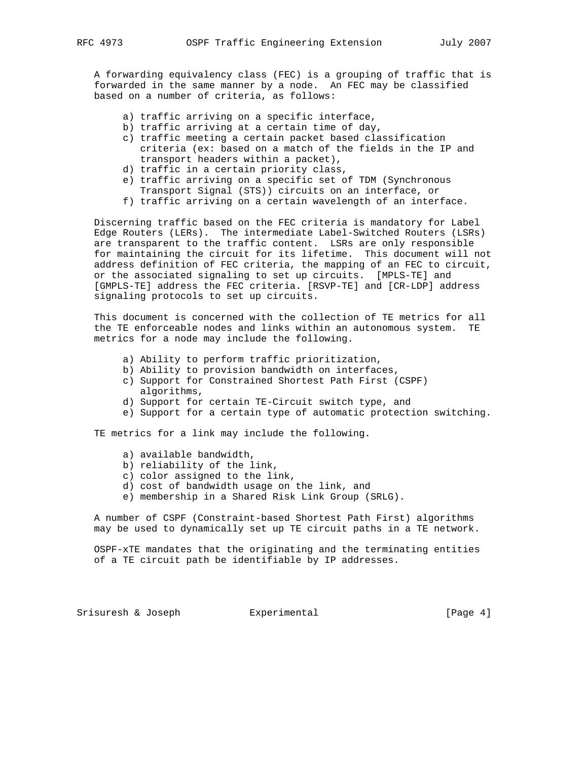A forwarding equivalency class (FEC) is a grouping of traffic that is forwarded in the same manner by a node. An FEC may be classified based on a number of criteria, as follows:

a) traffic arriving on a specific interface,
b) traffic arriving at a certain time of day,
c) traffic meeting a certain packet based classification criteria (ex: based on a match of the fields in the IP and transport headers within a packet),
d) traffic in a certain priority class,
e) traffic arriving on a specific set of TDM (Synchronous Transport Signal (STS)) circuits on an interface, or
f) traffic arriving on a certain wavelength of an interface.

Discerning traffic based on the FEC criteria is mandatory for Label Edge Routers (LERs). The intermediate Label-Switched Routers (LSRs) are transparent to the traffic content. LSRs are only responsible for maintaining the circuit for its lifetime. This document will not address definition of FEC criteria, the mapping of an FEC to circuit, or the associated signaling to set up circuits. [MPLS-TE] and [GMPLS-TE] address the FEC criteria. [RSVP-TE] and [CR-LDP] address signaling protocols to set up circuits.

This document is concerned with the collection of TE metrics for all the TE enforceable nodes and links within an autonomous system. TE metrics for a node may include the following.

a) Ability to perform traffic prioritization,
b) Ability to provision bandwidth on interfaces,
c) Support for Constrained Shortest Path First (CSPF) algorithms,
d) Support for certain TE-Circuit switch type, and
e) Support for a certain type of automatic protection switching.

TE metrics for a link may include the following.

a) available bandwidth,
b) reliability of the link,
c) color assigned to the link,
d) cost of bandwidth usage on the link, and
e) membership in a Shared Risk Link Group (SRLG).

A number of CSPF (Constraint-based Shortest Path First) algorithms may be used to dynamically set up TE circuit paths in a TE network.

OSPF-xTE mandates that the originating and the terminating entities of a TE circuit path be identifiable by IP addresses.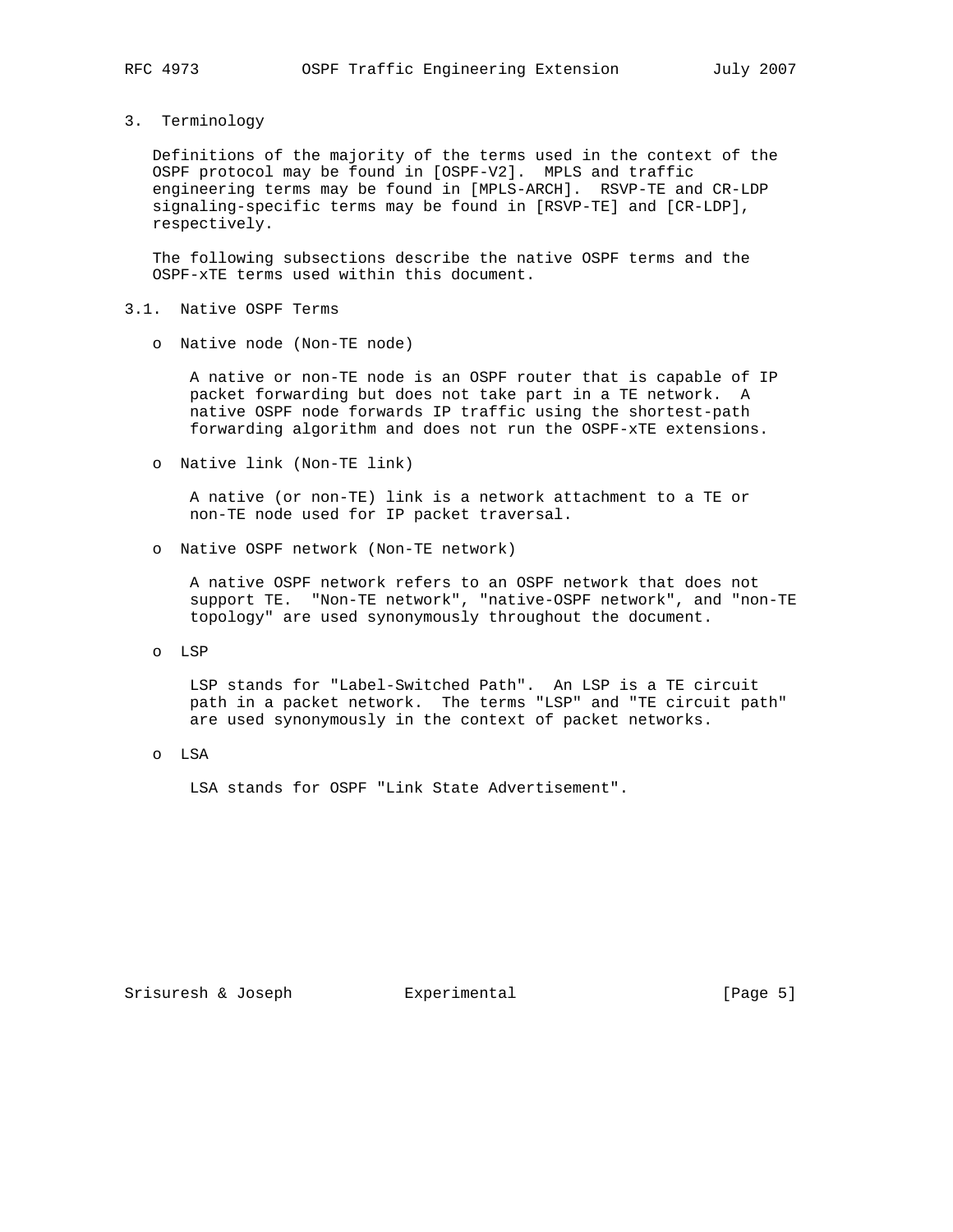# 3. Terminology

Definitions of the majority of the terms used in the context of the OSPF protocol may be found in [OSPF-V2]. MPLS and traffic engineering terms may be found in [MPLS-ARCH]. RSVP-TE and CR-LDP signaling-specific terms may be found in [RSVP-TE] and [CR-LDP], respectively.

The following subsections describe the native OSPF terms and the OSPF-xTE terms used within this document.

## 3.1. Native OSPF Terms

- Native node (Non-TE node)

  A native or non-TE node is an OSPF router that is capable of IP packet forwarding but does not take part in a TE network. A native OSPF node forwards IP traffic using the shortest-path forwarding algorithm and does not run the OSPF-xTE extensions.

- Native link (Non-TE link)

  A native (or non-TE) link is a network attachment to a TE or non-TE node used for IP packet traversal.

- Native OSPF network (Non-TE network)

  A native OSPF network refers to an OSPF network that does not support TE. "Non-TE network", "native-OSPF network", and "non-TE topology" are used synonymously throughout the document.

- LSP

  LSP stands for "Label-Switched Path". An LSP is a TE circuit path in a packet network. The terms "LSP" and "TE circuit path" are used synonymously in the context of packet networks.

- LSA

  LSA stands for OSPF "Link State Advertisement".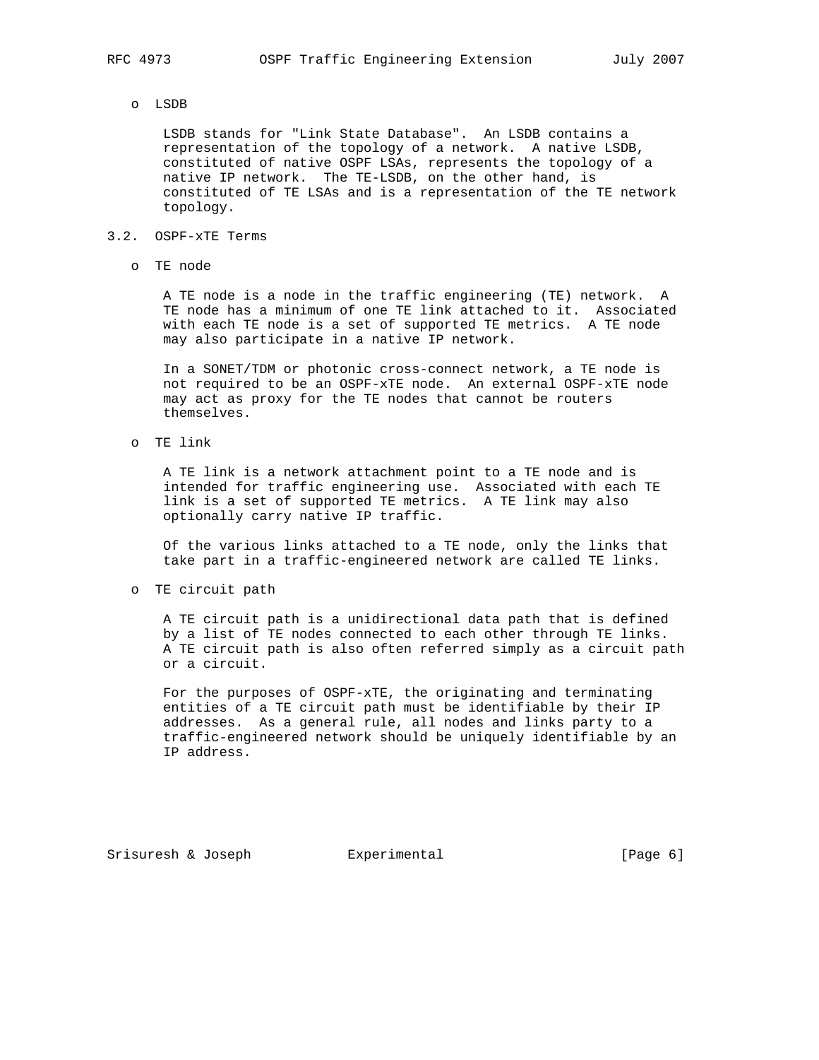- LSDB

  LSDB stands for "Link State Database". An LSDB contains a representation of the topology of a network. A native LSDB, constituted of native OSPF LSAs, represents the topology of a native IP network. The TE-LSDB, on the other hand, is constituted of TE LSAs and is a representation of the TE network topology.

### 3.2. OSPF-xTE Terms

- TE node

  A TE node is a node in the traffic engineering (TE) network. A TE node has a minimum of one TE link attached to it. Associated with each TE node is a set of supported TE metrics. A TE node may also participate in a native IP network.

  In a SONET/TDM or photonic cross-connect network, a TE node is not required to be an OSPF-xTE node. An external OSPF-xTE node may act as proxy for the TE nodes that cannot be routers themselves.

- TE link

  A TE link is a network attachment point to a TE node and is intended for traffic engineering use. Associated with each TE link is a set of supported TE metrics. A TE link may also optionally carry native IP traffic.

  Of the various links attached to a TE node, only the links that take part in a traffic-engineered network are called TE links.

- TE circuit path

  A TE circuit path is a unidirectional data path that is defined by a list of TE nodes connected to each other through TE links. A TE circuit path is also often referred simply as a circuit path or a circuit.

  For the purposes of OSPF-xTE, the originating and terminating entities of a TE circuit path must be identifiable by their IP addresses. As a general rule, all nodes and links party to a traffic-engineered network should be uniquely identifiable by an IP address.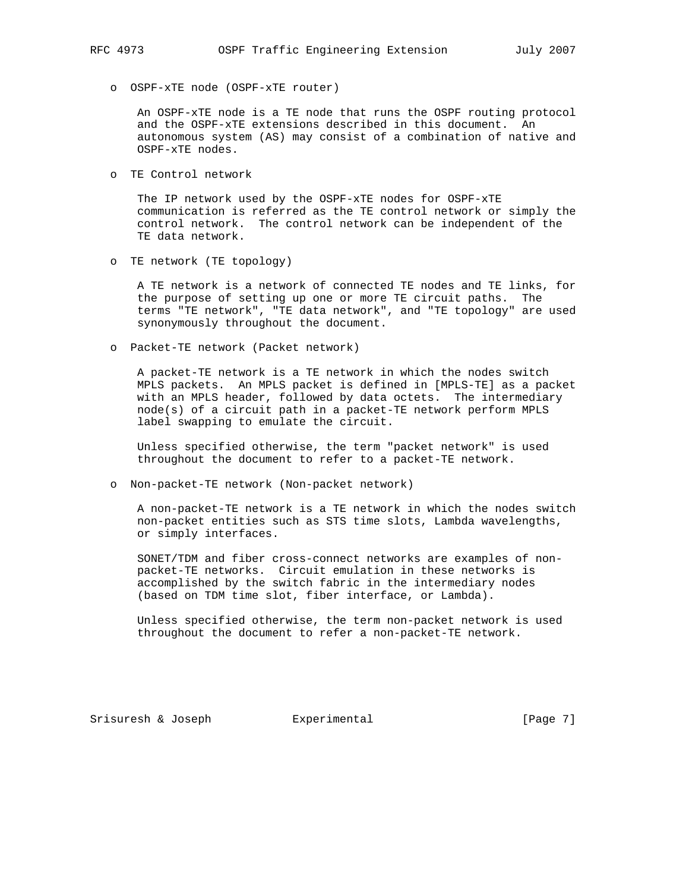- OSPF-xTE node (OSPF-xTE router)

  An OSPF-xTE node is a TE node that runs the OSPF routing protocol and the OSPF-xTE extensions described in this document. An autonomous system (AS) may consist of a combination of native and OSPF-xTE nodes.

- TE Control network

  The IP network used by the OSPF-xTE nodes for OSPF-xTE communication is referred as the TE control network or simply the control network. The control network can be independent of the TE data network.

- TE network (TE topology)

  A TE network is a network of connected TE nodes and TE links, for the purpose of setting up one or more TE circuit paths. The terms "TE network", "TE data network", and "TE topology" are used synonymously throughout the document.

- Packet-TE network (Packet network)

  A packet-TE network is a TE network in which the nodes switch MPLS packets. An MPLS packet is defined in [MPLS-TE] as a packet with an MPLS header, followed by data octets. The intermediary node(s) of a circuit path in a packet-TE network perform MPLS label swapping to emulate the circuit.

  Unless specified otherwise, the term "packet network" is used throughout the document to refer to a packet-TE network.

- Non-packet-TE network (Non-packet network)

  A non-packet-TE network is a TE network in which the nodes switch non-packet entities such as STS time slots, Lambda wavelengths, or simply interfaces.

  SONET/TDM and fiber cross-connect networks are examples of non-packet-TE networks. Circuit emulation in these networks is accomplished by the switch fabric in the intermediary nodes (based on TDM time slot, fiber interface, or Lambda).

  Unless specified otherwise, the term non-packet network is used throughout the document to refer a non-packet-TE network.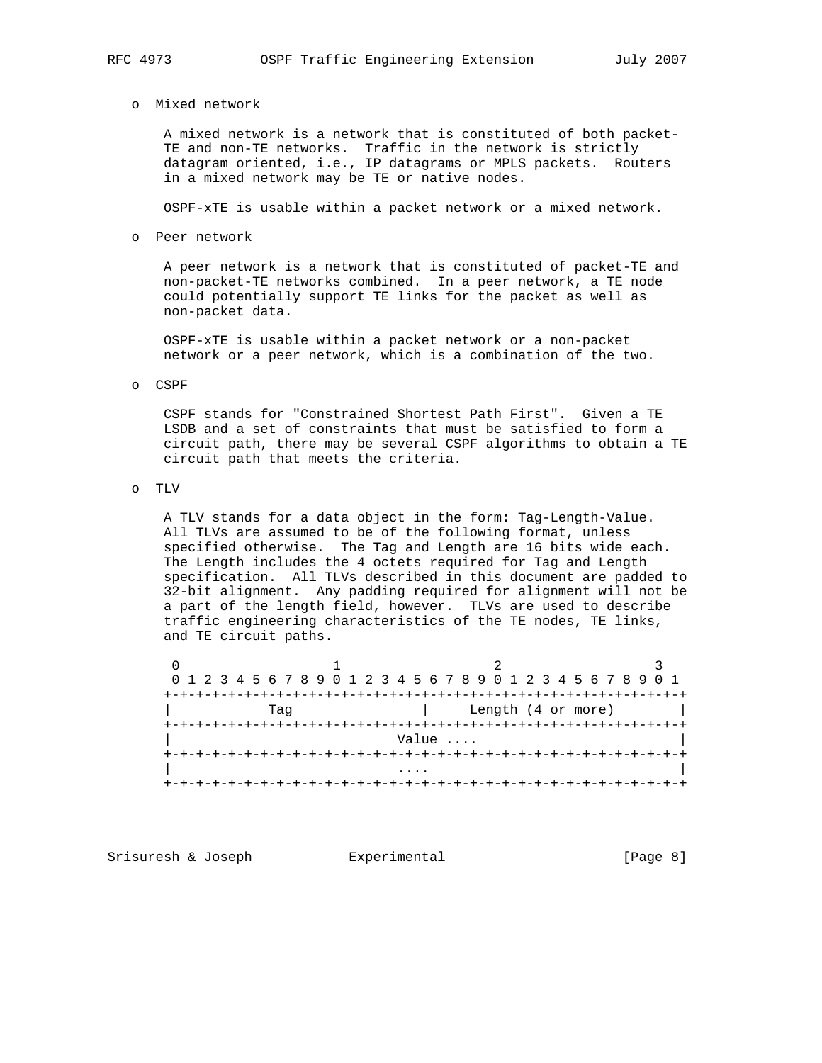o Mixed network

A mixed network is a network that is constituted of both packet-TE and non-TE networks. Traffic in the network is strictly datagram oriented, i.e., IP datagrams or MPLS packets. Routers in a mixed network may be TE or native nodes.

OSPF-xTE is usable within a packet network or a mixed network.

o Peer network

A peer network is a network that is constituted of packet-TE and non-packet-TE networks combined. In a peer network, a TE node could potentially support TE links for the packet as well as non-packet data.

OSPF-xTE is usable within a packet network or a non-packet network or a peer network, which is a combination of the two.

o CSPF

CSPF stands for "Constrained Shortest Path First". Given a TE LSDB and a set of constraints that must be satisfied to form a circuit path, there may be several CSPF algorithms to obtain a TE circuit path that meets the criteria.

o TLV

A TLV stands for a data object in the form: Tag-Length-Value. All TLVs are assumed to be of the following format, unless specified otherwise. The Tag and Length are 16 bits wide each. The Length includes the 4 octets required for Tag and Length specification. All TLVs described in this document are padded to 32-bit alignment. Any padding required for alignment will not be a part of the length field, however. TLVs are used to describe traffic engineering characteristics of the TE nodes, TE links, and TE circuit paths.

```
 0                   1                   2                   3
 0 1 2 3 4 5 6 7 8 9 0 1 2 3 4 5 6 7 8 9 0 1 2 3 4 5 6 7 8 9 0 1
+-+-+-+-+-+-+-+-+-+-+-+-+-+-+-+-+-+-+-+-+-+-+-+-+-+-+-+-+-+-+-+-+
|           Tag                 |     Length (4 or more)        |
+-+-+-+-+-+-+-+-+-+-+-+-+-+-+-+-+-+-+-+-+-+-+-+-+-+-+-+-+-+-+-+-+
|                          Value ....                           |
+-+-+-+-+-+-+-+-+-+-+-+-+-+-+-+-+-+-+-+-+-+-+-+-+-+-+-+-+-+-+-+-+
|                          ....                                 |
+-+-+-+-+-+-+-+-+-+-+-+-+-+-+-+-+-+-+-+-+-+-+-+-+-+-+-+-+-+-+-+-+
```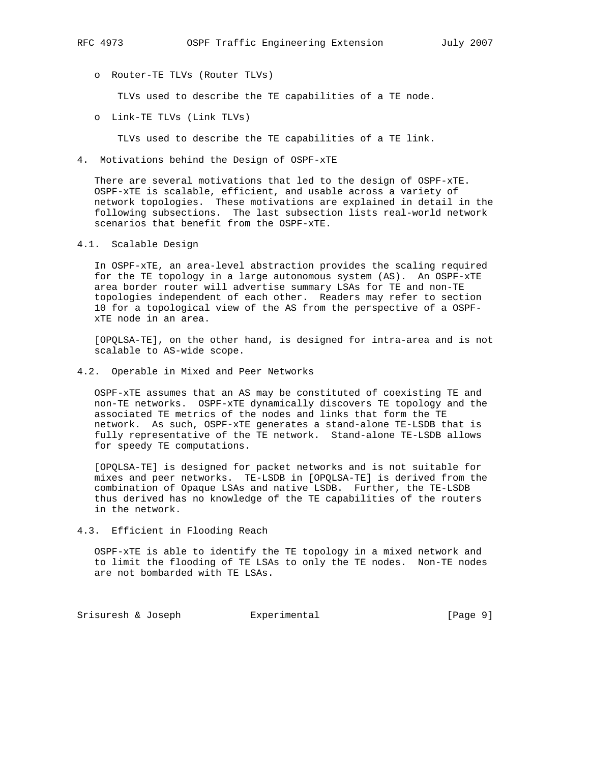- Router-TE TLVs (Router TLVs)

  TLVs used to describe the TE capabilities of a TE node.

- Link-TE TLVs (Link TLVs)

  TLVs used to describe the TE capabilities of a TE link.

## 4. Motivations behind the Design of OSPF-xTE

There are several motivations that led to the design of OSPF-xTE. OSPF-xTE is scalable, efficient, and usable across a variety of network topologies. These motivations are explained in detail in the following subsections. The last subsection lists real-world network scenarios that benefit from the OSPF-xTE.

### 4.1. Scalable Design

In OSPF-xTE, an area-level abstraction provides the scaling required for the TE topology in a large autonomous system (AS). An OSPF-xTE area border router will advertise summary LSAs for TE and non-TE topologies independent of each other. Readers may refer to section 10 for a topological view of the AS from the perspective of a OSPF-xTE node in an area.

[OPQLSA-TE], on the other hand, is designed for intra-area and is not scalable to AS-wide scope.

### 4.2. Operable in Mixed and Peer Networks

OSPF-xTE assumes that an AS may be constituted of coexisting TE and non-TE networks. OSPF-xTE dynamically discovers TE topology and the associated TE metrics of the nodes and links that form the TE network. As such, OSPF-xTE generates a stand-alone TE-LSDB that is fully representative of the TE network. Stand-alone TE-LSDB allows for speedy TE computations.

[OPQLSA-TE] is designed for packet networks and is not suitable for mixes and peer networks. TE-LSDB in [OPQLSA-TE] is derived from the combination of Opaque LSAs and native LSDB. Further, the TE-LSDB thus derived has no knowledge of the TE capabilities of the routers in the network.

### 4.3. Efficient in Flooding Reach

OSPF-xTE is able to identify the TE topology in a mixed network and to limit the flooding of TE LSAs to only the TE nodes. Non-TE nodes are not bombarded with TE LSAs.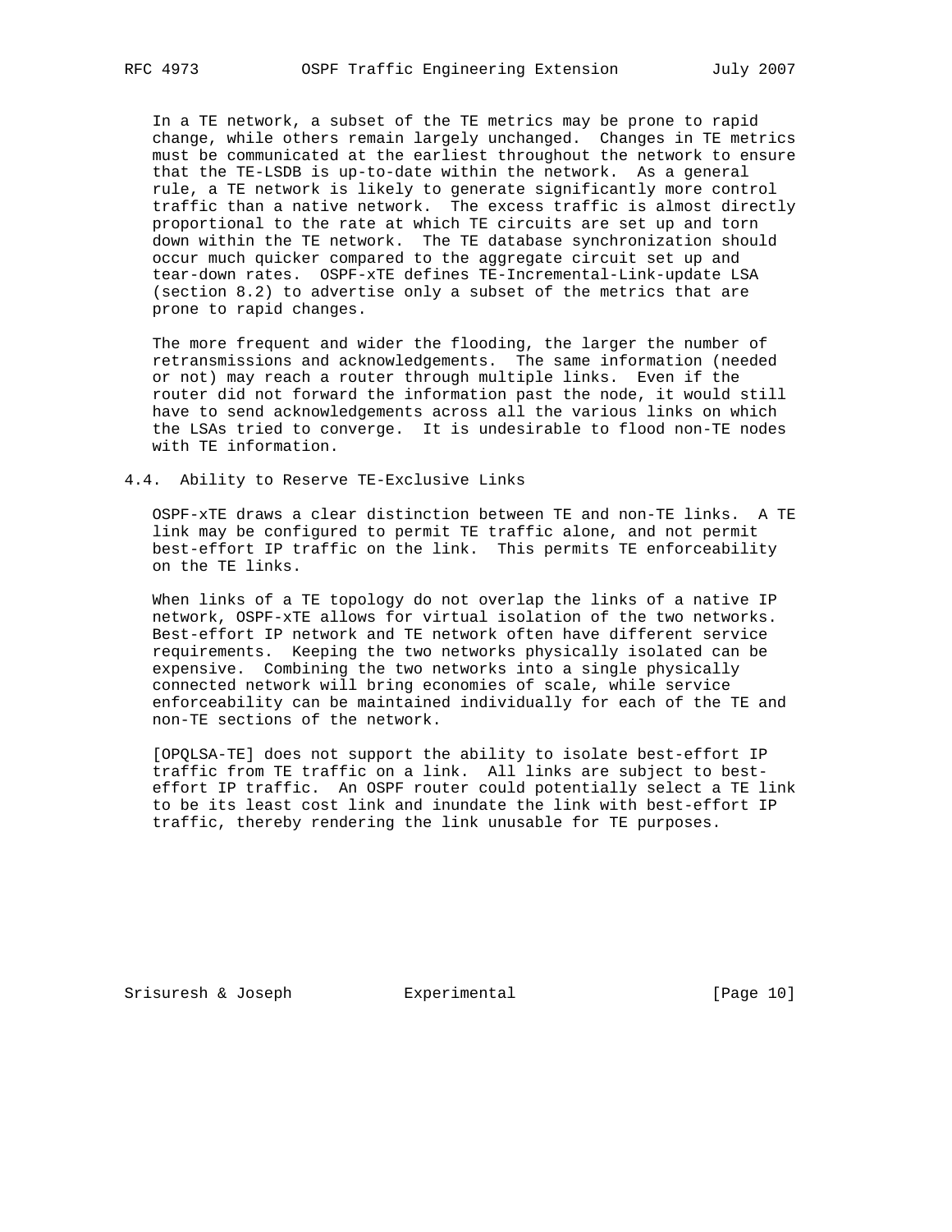In a TE network, a subset of the TE metrics may be prone to rapid change, while others remain largely unchanged. Changes in TE metrics must be communicated at the earliest throughout the network to ensure that the TE-LSDB is up-to-date within the network. As a general rule, a TE network is likely to generate significantly more control traffic than a native network. The excess traffic is almost directly proportional to the rate at which TE circuits are set up and torn down within the TE network. The TE database synchronization should occur much quicker compared to the aggregate circuit set up and tear-down rates. OSPF-xTE defines TE-Incremental-Link-update LSA (section 8.2) to advertise only a subset of the metrics that are prone to rapid changes.

The more frequent and wider the flooding, the larger the number of retransmissions and acknowledgements. The same information (needed or not) may reach a router through multiple links. Even if the router did not forward the information past the node, it would still have to send acknowledgements across all the various links on which the LSAs tried to converge. It is undesirable to flood non-TE nodes with TE information.

## 4.4. Ability to Reserve TE-Exclusive Links

OSPF-xTE draws a clear distinction between TE and non-TE links. A TE link may be configured to permit TE traffic alone, and not permit best-effort IP traffic on the link. This permits TE enforceability on the TE links.

When links of a TE topology do not overlap the links of a native IP network, OSPF-xTE allows for virtual isolation of the two networks. Best-effort IP network and TE network often have different service requirements. Keeping the two networks physically isolated can be expensive. Combining the two networks into a single physically connected network will bring economies of scale, while service enforceability can be maintained individually for each of the TE and non-TE sections of the network.

[OPQLSA-TE] does not support the ability to isolate best-effort IP traffic from TE traffic on a link. All links are subject to best-effort IP traffic. An OSPF router could potentially select a TE link to be its least cost link and inundate the link with best-effort IP traffic, thereby rendering the link unusable for TE purposes.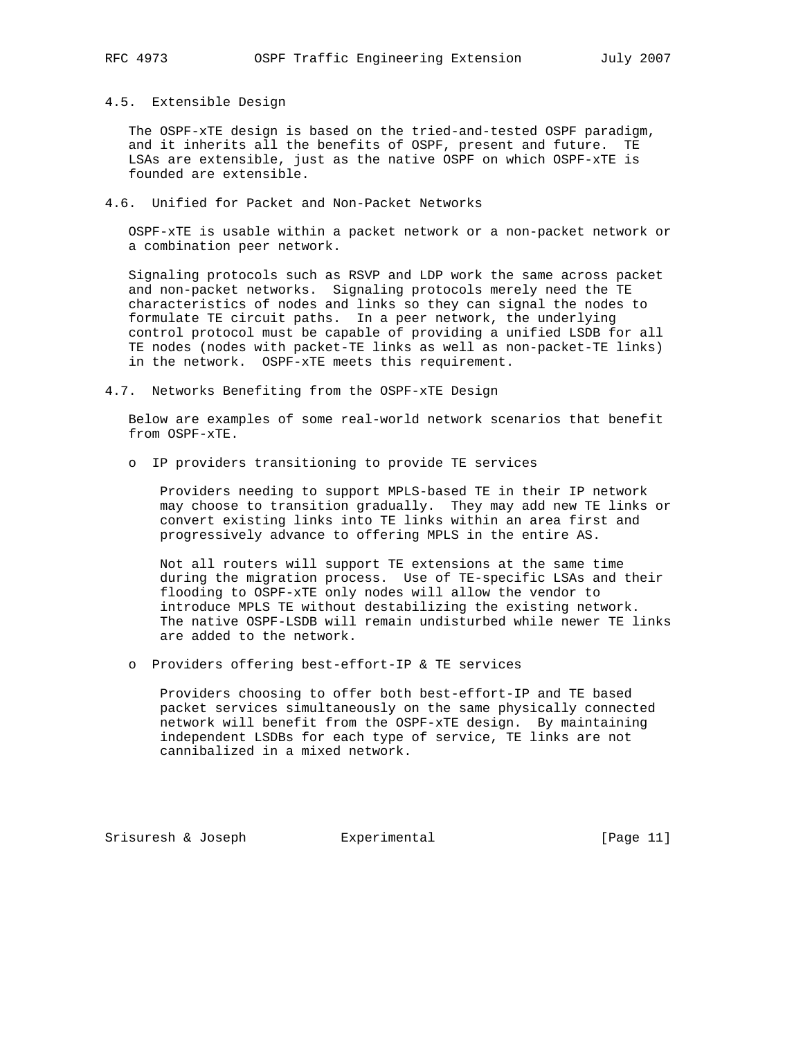### 4.5. Extensible Design

The OSPF-xTE design is based on the tried-and-tested OSPF paradigm, and it inherits all the benefits of OSPF, present and future. TE LSAs are extensible, just as the native OSPF on which OSPF-xTE is founded are extensible.

### 4.6. Unified for Packet and Non-Packet Networks

OSPF-xTE is usable within a packet network or a non-packet network or a combination peer network.

Signaling protocols such as RSVP and LDP work the same across packet and non-packet networks. Signaling protocols merely need the TE characteristics of nodes and links so they can signal the nodes to formulate TE circuit paths. In a peer network, the underlying control protocol must be capable of providing a unified LSDB for all TE nodes (nodes with packet-TE links as well as non-packet-TE links) in the network. OSPF-xTE meets this requirement.

### 4.7. Networks Benefiting from the OSPF-xTE Design

Below are examples of some real-world network scenarios that benefit from OSPF-xTE.

- IP providers transitioning to provide TE services

  Providers needing to support MPLS-based TE in their IP network may choose to transition gradually. They may add new TE links or convert existing links into TE links within an area first and progressively advance to offering MPLS in the entire AS.

  Not all routers will support TE extensions at the same time during the migration process. Use of TE-specific LSAs and their flooding to OSPF-xTE only nodes will allow the vendor to introduce MPLS TE without destabilizing the existing network. The native OSPF-LSDB will remain undisturbed while newer TE links are added to the network.

- Providers offering best-effort-IP & TE services

  Providers choosing to offer both best-effort-IP and TE based packet services simultaneously on the same physically connected network will benefit from the OSPF-xTE design. By maintaining independent LSDBs for each type of service, TE links are not cannibalized in a mixed network.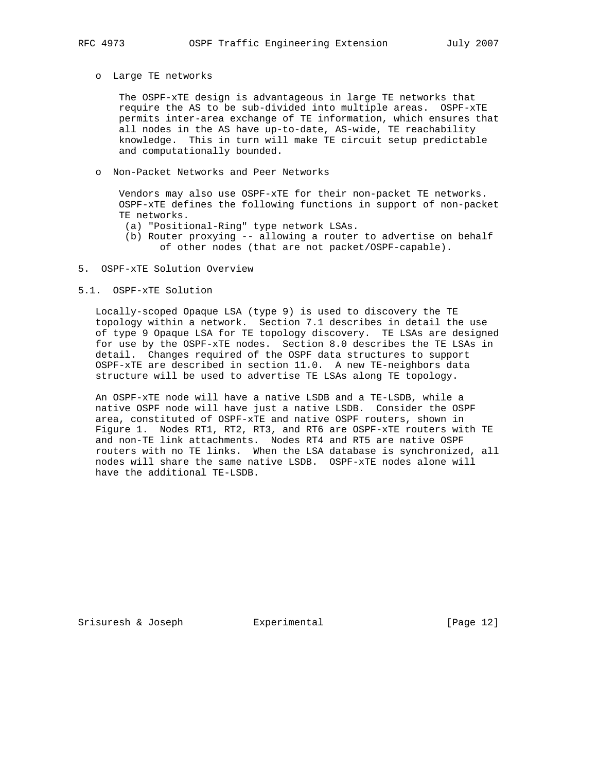- Large TE networks

  The OSPF-xTE design is advantageous in large TE networks that require the AS to be sub-divided into multiple areas. OSPF-xTE permits inter-area exchange of TE information, which ensures that all nodes in the AS have up-to-date, AS-wide, TE reachability knowledge. This in turn will make TE circuit setup predictable and computationally bounded.

- Non-Packet Networks and Peer Networks

  Vendors may also use OSPF-xTE for their non-packet TE networks. OSPF-xTE defines the following functions in support of non-packet TE networks.
  (a) "Positional-Ring" type network LSAs.
  (b) Router proxying -- allowing a router to advertise on behalf of other nodes (that are not packet/OSPF-capable).

## 5. OSPF-xTE Solution Overview

### 5.1. OSPF-xTE Solution

Locally-scoped Opaque LSA (type 9) is used to discovery the TE topology within a network. Section 7.1 describes in detail the use of type 9 Opaque LSA for TE topology discovery. TE LSAs are designed for use by the OSPF-xTE nodes. Section 8.0 describes the TE LSAs in detail. Changes required of the OSPF data structures to support OSPF-xTE are described in section 11.0. A new TE-neighbors data structure will be used to advertise TE LSAs along TE topology.

An OSPF-xTE node will have a native LSDB and a TE-LSDB, while a native OSPF node will have just a native LSDB. Consider the OSPF area, constituted of OSPF-xTE and native OSPF routers, shown in Figure 1. Nodes RT1, RT2, RT3, and RT6 are OSPF-xTE routers with TE and non-TE link attachments. Nodes RT4 and RT5 are native OSPF routers with no TE links. When the LSA database is synchronized, all nodes will share the same native LSDB. OSPF-xTE nodes alone will have the additional TE-LSDB.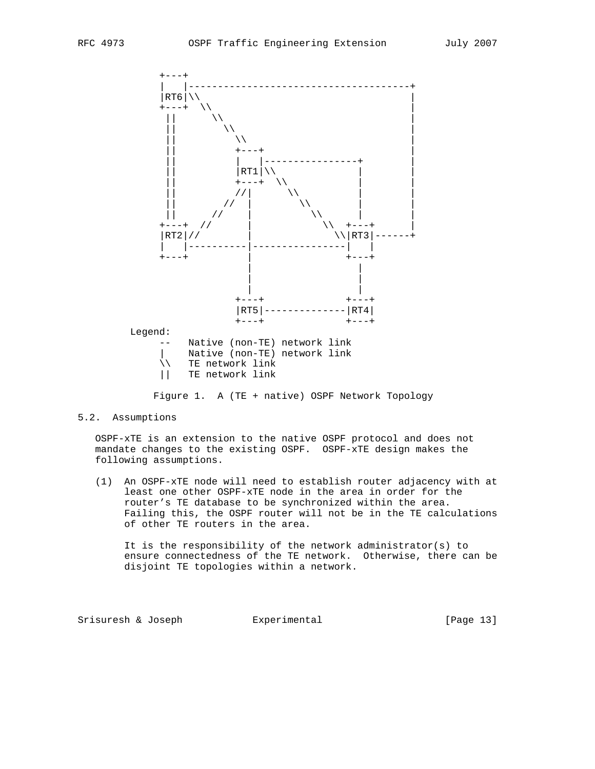```
            +---+
            |   |--------------------------------------+
            |RT6|\\                                     |
            +---+  \\                                   |
             ||      \\                                 |
             ||        \\                               |
             ||          \\                             |
             ||          +---+                          |
             ||          |   |----------------+         |
             ||          |RT1|\\              |         |
             ||          +---+  \\            |         |
             ||          //|      \\          |         |
             ||        //  |        \\        |         |
             ||      //    |          \\      |         |
            +---+  //      |            \\  +---+       |
            |RT2|//        |              \\|RT3|-------+
            |   |----------|----------------|   |
            +---+          |                +---+
                           |                  |
                           |                  |
                           |                  |
                         +---+              +---+
                         |RT5|--------------|RT4|
                         +---+              +---+
        Legend:
             --   Native (non-TE) network link
             |    Native (non-TE) network link
             \\   TE network link
             ||   TE network link
```

Figure 1. A (TE + native) OSPF Network Topology

## 5.2. Assumptions

OSPF-xTE is an extension to the native OSPF protocol and does not mandate changes to the existing OSPF. OSPF-xTE design makes the following assumptions.

(1) An OSPF-xTE node will need to establish router adjacency with at least one other OSPF-xTE node in the area in order for the router's TE database to be synchronized within the area. Failing this, the OSPF router will not be in the TE calculations of other TE routers in the area.

It is the responsibility of the network administrator(s) to ensure connectedness of the TE network. Otherwise, there can be disjoint TE topologies within a network.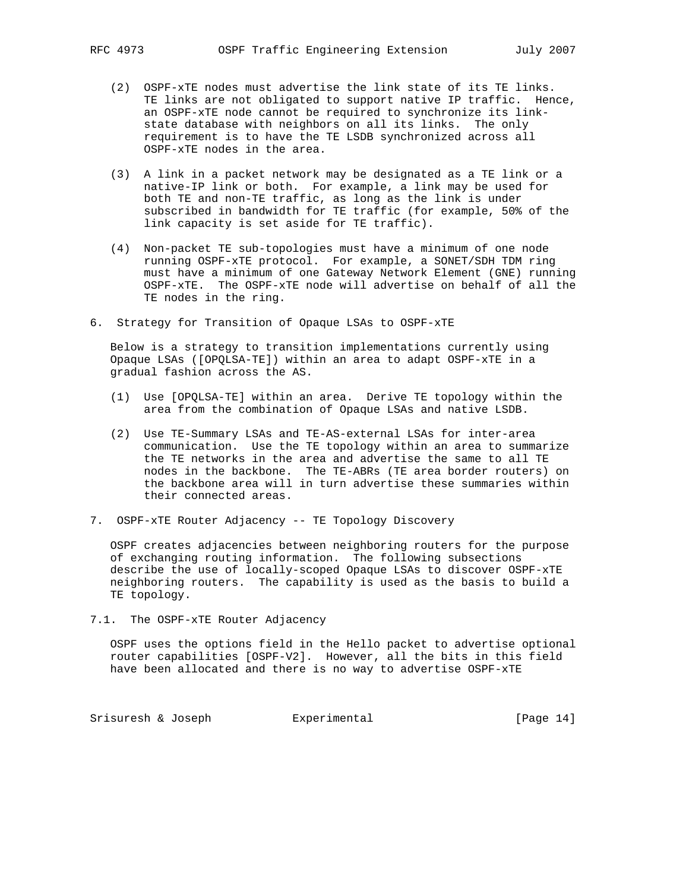(2) OSPF-xTE nodes must advertise the link state of its TE links. TE links are not obligated to support native IP traffic. Hence, an OSPF-xTE node cannot be required to synchronize its link-state database with neighbors on all its links. The only requirement is to have the TE LSDB synchronized across all OSPF-xTE nodes in the area.

(3) A link in a packet network may be designated as a TE link or a native-IP link or both. For example, a link may be used for both TE and non-TE traffic, as long as the link is under subscribed in bandwidth for TE traffic (for example, 50% of the link capacity is set aside for TE traffic).

(4) Non-packet TE sub-topologies must have a minimum of one node running OSPF-xTE protocol. For example, a SONET/SDH TDM ring must have a minimum of one Gateway Network Element (GNE) running OSPF-xTE. The OSPF-xTE node will advertise on behalf of all the TE nodes in the ring.

## 6. Strategy for Transition of Opaque LSAs to OSPF-xTE

Below is a strategy to transition implementations currently using Opaque LSAs ([OPQLSA-TE]) within an area to adapt OSPF-xTE in a gradual fashion across the AS.

(1) Use [OPQLSA-TE] within an area. Derive TE topology within the area from the combination of Opaque LSAs and native LSDB.

(2) Use TE-Summary LSAs and TE-AS-external LSAs for inter-area communication. Use the TE topology within an area to summarize the TE networks in the area and advertise the same to all TE nodes in the backbone. The TE-ABRs (TE area border routers) on the backbone area will in turn advertise these summaries within their connected areas.

## 7. OSPF-xTE Router Adjacency -- TE Topology Discovery

OSPF creates adjacencies between neighboring routers for the purpose of exchanging routing information. The following subsections describe the use of locally-scoped Opaque LSAs to discover OSPF-xTE neighboring routers. The capability is used as the basis to build a TE topology.

### 7.1. The OSPF-xTE Router Adjacency

OSPF uses the options field in the Hello packet to advertise optional router capabilities [OSPF-V2]. However, all the bits in this field have been allocated and there is no way to advertise OSPF-xTE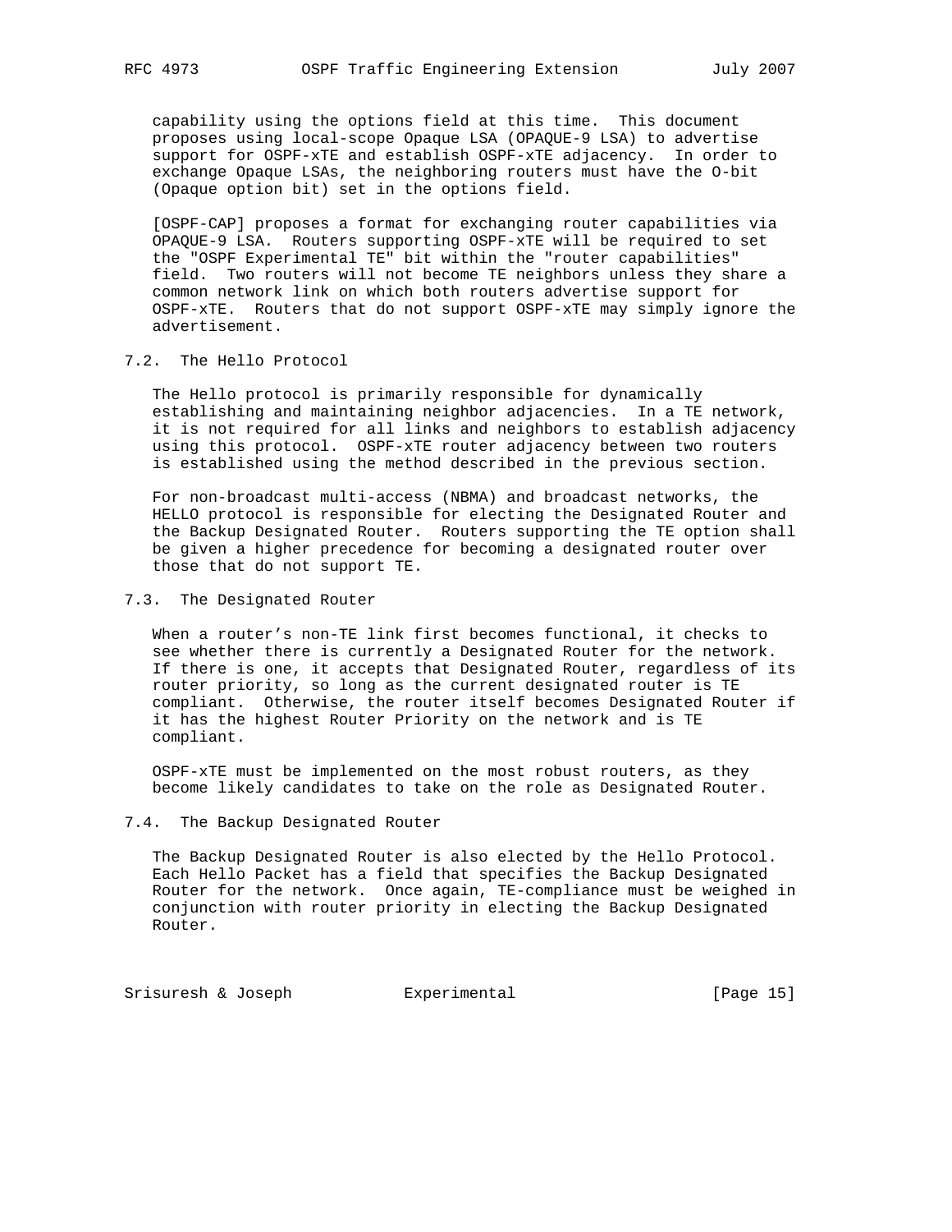capability using the options field at this time. This document proposes using local-scope Opaque LSA (OPAQUE-9 LSA) to advertise support for OSPF-xTE and establish OSPF-xTE adjacency. In order to exchange Opaque LSAs, the neighboring routers must have the O-bit (Opaque option bit) set in the options field.

[OSPF-CAP] proposes a format for exchanging router capabilities via OPAQUE-9 LSA. Routers supporting OSPF-xTE will be required to set the "OSPF Experimental TE" bit within the "router capabilities" field. Two routers will not become TE neighbors unless they share a common network link on which both routers advertise support for OSPF-xTE. Routers that do not support OSPF-xTE may simply ignore the advertisement.

## 7.2. The Hello Protocol

The Hello protocol is primarily responsible for dynamically establishing and maintaining neighbor adjacencies. In a TE network, it is not required for all links and neighbors to establish adjacency using this protocol. OSPF-xTE router adjacency between two routers is established using the method described in the previous section.

For non-broadcast multi-access (NBMA) and broadcast networks, the HELLO protocol is responsible for electing the Designated Router and the Backup Designated Router. Routers supporting the TE option shall be given a higher precedence for becoming a designated router over those that do not support TE.

## 7.3. The Designated Router

When a router’s non-TE link first becomes functional, it checks to see whether there is currently a Designated Router for the network. If there is one, it accepts that Designated Router, regardless of its router priority, so long as the current designated router is TE compliant. Otherwise, the router itself becomes Designated Router if it has the highest Router Priority on the network and is TE compliant.

OSPF-xTE must be implemented on the most robust routers, as they become likely candidates to take on the role as Designated Router.

## 7.4. The Backup Designated Router

The Backup Designated Router is also elected by the Hello Protocol. Each Hello Packet has a field that specifies the Backup Designated Router for the network. Once again, TE-compliance must be weighed in conjunction with router priority in electing the Backup Designated Router.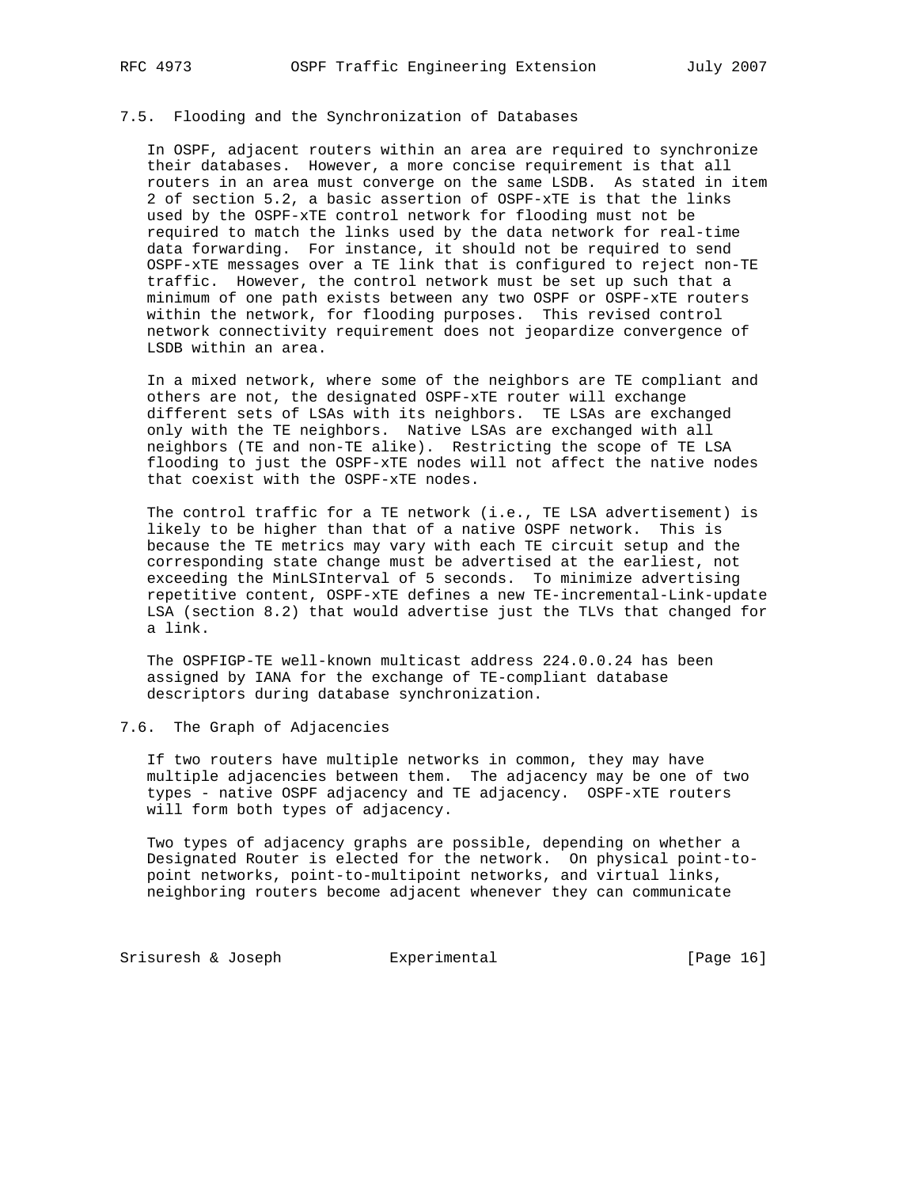## 7.5. Flooding and the Synchronization of Databases

In OSPF, adjacent routers within an area are required to synchronize their databases. However, a more concise requirement is that all routers in an area must converge on the same LSDB. As stated in item 2 of section 5.2, a basic assertion of OSPF-xTE is that the links used by the OSPF-xTE control network for flooding must not be required to match the links used by the data network for real-time data forwarding. For instance, it should not be required to send OSPF-xTE messages over a TE link that is configured to reject non-TE traffic. However, the control network must be set up such that a minimum of one path exists between any two OSPF or OSPF-xTE routers within the network, for flooding purposes. This revised control network connectivity requirement does not jeopardize convergence of LSDB within an area.

In a mixed network, where some of the neighbors are TE compliant and others are not, the designated OSPF-xTE router will exchange different sets of LSAs with its neighbors. TE LSAs are exchanged only with the TE neighbors. Native LSAs are exchanged with all neighbors (TE and non-TE alike). Restricting the scope of TE LSA flooding to just the OSPF-xTE nodes will not affect the native nodes that coexist with the OSPF-xTE nodes.

The control traffic for a TE network (i.e., TE LSA advertisement) is likely to be higher than that of a native OSPF network. This is because the TE metrics may vary with each TE circuit setup and the corresponding state change must be advertised at the earliest, not exceeding the MinLSInterval of 5 seconds. To minimize advertising repetitive content, OSPF-xTE defines a new TE-incremental-Link-update LSA (section 8.2) that would advertise just the TLVs that changed for a link.

The OSPFIGP-TE well-known multicast address 224.0.0.24 has been assigned by IANA for the exchange of TE-compliant database descriptors during database synchronization.

## 7.6. The Graph of Adjacencies

If two routers have multiple networks in common, they may have multiple adjacencies between them. The adjacency may be one of two types - native OSPF adjacency and TE adjacency. OSPF-xTE routers will form both types of adjacency.

Two types of adjacency graphs are possible, depending on whether a Designated Router is elected for the network. On physical point-to-point networks, point-to-multipoint networks, and virtual links, neighboring routers become adjacent whenever they can communicate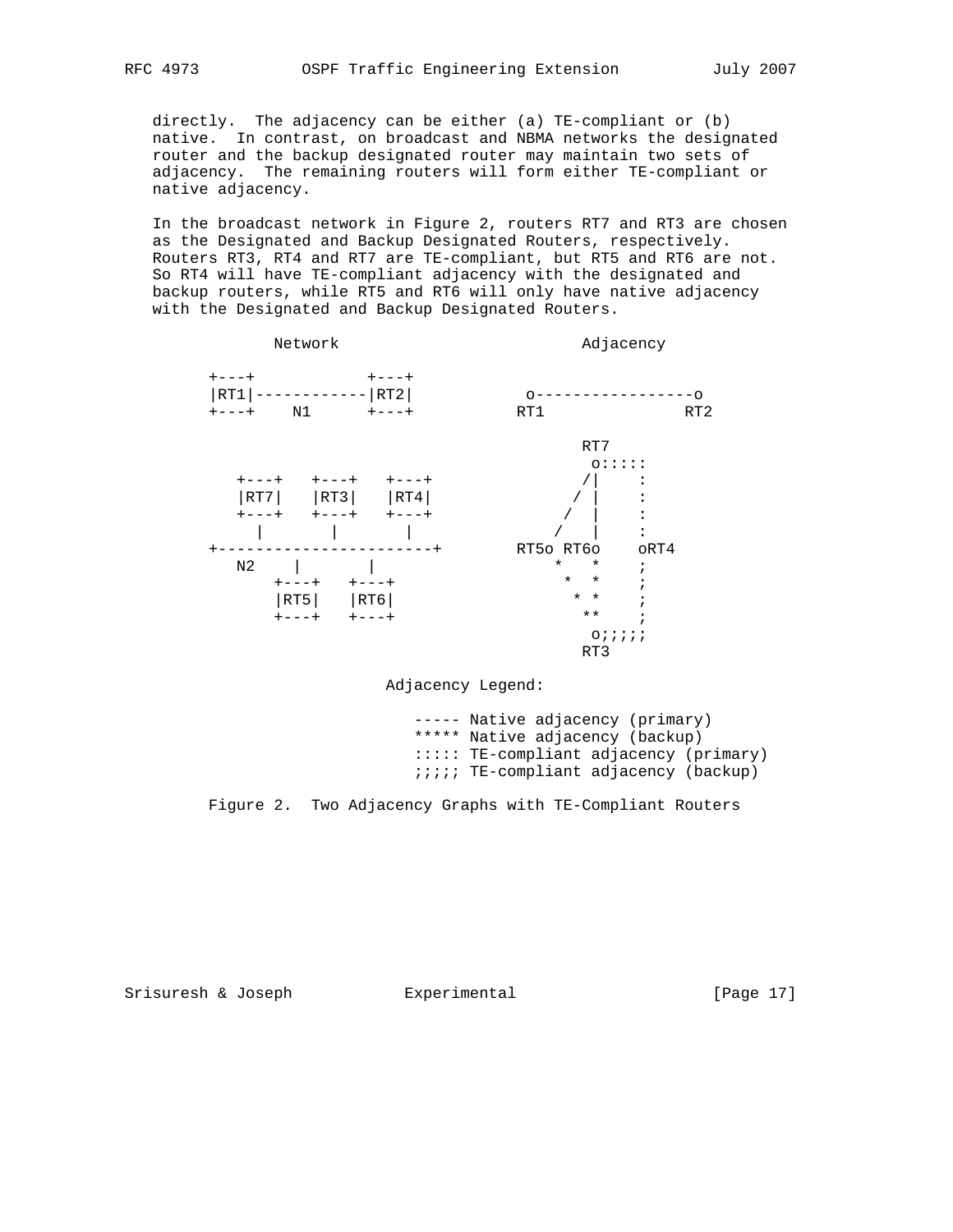directly. The adjacency can be either (a) TE-compliant or (b) native. In contrast, on broadcast and NBMA networks the designated router and the backup designated router may maintain two sets of adjacency. The remaining routers will form either TE-compliant or native adjacency.

In the broadcast network in Figure 2, routers RT7 and RT3 are chosen as the Designated and Backup Designated Routers, respectively. Routers RT3, RT4 and RT7 are TE-compliant, but RT5 and RT6 are not. So RT4 will have TE-compliant adjacency with the designated and backup routers, while RT5 and RT6 will only have native adjacency with the Designated and Backup Designated Routers.

```
          Network                           Adjacency

      +---+          +---+
      |RT1|----------|RT2|           o-----------------o
      +---+    N1    +---+          RT1               RT2

                                          RT7
                                           o:::::
         +---+   +---+   +---+            /|    :
         |RT7|   |RT3|   |RT4|           / |    :
         +---+   +---+   +---+          /  |    :
           |       |       |           /   |    :
      +-----------------------+     RT5o RT6o    oRT4
         N2    |       |               *   *    ;
             +---+   +---+              *  *    ;
             |RT5|   |RT6|               * *    ;
             +---+   +---+                **    ;
                                           o;;;;;
                                          RT3

                    Adjacency Legend:

                       ----- Native adjacency (primary)
                       ***** Native adjacency (backup)
                       ::::: TE-compliant adjacency (primary)
                       ;;;;; TE-compliant adjacency (backup)
```

Figure 2. Two Adjacency Graphs with TE-Compliant Routers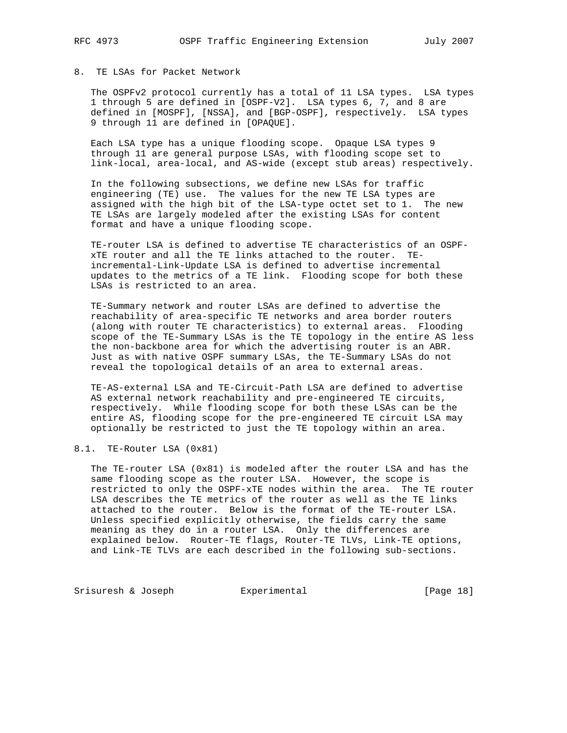## 8. TE LSAs for Packet Network

The OSPFv2 protocol currently has a total of 11 LSA types. LSA types 1 through 5 are defined in [OSPF-V2]. LSA types 6, 7, and 8 are defined in [MOSPF], [NSSA], and [BGP-OSPF], respectively. LSA types 9 through 11 are defined in [OPAQUE].

Each LSA type has a unique flooding scope. Opaque LSA types 9 through 11 are general purpose LSAs, with flooding scope set to link-local, area-local, and AS-wide (except stub areas) respectively.

In the following subsections, we define new LSAs for traffic engineering (TE) use. The values for the new TE LSA types are assigned with the high bit of the LSA-type octet set to 1. The new TE LSAs are largely modeled after the existing LSAs for content format and have a unique flooding scope.

TE-router LSA is defined to advertise TE characteristics of an OSPF-xTE router and all the TE links attached to the router. TE-incremental-Link-Update LSA is defined to advertise incremental updates to the metrics of a TE link. Flooding scope for both these LSAs is restricted to an area.

TE-Summary network and router LSAs are defined to advertise the reachability of area-specific TE networks and area border routers (along with router TE characteristics) to external areas. Flooding scope of the TE-Summary LSAs is the TE topology in the entire AS less the non-backbone area for which the advertising router is an ABR. Just as with native OSPF summary LSAs, the TE-Summary LSAs do not reveal the topological details of an area to external areas.

TE-AS-external LSA and TE-Circuit-Path LSA are defined to advertise AS external network reachability and pre-engineered TE circuits, respectively. While flooding scope for both these LSAs can be the entire AS, flooding scope for the pre-engineered TE circuit LSA may optionally be restricted to just the TE topology within an area.

### 8.1. TE-Router LSA (0x81)

The TE-router LSA (0x81) is modeled after the router LSA and has the same flooding scope as the router LSA. However, the scope is restricted to only the OSPF-xTE nodes within the area. The TE router LSA describes the TE metrics of the router as well as the TE links attached to the router. Below is the format of the TE-router LSA. Unless specified explicitly otherwise, the fields carry the same meaning as they do in a router LSA. Only the differences are explained below. Router-TE flags, Router-TE TLVs, Link-TE options, and Link-TE TLVs are each described in the following sub-sections.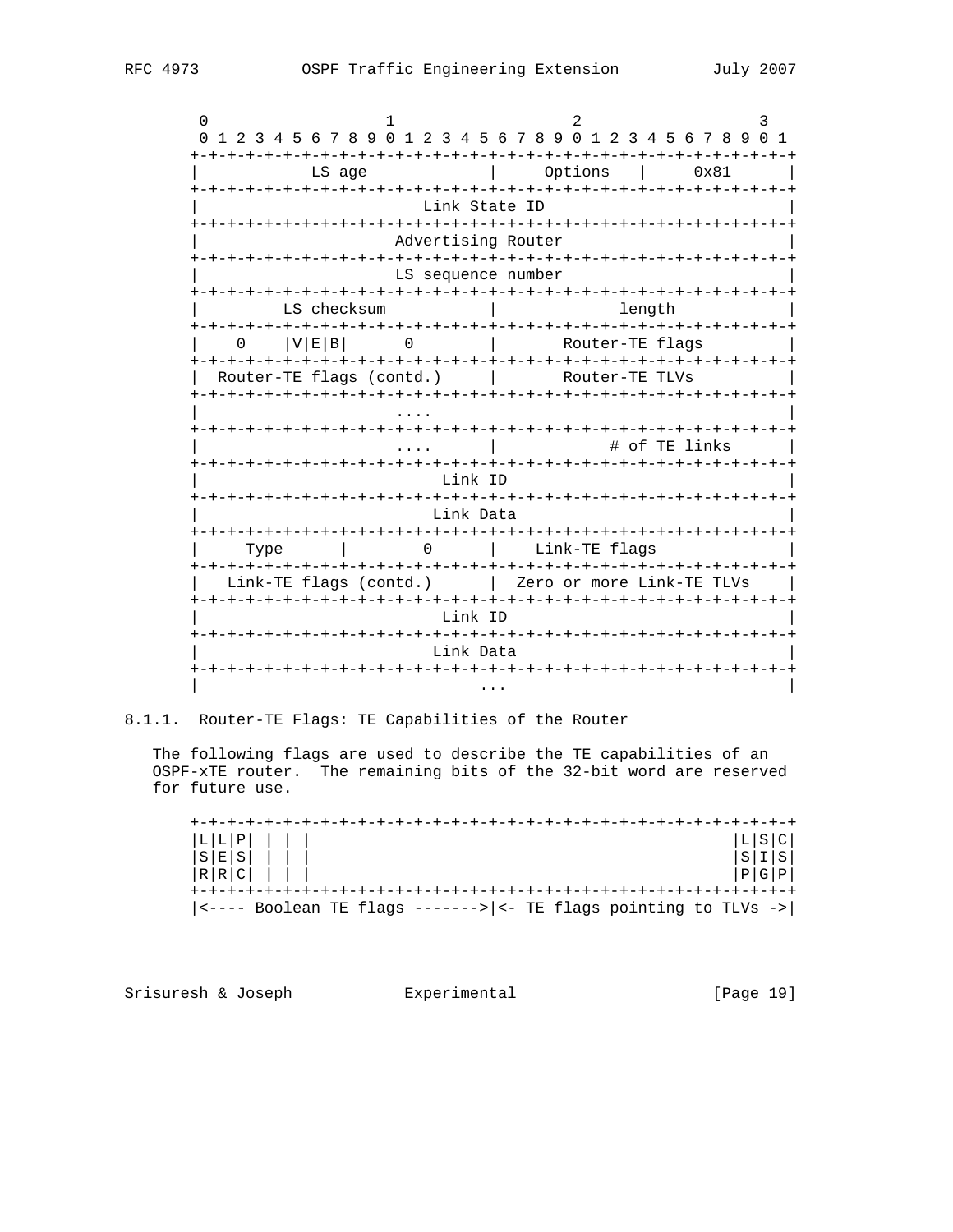```
        0                   1                   2                   3
        0 1 2 3 4 5 6 7 8 9 0 1 2 3 4 5 6 7 8 9 0 1 2 3 4 5 6 7 8 9 0 1
       +-+-+-+-+-+-+-+-+-+-+-+-+-+-+-+-+-+-+-+-+-+-+-+-+-+-+-+-+-+-+-+-+
       |            LS age             |     Options   |     0x81      |
       +-+-+-+-+-+-+-+-+-+-+-+-+-+-+-+-+-+-+-+-+-+-+-+-+-+-+-+-+-+-+-+-+
       |                        Link State ID                          |
       +-+-+-+-+-+-+-+-+-+-+-+-+-+-+-+-+-+-+-+-+-+-+-+-+-+-+-+-+-+-+-+-+
       |                     Advertising Router                        |
       +-+-+-+-+-+-+-+-+-+-+-+-+-+-+-+-+-+-+-+-+-+-+-+-+-+-+-+-+-+-+-+-+
       |                     LS sequence number                        |
       +-+-+-+-+-+-+-+-+-+-+-+-+-+-+-+-+-+-+-+-+-+-+-+-+-+-+-+-+-+-+-+-+
       |         LS checksum           |             length            |
       +-+-+-+-+-+-+-+-+-+-+-+-+-+-+-+-+-+-+-+-+-+-+-+-+-+-+-+-+-+-+-+-+
       |    0    |V|E|B|      0        |       Router-TE flags         |
       +-+-+-+-+-+-+-+-+-+-+-+-+-+-+-+-+-+-+-+-+-+-+-+-+-+-+-+-+-+-+-+-+
       |  Router-TE flags (contd.)     |       Router-TE TLVs          |
       +-+-+-+-+-+-+-+-+-+-+-+-+-+-+-+-+-+-+-+-+-+-+-+-+-+-+-+-+-+-+-+-+
       |                     ....                                      |
       +-+-+-+-+-+-+-+-+-+-+-+-+-+-+-+-+-+-+-+-+-+-+-+-+-+-+-+-+-+-+-+-+
       |                     ....      |            # of TE links      |
       +-+-+-+-+-+-+-+-+-+-+-+-+-+-+-+-+-+-+-+-+-+-+-+-+-+-+-+-+-+-+-+-+
       |                          Link ID                              |
       +-+-+-+-+-+-+-+-+-+-+-+-+-+-+-+-+-+-+-+-+-+-+-+-+-+-+-+-+-+-+-+-+
       |                         Link Data                             |
       +-+-+-+-+-+-+-+-+-+-+-+-+-+-+-+-+-+-+-+-+-+-+-+-+-+-+-+-+-+-+-+-+
       |     Type      |       0       |    Link-TE flags              |
       +-+-+-+-+-+-+-+-+-+-+-+-+-+-+-+-+-+-+-+-+-+-+-+-+-+-+-+-+-+-+-+-+
       |   Link-TE flags (contd.)      |  Zero or more Link-TE TLVs    |
       +-+-+-+-+-+-+-+-+-+-+-+-+-+-+-+-+-+-+-+-+-+-+-+-+-+-+-+-+-+-+-+-+
       |                          Link ID                              |
       +-+-+-+-+-+-+-+-+-+-+-+-+-+-+-+-+-+-+-+-+-+-+-+-+-+-+-+-+-+-+-+-+
       |                         Link Data                             |
       +-+-+-+-+-+-+-+-+-+-+-+-+-+-+-+-+-+-+-+-+-+-+-+-+-+-+-+-+-+-+-+-+
       |                              ...                              |
```

### 8.1.1.  Router-TE Flags: TE Capabilities of the Router

The following flags are used to describe the TE capabilities of an OSPF-xTE router.  The remaining bits of the 32-bit word are reserved for future use.

```
       +-+-+-+-+-+-+-+-+-+-+-+-+-+-+-+-+-+-+-+-+-+-+-+-+-+-+-+-+-+-+-+-+
       |L|L|P| | | |                                             |L|S|C|
       |S|E|S| | | |                                             |S|I|S|
       |R|R|C| | | |                                             |P|G|P|
       +-+-+-+-+-+-+-+-+-+-+-+-+-+-+-+-+-+-+-+-+-+-+-+-+-+-+-+-+-+-+-+-+
       |<---- Boolean TE flags ------->|<- TE flags pointing to TLVs ->|
```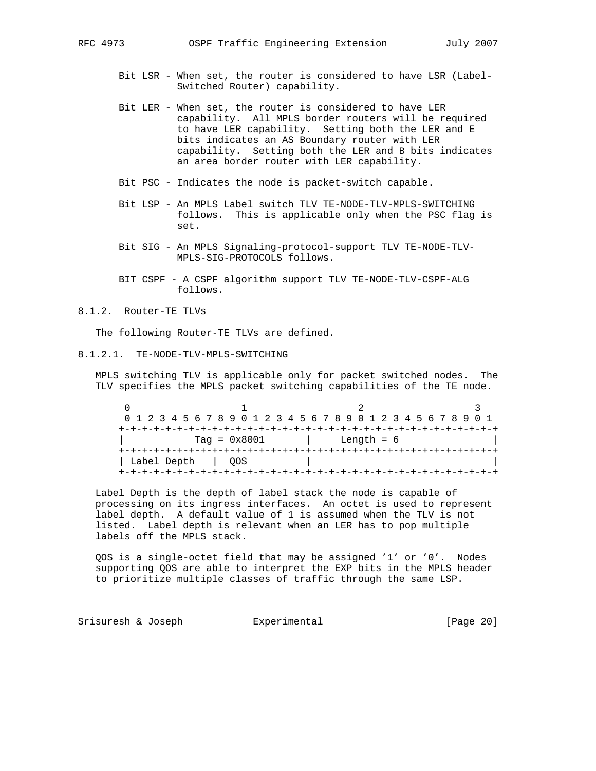Bit LSR - When set, the router is considered to have LSR (Label-Switched Router) capability.

Bit LER - When set, the router is considered to have LER capability. All MPLS border routers will be required to have LER capability. Setting both the LER and E bits indicates an AS Boundary router with LER capability. Setting both the LER and B bits indicates an area border router with LER capability.

Bit PSC - Indicates the node is packet-switch capable.

Bit LSP - An MPLS Label switch TLV TE-NODE-TLV-MPLS-SWITCHING follows. This is applicable only when the PSC flag is set.

Bit SIG - An MPLS Signaling-protocol-support TLV TE-NODE-TLV-MPLS-SIG-PROTOCOLS follows.

BIT CSPF - A CSPF algorithm support TLV TE-NODE-TLV-CSPF-ALG follows.

### 8.1.2. Router-TE TLVs

The following Router-TE TLVs are defined.

#### 8.1.2.1. TE-NODE-TLV-MPLS-SWITCHING

MPLS switching TLV is applicable only for packet switched nodes. The TLV specifies the MPLS packet switching capabilities of the TE node.

```
 0                   1                   2                   3
 0 1 2 3 4 5 6 7 8 9 0 1 2 3 4 5 6 7 8 9 0 1 2 3 4 5 6 7 8 9 0 1
+-+-+-+-+-+-+-+-+-+-+-+-+-+-+-+-+-+-+-+-+-+-+-+-+-+-+-+-+-+-+-+-+
|          Tag = 0x8001         |     Length = 6                |
+-+-+-+-+-+-+-+-+-+-+-+-+-+-+-+-+-+-+-+-+-+-+-+-+-+-+-+-+-+-+-+-+
| Label Depth   |  QOS          |                               |
+-+-+-+-+-+-+-+-+-+-+-+-+-+-+-+-+-+-+-+-+-+-+-+-+-+-+-+-+-+-+-+-+
```

Label Depth is the depth of label stack the node is capable of processing on its ingress interfaces. An octet is used to represent label depth. A default value of 1 is assumed when the TLV is not listed. Label depth is relevant when an LER has to pop multiple labels off the MPLS stack.

QOS is a single-octet field that may be assigned '1' or '0'. Nodes supporting QOS are able to interpret the EXP bits in the MPLS header to prioritize multiple classes of traffic through the same LSP.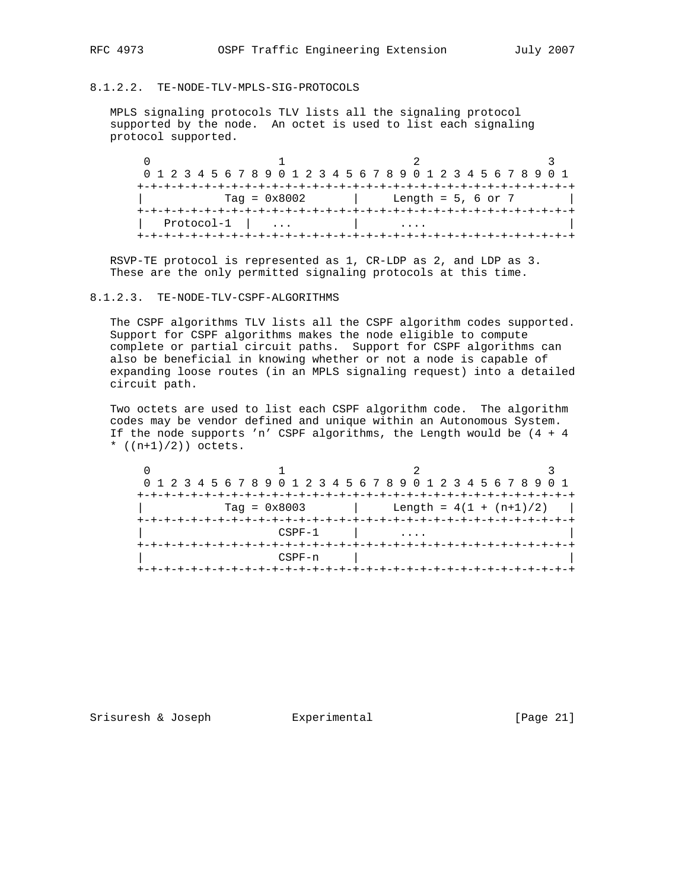#### 8.1.2.2. TE-NODE-TLV-MPLS-SIG-PROTOCOLS

MPLS signaling protocols TLV lists all the signaling protocol supported by the node. An octet is used to list each signaling protocol supported.

```
 0                   1                   2                   3
 0 1 2 3 4 5 6 7 8 9 0 1 2 3 4 5 6 7 8 9 0 1 2 3 4 5 6 7 8 9 0 1
+-+-+-+-+-+-+-+-+-+-+-+-+-+-+-+-+-+-+-+-+-+-+-+-+-+-+-+-+-+-+-+-+
|           Tag = 0x8002        |      Length = 5, 6 or 7       |
+-+-+-+-+-+-+-+-+-+-+-+-+-+-+-+-+-+-+-+-+-+-+-+-+-+-+-+-+-+-+-+-+
|   Protocol-1  |    ...        |      ....                     |
+-+-+-+-+-+-+-+-+-+-+-+-+-+-+-+-+-+-+-+-+-+-+-+-+-+-+-+-+-+-+-+-+
```

RSVP-TE protocol is represented as 1, CR-LDP as 2, and LDP as 3. These are the only permitted signaling protocols at this time.

#### 8.1.2.3. TE-NODE-TLV-CSPF-ALGORITHMS

The CSPF algorithms TLV lists all the CSPF algorithm codes supported. Support for CSPF algorithms makes the node eligible to compute complete or partial circuit paths. Support for CSPF algorithms can also be beneficial in knowing whether or not a node is capable of expanding loose routes (in an MPLS signaling request) into a detailed circuit path.

Two octets are used to list each CSPF algorithm code. The algorithm codes may be vendor defined and unique within an Autonomous System. If the node supports 'n' CSPF algorithms, the Length would be (4 + 4 * ((n+1)/2)) octets.

```
 0                   1                   2                   3
 0 1 2 3 4 5 6 7 8 9 0 1 2 3 4 5 6 7 8 9 0 1 2 3 4 5 6 7 8 9 0 1
+-+-+-+-+-+-+-+-+-+-+-+-+-+-+-+-+-+-+-+-+-+-+-+-+-+-+-+-+-+-+-+-+
|           Tag = 0x8003        |      Length = 4(1 + (n+1)/2)  |
+-+-+-+-+-+-+-+-+-+-+-+-+-+-+-+-+-+-+-+-+-+-+-+-+-+-+-+-+-+-+-+-+
|                      CSPF-1   |      ....                     |
+-+-+-+-+-+-+-+-+-+-+-+-+-+-+-+-+-+-+-+-+-+-+-+-+-+-+-+-+-+-+-+-+
|                      CSPF-n   |                               |
+-+-+-+-+-+-+-+-+-+-+-+-+-+-+-+-+-+-+-+-+-+-+-+-+-+-+-+-+-+-+-+-+
```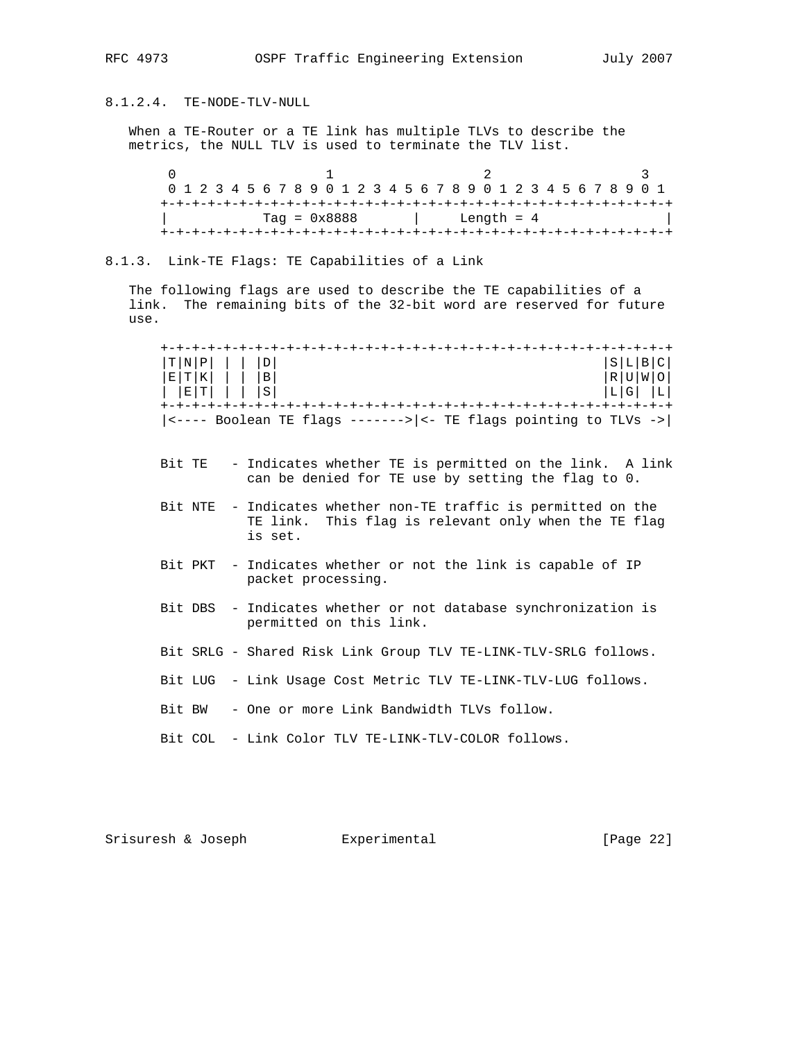#### 8.1.2.4. TE-NODE-TLV-NULL

When a TE-Router or a TE link has multiple TLVs to describe the metrics, the NULL TLV is used to terminate the TLV list.

```
 0                   1                   2                   3
 0 1 2 3 4 5 6 7 8 9 0 1 2 3 4 5 6 7 8 9 0 1 2 3 4 5 6 7 8 9 0 1
+-+-+-+-+-+-+-+-+-+-+-+-+-+-+-+-+-+-+-+-+-+-+-+-+-+-+-+-+-+-+-+-+
|            Tag = 0x8888       |     Length = 4                |
+-+-+-+-+-+-+-+-+-+-+-+-+-+-+-+-+-+-+-+-+-+-+-+-+-+-+-+-+-+-+-+-+
```

### 8.1.3. Link-TE Flags: TE Capabilities of a Link

The following flags are used to describe the TE capabilities of a link. The remaining bits of the 32-bit word are reserved for future use.

```
+-+-+-+-+-+-+-+-+-+-+-+-+-+-+-+-+-+-+-+-+-+-+-+-+-+-+-+-+-+-+-+-+
|T|N|P| | | |D|                                         |S|L|B|C|
|E|T|K| | | |B|                                         |R|U|W|O|
| |E|T| | | |S|                                         |L|G| |L|
+-+-+-+-+-+-+-+-+-+-+-+-+-+-+-+-+-+-+-+-+-+-+-+-+-+-+-+-+-+-+-+-+
|<---- Boolean TE flags ------->|<- TE flags pointing to TLVs ->|
```

Bit TE - Indicates whether TE is permitted on the link. A link can be denied for TE use by setting the flag to 0.

Bit NTE - Indicates whether non-TE traffic is permitted on the TE link. This flag is relevant only when the TE flag is set.

Bit PKT - Indicates whether or not the link is capable of IP packet processing.

Bit DBS - Indicates whether or not database synchronization is permitted on this link.

Bit SRLG - Shared Risk Link Group TLV TE-LINK-TLV-SRLG follows.

Bit LUG - Link Usage Cost Metric TLV TE-LINK-TLV-LUG follows.

Bit BW - One or more Link Bandwidth TLVs follow.

Bit COL - Link Color TLV TE-LINK-TLV-COLOR follows.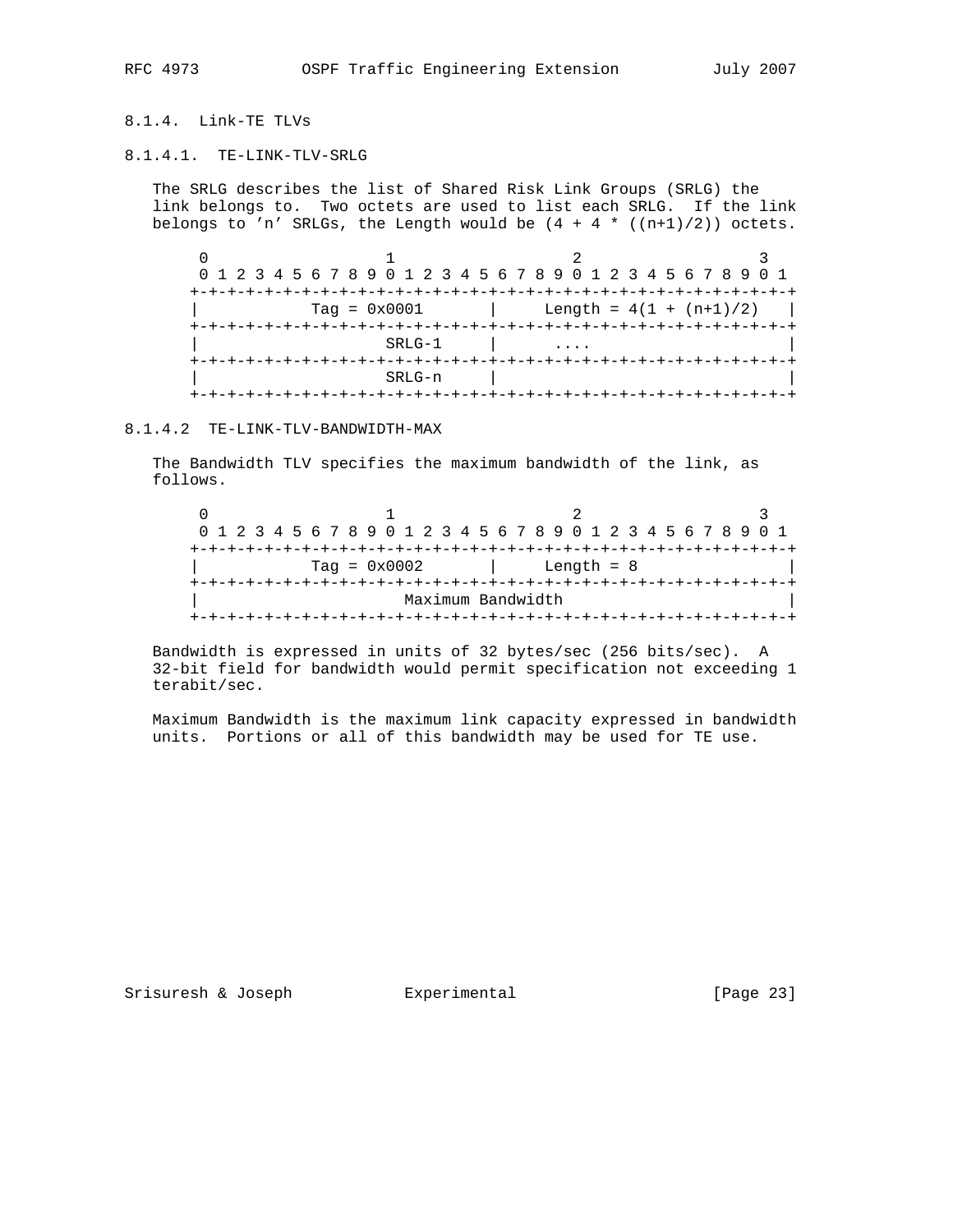### 8.1.4. Link-TE TLVs

#### 8.1.4.1. TE-LINK-TLV-SRLG

The SRLG describes the list of Shared Risk Link Groups (SRLG) the link belongs to. Two octets are used to list each SRLG. If the link belongs to 'n' SRLGs, the Length would be (4 + 4 * ((n+1)/2)) octets.

```
 0                   1                   2                   3
 0 1 2 3 4 5 6 7 8 9 0 1 2 3 4 5 6 7 8 9 0 1 2 3 4 5 6 7 8 9 0 1
+-+-+-+-+-+-+-+-+-+-+-+-+-+-+-+-+-+-+-+-+-+-+-+-+-+-+-+-+-+-+-+-+
|           Tag = 0x0001        |      Length = 4(1 + (n+1)/2)   |
+-+-+-+-+-+-+-+-+-+-+-+-+-+-+-+-+-+-+-+-+-+-+-+-+-+-+-+-+-+-+-+-+
|                       SRLG-1  |      ....                     |
+-+-+-+-+-+-+-+-+-+-+-+-+-+-+-+-+-+-+-+-+-+-+-+-+-+-+-+-+-+-+-+-+
|                       SRLG-n  |                               |
+-+-+-+-+-+-+-+-+-+-+-+-+-+-+-+-+-+-+-+-+-+-+-+-+-+-+-+-+-+-+-+-+
```

#### 8.1.4.2 TE-LINK-TLV-BANDWIDTH-MAX

The Bandwidth TLV specifies the maximum bandwidth of the link, as follows.

```
 0                   1                   2                   3
 0 1 2 3 4 5 6 7 8 9 0 1 2 3 4 5 6 7 8 9 0 1 2 3 4 5 6 7 8 9 0 1
+-+-+-+-+-+-+-+-+-+-+-+-+-+-+-+-+-+-+-+-+-+-+-+-+-+-+-+-+-+-+-+-+
|           Tag = 0x0002        |      Length = 8               |
+-+-+-+-+-+-+-+-+-+-+-+-+-+-+-+-+-+-+-+-+-+-+-+-+-+-+-+-+-+-+-+-+
|                        Maximum Bandwidth                      |
+-+-+-+-+-+-+-+-+-+-+-+-+-+-+-+-+-+-+-+-+-+-+-+-+-+-+-+-+-+-+-+-+
```

Bandwidth is expressed in units of 32 bytes/sec (256 bits/sec). A 32-bit field for bandwidth would permit specification not exceeding 1 terabit/sec.

Maximum Bandwidth is the maximum link capacity expressed in bandwidth units. Portions or all of this bandwidth may be used for TE use.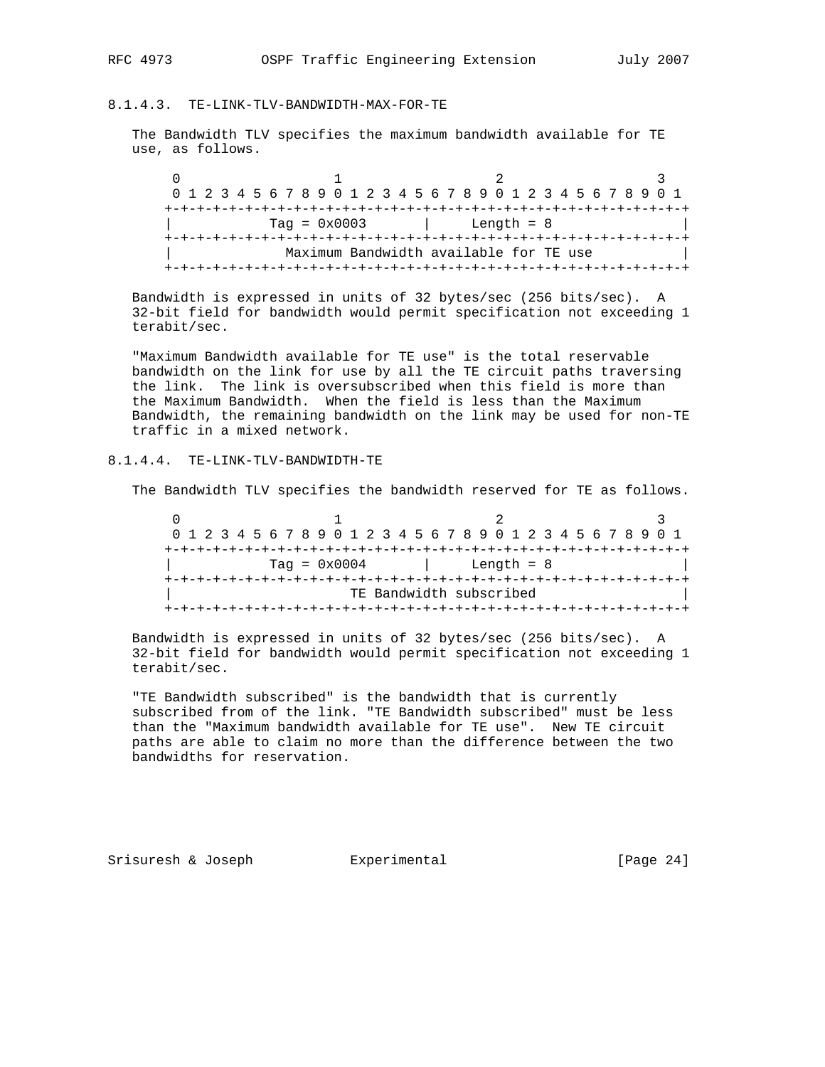#### 8.1.4.3. TE-LINK-TLV-BANDWIDTH-MAX-FOR-TE

The Bandwidth TLV specifies the maximum bandwidth available for TE use, as follows.

```
 0                   1                   2                   3
 0 1 2 3 4 5 6 7 8 9 0 1 2 3 4 5 6 7 8 9 0 1 2 3 4 5 6 7 8 9 0 1
+-+-+-+-+-+-+-+-+-+-+-+-+-+-+-+-+-+-+-+-+-+-+-+-+-+-+-+-+-+-+-+-+
|           Tag = 0x0003        |     Length = 8                |
+-+-+-+-+-+-+-+-+-+-+-+-+-+-+-+-+-+-+-+-+-+-+-+-+-+-+-+-+-+-+-+-+
|             Maximum Bandwidth available for TE use            |
+-+-+-+-+-+-+-+-+-+-+-+-+-+-+-+-+-+-+-+-+-+-+-+-+-+-+-+-+-+-+-+-+
```

Bandwidth is expressed in units of 32 bytes/sec (256 bits/sec). A 32-bit field for bandwidth would permit specification not exceeding 1 terabit/sec.

"Maximum Bandwidth available for TE use" is the total reservable bandwidth on the link for use by all the TE circuit paths traversing the link. The link is oversubscribed when this field is more than the Maximum Bandwidth. When the field is less than the Maximum Bandwidth, the remaining bandwidth on the link may be used for non-TE traffic in a mixed network.

#### 8.1.4.4. TE-LINK-TLV-BANDWIDTH-TE

The Bandwidth TLV specifies the bandwidth reserved for TE as follows.

```
 0                   1                   2                   3
 0 1 2 3 4 5 6 7 8 9 0 1 2 3 4 5 6 7 8 9 0 1 2 3 4 5 6 7 8 9 0 1
+-+-+-+-+-+-+-+-+-+-+-+-+-+-+-+-+-+-+-+-+-+-+-+-+-+-+-+-+-+-+-+-+
|           Tag = 0x0004        |     Length = 8                |
+-+-+-+-+-+-+-+-+-+-+-+-+-+-+-+-+-+-+-+-+-+-+-+-+-+-+-+-+-+-+-+-+
|                      TE Bandwidth subscribed                  |
+-+-+-+-+-+-+-+-+-+-+-+-+-+-+-+-+-+-+-+-+-+-+-+-+-+-+-+-+-+-+-+-+
```

Bandwidth is expressed in units of 32 bytes/sec (256 bits/sec). A 32-bit field for bandwidth would permit specification not exceeding 1 terabit/sec.

"TE Bandwidth subscribed" is the bandwidth that is currently subscribed from of the link. "TE Bandwidth subscribed" must be less than the "Maximum bandwidth available for TE use". New TE circuit paths are able to claim no more than the difference between the two bandwidths for reservation.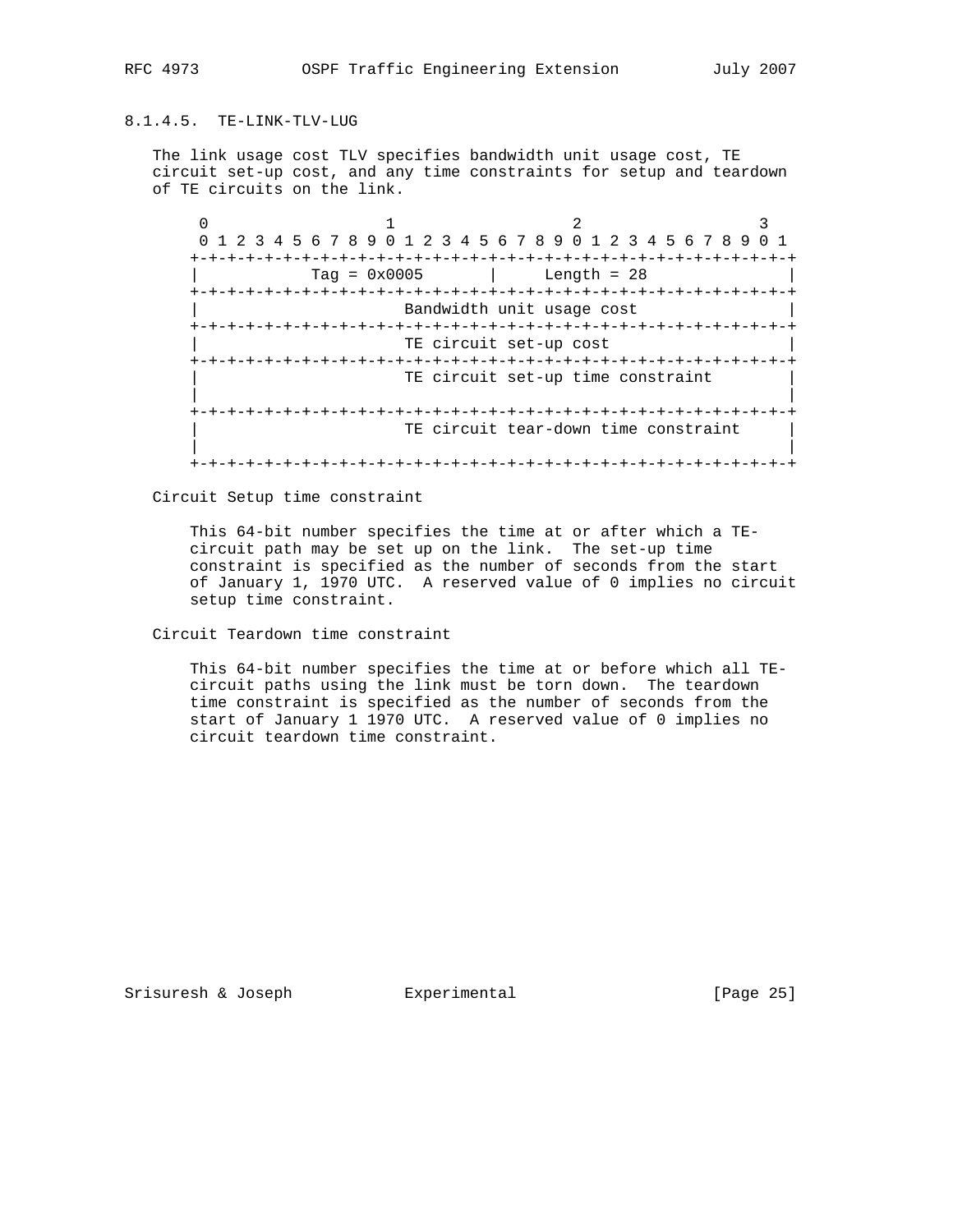#### 8.1.4.5. TE-LINK-TLV-LUG

The link usage cost TLV specifies bandwidth unit usage cost, TE circuit set-up cost, and any time constraints for setup and teardown of TE circuits on the link.

```
 0                   1                   2                   3
 0 1 2 3 4 5 6 7 8 9 0 1 2 3 4 5 6 7 8 9 0 1 2 3 4 5 6 7 8 9 0 1
+-+-+-+-+-+-+-+-+-+-+-+-+-+-+-+-+-+-+-+-+-+-+-+-+-+-+-+-+-+-+-+-+
|           Tag = 0x0005        |      Length = 28              |
+-+-+-+-+-+-+-+-+-+-+-+-+-+-+-+-+-+-+-+-+-+-+-+-+-+-+-+-+-+-+-+-+
|                      Bandwidth unit usage cost                |
+-+-+-+-+-+-+-+-+-+-+-+-+-+-+-+-+-+-+-+-+-+-+-+-+-+-+-+-+-+-+-+-+
|                      TE circuit set-up cost                   |
+-+-+-+-+-+-+-+-+-+-+-+-+-+-+-+-+-+-+-+-+-+-+-+-+-+-+-+-+-+-+-+-+
|                      TE circuit set-up time constraint        |
|                                                               |
+-+-+-+-+-+-+-+-+-+-+-+-+-+-+-+-+-+-+-+-+-+-+-+-+-+-+-+-+-+-+-+-+
|                      TE circuit tear-down time constraint     |
|                                                               |
+-+-+-+-+-+-+-+-+-+-+-+-+-+-+-+-+-+-+-+-+-+-+-+-+-+-+-+-+-+-+-+-+
```

Circuit Setup time constraint

This 64-bit number specifies the time at or after which a TE-circuit path may be set up on the link. The set-up time constraint is specified as the number of seconds from the start of January 1, 1970 UTC. A reserved value of 0 implies no circuit setup time constraint.

Circuit Teardown time constraint

This 64-bit number specifies the time at or before which all TE-circuit paths using the link must be torn down. The teardown time constraint is specified as the number of seconds from the start of January 1 1970 UTC. A reserved value of 0 implies no circuit teardown time constraint.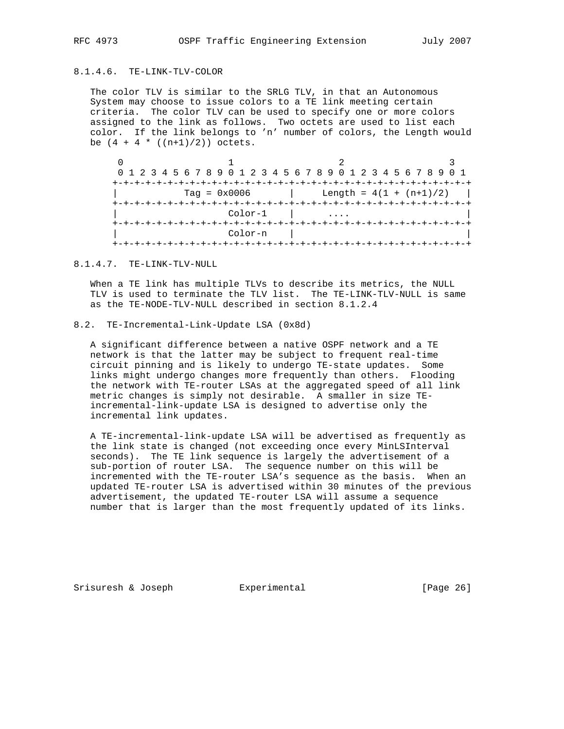### 8.1.4.6. TE-LINK-TLV-COLOR

The color TLV is similar to the SRLG TLV, in that an Autonomous System may choose to issue colors to a TE link meeting certain criteria. The color TLV can be used to specify one or more colors assigned to the link as follows. Two octets are used to list each color. If the link belongs to 'n' number of colors, the Length would be (4 + 4 * ((n+1)/2)) octets.

```
 0                   1                   2                   3
 0 1 2 3 4 5 6 7 8 9 0 1 2 3 4 5 6 7 8 9 0 1 2 3 4 5 6 7 8 9 0 1
+-+-+-+-+-+-+-+-+-+-+-+-+-+-+-+-+-+-+-+-+-+-+-+-+-+-+-+-+-+-+-+-+
|           Tag = 0x0006        |     Length = 4(1 + (n+1)/2)   |
+-+-+-+-+-+-+-+-+-+-+-+-+-+-+-+-+-+-+-+-+-+-+-+-+-+-+-+-+-+-+-+-+
|                   Color-1     |      ....                     |
+-+-+-+-+-+-+-+-+-+-+-+-+-+-+-+-+-+-+-+-+-+-+-+-+-+-+-+-+-+-+-+-+
|                   Color-n     |                               |
+-+-+-+-+-+-+-+-+-+-+-+-+-+-+-+-+-+-+-+-+-+-+-+-+-+-+-+-+-+-+-+-+
```

### 8.1.4.7. TE-LINK-TLV-NULL

When a TE link has multiple TLVs to describe its metrics, the NULL TLV is used to terminate the TLV list. The TE-LINK-TLV-NULL is same as the TE-NODE-TLV-NULL described in section 8.1.2.4

## 8.2. TE-Incremental-Link-Update LSA (0x8d)

A significant difference between a native OSPF network and a TE network is that the latter may be subject to frequent real-time circuit pinning and is likely to undergo TE-state updates. Some links might undergo changes more frequently than others. Flooding the network with TE-router LSAs at the aggregated speed of all link metric changes is simply not desirable. A smaller in size TE-incremental-link-update LSA is designed to advertise only the incremental link updates.

A TE-incremental-link-update LSA will be advertised as frequently as the link state is changed (not exceeding once every MinLSInterval seconds). The TE link sequence is largely the advertisement of a sub-portion of router LSA. The sequence number on this will be incremented with the TE-router LSA's sequence as the basis. When an updated TE-router LSA is advertised within 30 minutes of the previous advertisement, the updated TE-router LSA will assume a sequence number that is larger than the most frequently updated of its links.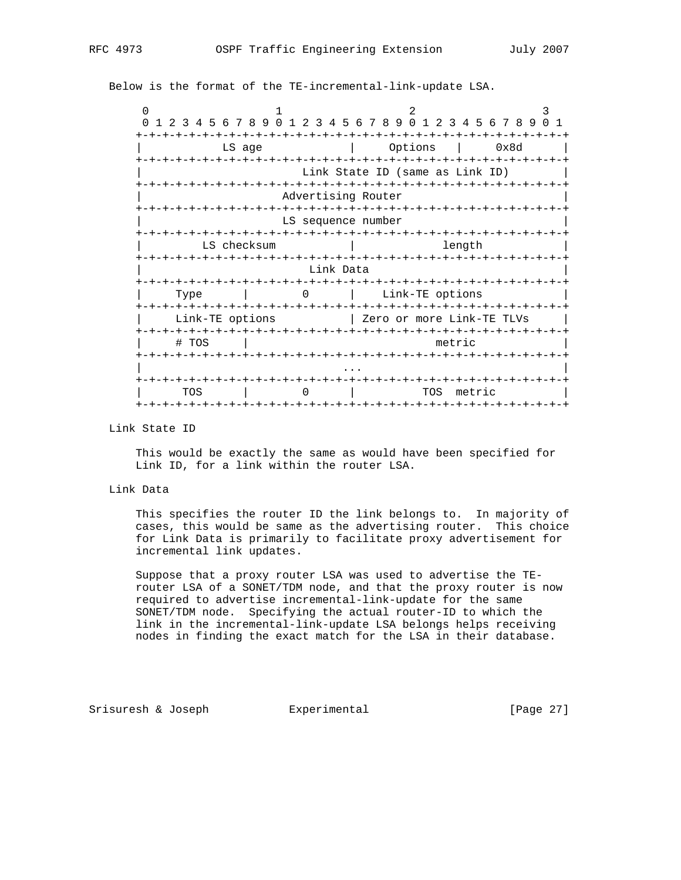Below is the format of the TE-incremental-link-update LSA.

```
 0                   1                   2                   3
 0 1 2 3 4 5 6 7 8 9 0 1 2 3 4 5 6 7 8 9 0 1 2 3 4 5 6 7 8 9 0 1
+-+-+-+-+-+-+-+-+-+-+-+-+-+-+-+-+-+-+-+-+-+-+-+-+-+-+-+-+-+-+-+-+
|            LS age             |     Options   |      0x8d     |
+-+-+-+-+-+-+-+-+-+-+-+-+-+-+-+-+-+-+-+-+-+-+-+-+-+-+-+-+-+-+-+-+
|                        Link State ID (same as Link ID)        |
+-+-+-+-+-+-+-+-+-+-+-+-+-+-+-+-+-+-+-+-+-+-+-+-+-+-+-+-+-+-+-+-+
|                     Advertising Router                        |
+-+-+-+-+-+-+-+-+-+-+-+-+-+-+-+-+-+-+-+-+-+-+-+-+-+-+-+-+-+-+-+-+
|                     LS sequence number                        |
+-+-+-+-+-+-+-+-+-+-+-+-+-+-+-+-+-+-+-+-+-+-+-+-+-+-+-+-+-+-+-+-+
|         LS checksum           |             length            |
+-+-+-+-+-+-+-+-+-+-+-+-+-+-+-+-+-+-+-+-+-+-+-+-+-+-+-+-+-+-+-+-+
|                         Link Data                             |
+-+-+-+-+-+-+-+-+-+-+-+-+-+-+-+-+-+-+-+-+-+-+-+-+-+-+-+-+-+-+-+-+
|     Type      |       0       |    Link-TE options            |
+-+-+-+-+-+-+-+-+-+-+-+-+-+-+-+-+-+-+-+-+-+-+-+-+-+-+-+-+-+-+-+-+
|     Link-TE options           | Zero or more Link-TE TLVs     |
+-+-+-+-+-+-+-+-+-+-+-+-+-+-+-+-+-+-+-+-+-+-+-+-+-+-+-+-+-+-+-+-+
|     # TOS     |                            metric             |
+-+-+-+-+-+-+-+-+-+-+-+-+-+-+-+-+-+-+-+-+-+-+-+-+-+-+-+-+-+-+-+-+
|                              ...                              |
+-+-+-+-+-+-+-+-+-+-+-+-+-+-+-+-+-+-+-+-+-+-+-+-+-+-+-+-+-+-+-+-+
|      TOS      |       0       |          TOS  metric          |
+-+-+-+-+-+-+-+-+-+-+-+-+-+-+-+-+-+-+-+-+-+-+-+-+-+-+-+-+-+-+-+-+
```

Link State ID

This would be exactly the same as would have been specified for Link ID, for a link within the router LSA.

Link Data

This specifies the router ID the link belongs to. In majority of cases, this would be same as the advertising router. This choice for Link Data is primarily to facilitate proxy advertisement for incremental link updates.

Suppose that a proxy router LSA was used to advertise the TE-router LSA of a SONET/TDM node, and that the proxy router is now required to advertise incremental-link-update for the same SONET/TDM node. Specifying the actual router-ID to which the link in the incremental-link-update LSA belongs helps receiving nodes in finding the exact match for the LSA in their database.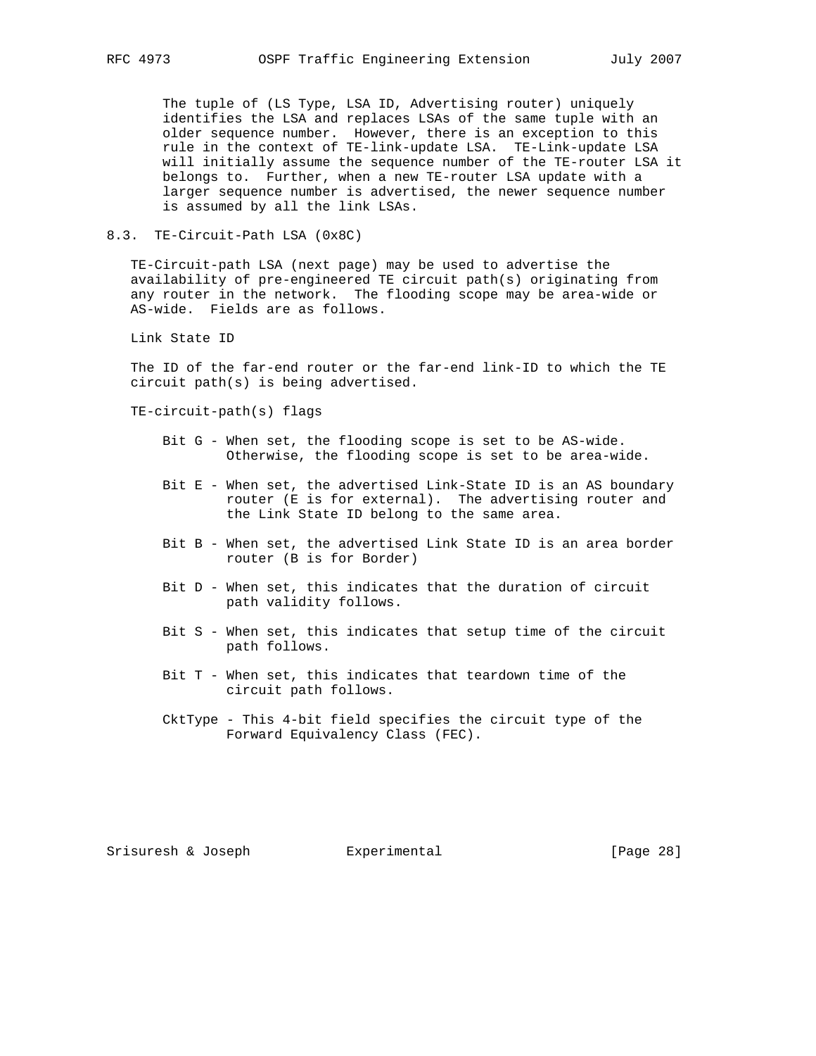The tuple of (LS Type, LSA ID, Advertising router) uniquely identifies the LSA and replaces LSAs of the same tuple with an older sequence number. However, there is an exception to this rule in the context of TE-link-update LSA. TE-Link-update LSA will initially assume the sequence number of the TE-router LSA it belongs to. Further, when a new TE-router LSA update with a larger sequence number is advertised, the newer sequence number is assumed by all the link LSAs.

## 8.3. TE-Circuit-Path LSA (0x8C)

TE-Circuit-path LSA (next page) may be used to advertise the availability of pre-engineered TE circuit path(s) originating from any router in the network. The flooding scope may be area-wide or AS-wide. Fields are as follows.

Link State ID

The ID of the far-end router or the far-end link-ID to which the TE circuit path(s) is being advertised.

TE-circuit-path(s) flags

- Bit G - When set, the flooding scope is set to be AS-wide. Otherwise, the flooding scope is set to be area-wide.
- Bit E - When set, the advertised Link-State ID is an AS boundary router (E is for external). The advertising router and the Link State ID belong to the same area.
- Bit B - When set, the advertised Link State ID is an area border router (B is for Border)
- Bit D - When set, this indicates that the duration of circuit path validity follows.
- Bit S - When set, this indicates that setup time of the circuit path follows.
- Bit T - When set, this indicates that teardown time of the circuit path follows.
- CktType - This 4-bit field specifies the circuit type of the Forward Equivalency Class (FEC).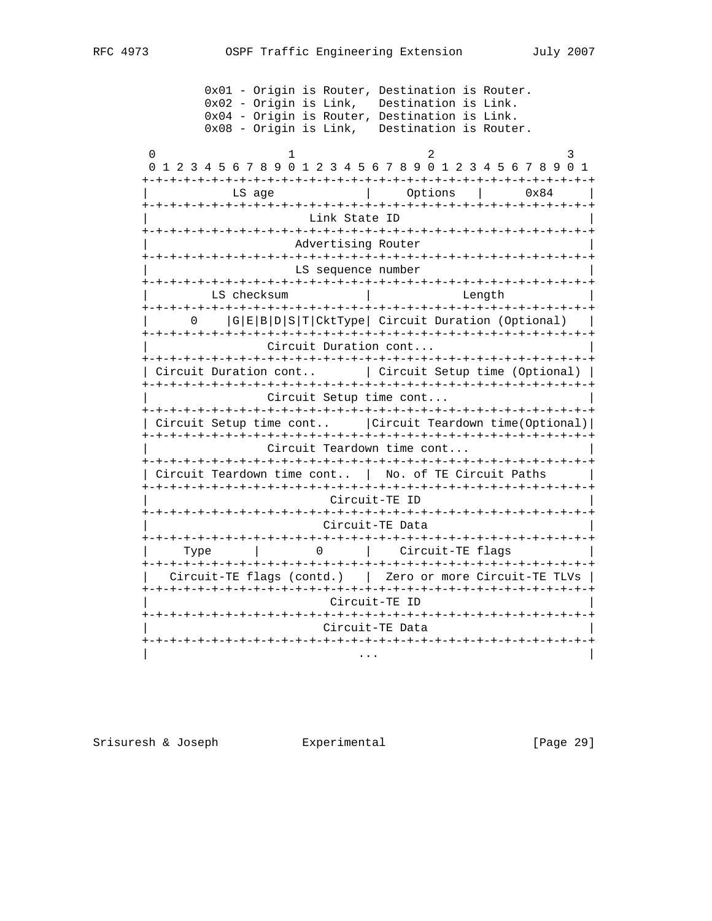```
      0x01 - Origin is Router, Destination is Router.
      0x02 - Origin is Link,   Destination is Link.
      0x04 - Origin is Router, Destination is Link.
      0x08 - Origin is Link,   Destination is Router.

    0                   1                   2                   3
    0 1 2 3 4 5 6 7 8 9 0 1 2 3 4 5 6 7 8 9 0 1 2 3 4 5 6 7 8 9 0 1
   +-+-+-+-+-+-+-+-+-+-+-+-+-+-+-+-+-+-+-+-+-+-+-+-+-+-+-+-+-+-+-+-+
   |            LS age             |     Options   |      0x84     |
   +-+-+-+-+-+-+-+-+-+-+-+-+-+-+-+-+-+-+-+-+-+-+-+-+-+-+-+-+-+-+-+-+
   |                        Link State ID                          |
   +-+-+-+-+-+-+-+-+-+-+-+-+-+-+-+-+-+-+-+-+-+-+-+-+-+-+-+-+-+-+-+-+
   |                     Advertising Router                        |
   +-+-+-+-+-+-+-+-+-+-+-+-+-+-+-+-+-+-+-+-+-+-+-+-+-+-+-+-+-+-+-+-+
   |                     LS sequence number                        |
   +-+-+-+-+-+-+-+-+-+-+-+-+-+-+-+-+-+-+-+-+-+-+-+-+-+-+-+-+-+-+-+-+
   |         LS checksum           |             Length            |
   +-+-+-+-+-+-+-+-+-+-+-+-+-+-+-+-+-+-+-+-+-+-+-+-+-+-+-+-+-+-+-+-+
   |      0    |G|E|B|D|S|T|CktType| Circuit Duration (Optional)   |
   +-+-+-+-+-+-+-+-+-+-+-+-+-+-+-+-+-+-+-+-+-+-+-+-+-+-+-+-+-+-+-+-+
   |                 Circuit Duration cont...                      |
   +-+-+-+-+-+-+-+-+-+-+-+-+-+-+-+-+-+-+-+-+-+-+-+-+-+-+-+-+-+-+-+-+
   | Circuit Duration cont..       | Circuit Setup time (Optional) |
   +-+-+-+-+-+-+-+-+-+-+-+-+-+-+-+-+-+-+-+-+-+-+-+-+-+-+-+-+-+-+-+-+
   |                 Circuit Setup time cont...                    |
   +-+-+-+-+-+-+-+-+-+-+-+-+-+-+-+-+-+-+-+-+-+-+-+-+-+-+-+-+-+-+-+-+
   | Circuit Setup time cont..     |Circuit Teardown time(Optional)|
   +-+-+-+-+-+-+-+-+-+-+-+-+-+-+-+-+-+-+-+-+-+-+-+-+-+-+-+-+-+-+-+-+
   |                 Circuit Teardown time cont...                 |
   +-+-+-+-+-+-+-+-+-+-+-+-+-+-+-+-+-+-+-+-+-+-+-+-+-+-+-+-+-+-+-+-+
   | Circuit Teardown time cont..  |  No. of TE Circuit Paths      |
   +-+-+-+-+-+-+-+-+-+-+-+-+-+-+-+-+-+-+-+-+-+-+-+-+-+-+-+-+-+-+-+-+
   |                          Circuit-TE ID                        |
   +-+-+-+-+-+-+-+-+-+-+-+-+-+-+-+-+-+-+-+-+-+-+-+-+-+-+-+-+-+-+-+-+
   |                         Circuit-TE Data                       |
   +-+-+-+-+-+-+-+-+-+-+-+-+-+-+-+-+-+-+-+-+-+-+-+-+-+-+-+-+-+-+-+-+
   |     Type      |        0      |    Circuit-TE flags           |
   +-+-+-+-+-+-+-+-+-+-+-+-+-+-+-+-+-+-+-+-+-+-+-+-+-+-+-+-+-+-+-+-+
   |   Circuit-TE flags (contd.)   |  Zero or more Circuit-TE TLVs |
   +-+-+-+-+-+-+-+-+-+-+-+-+-+-+-+-+-+-+-+-+-+-+-+-+-+-+-+-+-+-+-+-+
   |                          Circuit-TE ID                        |
   +-+-+-+-+-+-+-+-+-+-+-+-+-+-+-+-+-+-+-+-+-+-+-+-+-+-+-+-+-+-+-+-+
   |                         Circuit-TE Data                       |
   +-+-+-+-+-+-+-+-+-+-+-+-+-+-+-+-+-+-+-+-+-+-+-+-+-+-+-+-+-+-+-+-+
   |                              ...                              |
```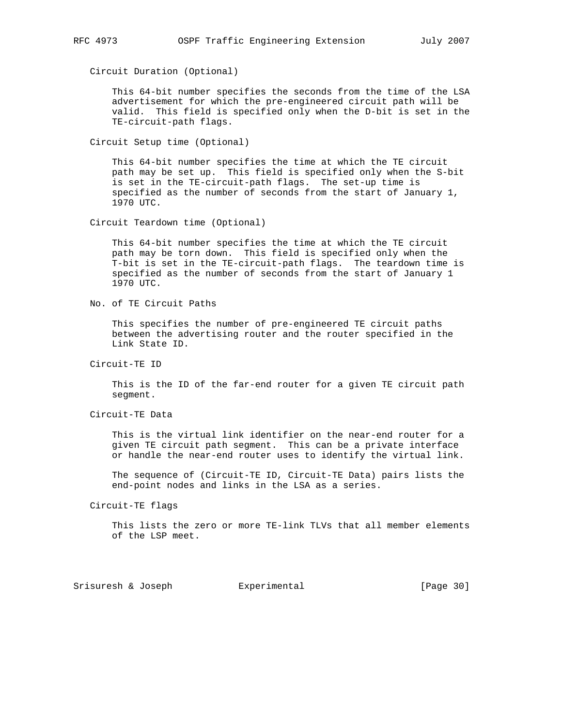Circuit Duration (Optional)

This 64-bit number specifies the seconds from the time of the LSA advertisement for which the pre-engineered circuit path will be valid. This field is specified only when the D-bit is set in the TE-circuit-path flags.

Circuit Setup time (Optional)

This 64-bit number specifies the time at which the TE circuit path may be set up. This field is specified only when the S-bit is set in the TE-circuit-path flags. The set-up time is specified as the number of seconds from the start of January 1, 1970 UTC.

Circuit Teardown time (Optional)

This 64-bit number specifies the time at which the TE circuit path may be torn down. This field is specified only when the T-bit is set in the TE-circuit-path flags. The teardown time is specified as the number of seconds from the start of January 1 1970 UTC.

No. of TE Circuit Paths

This specifies the number of pre-engineered TE circuit paths between the advertising router and the router specified in the Link State ID.

Circuit-TE ID

This is the ID of the far-end router for a given TE circuit path segment.

Circuit-TE Data

This is the virtual link identifier on the near-end router for a given TE circuit path segment. This can be a private interface or handle the near-end router uses to identify the virtual link.

The sequence of (Circuit-TE ID, Circuit-TE Data) pairs lists the end-point nodes and links in the LSA as a series.

Circuit-TE flags

This lists the zero or more TE-link TLVs that all member elements of the LSP meet.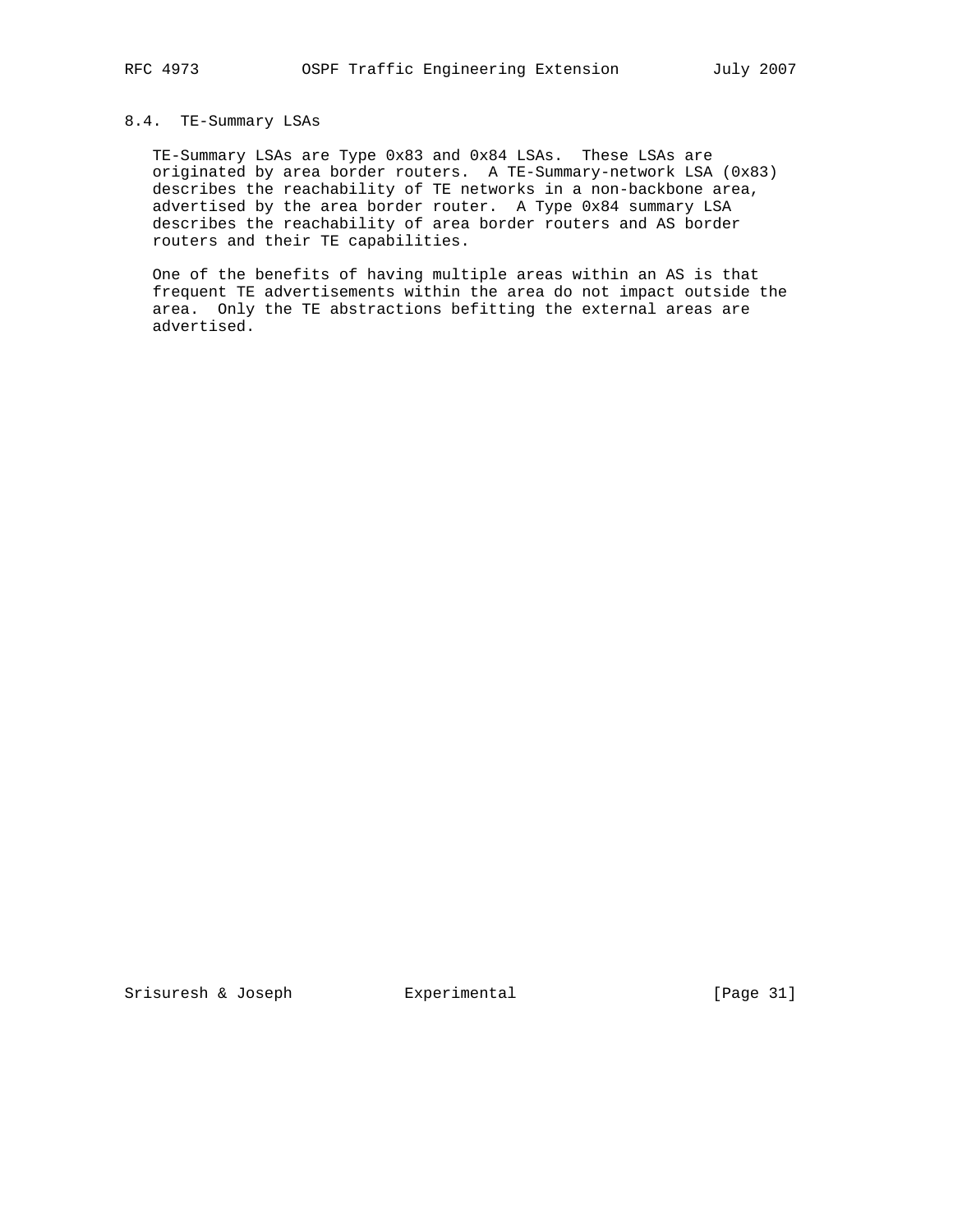### 8.4. TE-Summary LSAs

TE-Summary LSAs are Type 0x83 and 0x84 LSAs. These LSAs are originated by area border routers. A TE-Summary-network LSA (0x83) describes the reachability of TE networks in a non-backbone area, advertised by the area border router. A Type 0x84 summary LSA describes the reachability of area border routers and AS border routers and their TE capabilities.

One of the benefits of having multiple areas within an AS is that frequent TE advertisements within the area do not impact outside the area. Only the TE abstractions befitting the external areas are advertised.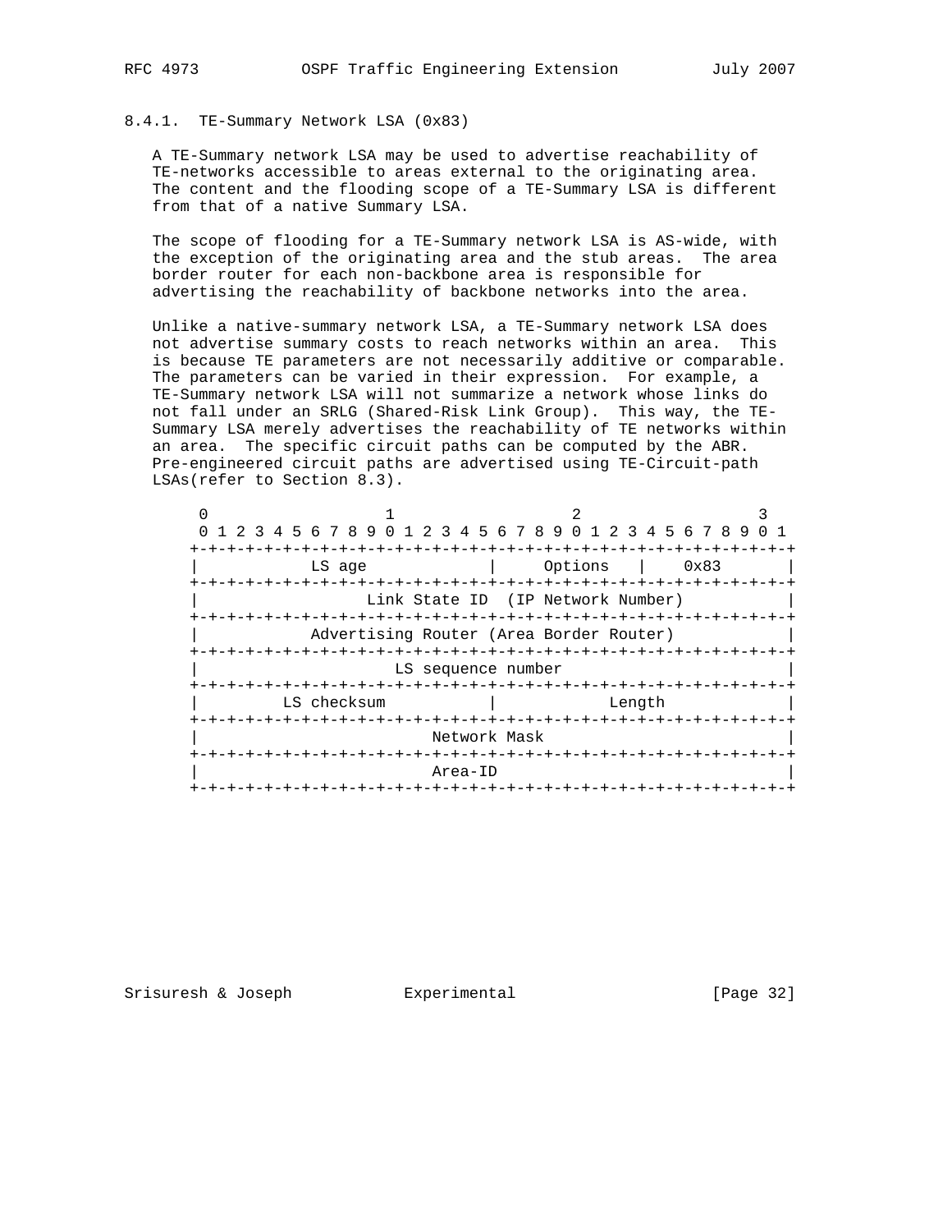### 8.4.1. TE-Summary Network LSA (0x83)

A TE-Summary network LSA may be used to advertise reachability of TE-networks accessible to areas external to the originating area. The content and the flooding scope of a TE-Summary LSA is different from that of a native Summary LSA.

The scope of flooding for a TE-Summary network LSA is AS-wide, with the exception of the originating area and the stub areas. The area border router for each non-backbone area is responsible for advertising the reachability of backbone networks into the area.

Unlike a native-summary network LSA, a TE-Summary network LSA does not advertise summary costs to reach networks within an area. This is because TE parameters are not necessarily additive or comparable. The parameters can be varied in their expression. For example, a TE-Summary network LSA will not summarize a network whose links do not fall under an SRLG (Shared-Risk Link Group). This way, the TE-Summary LSA merely advertises the reachability of TE networks within an area. The specific circuit paths can be computed by the ABR. Pre-engineered circuit paths are advertised using TE-Circuit-path LSAs(refer to Section 8.3).

```
 0                   1                   2                   3
 0 1 2 3 4 5 6 7 8 9 0 1 2 3 4 5 6 7 8 9 0 1 2 3 4 5 6 7 8 9 0 1
+-+-+-+-+-+-+-+-+-+-+-+-+-+-+-+-+-+-+-+-+-+-+-+-+-+-+-+-+-+-+-+-+
|            LS age             |     Options   |    0x83       |
+-+-+-+-+-+-+-+-+-+-+-+-+-+-+-+-+-+-+-+-+-+-+-+-+-+-+-+-+-+-+-+-+
|                  Link State ID  (IP Network Number)           |
+-+-+-+-+-+-+-+-+-+-+-+-+-+-+-+-+-+-+-+-+-+-+-+-+-+-+-+-+-+-+-+-+
|            Advertising Router (Area Border Router)            |
+-+-+-+-+-+-+-+-+-+-+-+-+-+-+-+-+-+-+-+-+-+-+-+-+-+-+-+-+-+-+-+-+
|                     LS sequence number                        |
+-+-+-+-+-+-+-+-+-+-+-+-+-+-+-+-+-+-+-+-+-+-+-+-+-+-+-+-+-+-+-+-+
|         LS checksum           |             Length            |
+-+-+-+-+-+-+-+-+-+-+-+-+-+-+-+-+-+-+-+-+-+-+-+-+-+-+-+-+-+-+-+-+
|                         Network Mask                          |
+-+-+-+-+-+-+-+-+-+-+-+-+-+-+-+-+-+-+-+-+-+-+-+-+-+-+-+-+-+-+-+-+
|                         Area-ID                               |
+-+-+-+-+-+-+-+-+-+-+-+-+-+-+-+-+-+-+-+-+-+-+-+-+-+-+-+-+-+-+-+-+
```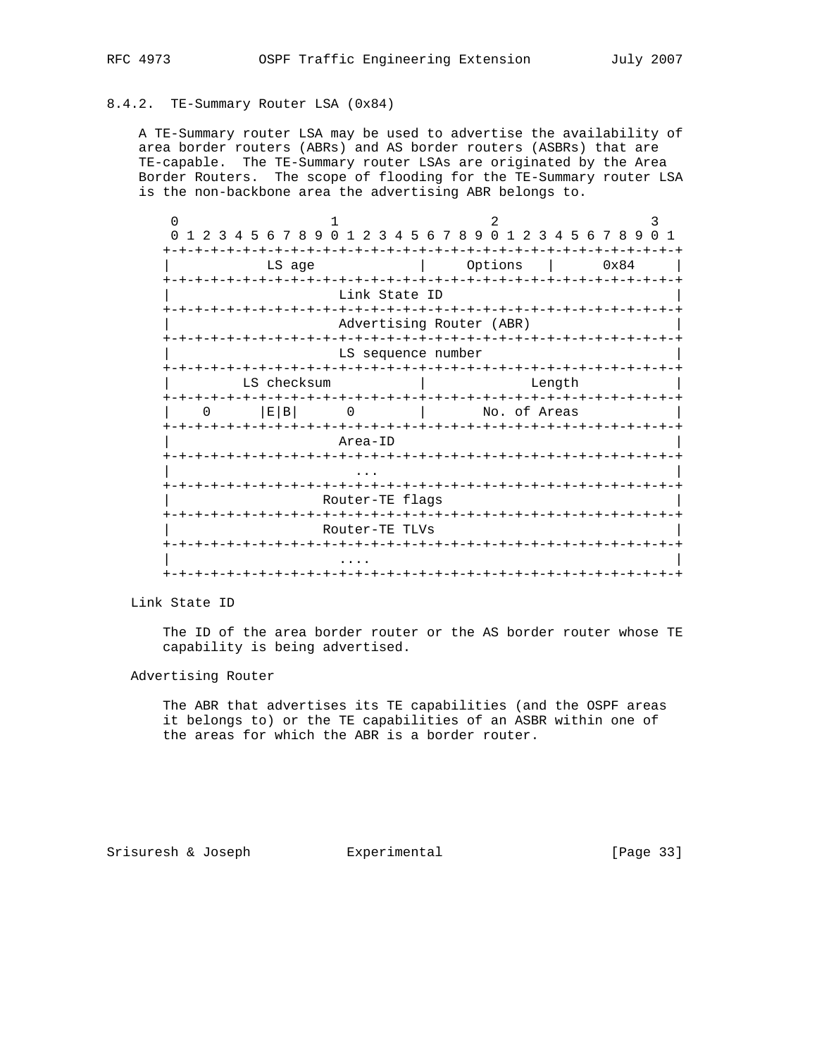### 8.4.2. TE-Summary Router LSA (0x84)

A TE-Summary router LSA may be used to advertise the availability of area border routers (ABRs) and AS border routers (ASBRs) that are TE-capable. The TE-Summary router LSAs are originated by the Area Border Routers. The scope of flooding for the TE-Summary router LSA is the non-backbone area the advertising ABR belongs to.

```
 0                   1                   2                   3
 0 1 2 3 4 5 6 7 8 9 0 1 2 3 4 5 6 7 8 9 0 1 2 3 4 5 6 7 8 9 0 1
+-+-+-+-+-+-+-+-+-+-+-+-+-+-+-+-+-+-+-+-+-+-+-+-+-+-+-+-+-+-+-+-+
|            LS age             |     Options   |      0x84     |
+-+-+-+-+-+-+-+-+-+-+-+-+-+-+-+-+-+-+-+-+-+-+-+-+-+-+-+-+-+-+-+-+
|                        Link State ID                          |
+-+-+-+-+-+-+-+-+-+-+-+-+-+-+-+-+-+-+-+-+-+-+-+-+-+-+-+-+-+-+-+-+
|                   Advertising Router (ABR)                    |
+-+-+-+-+-+-+-+-+-+-+-+-+-+-+-+-+-+-+-+-+-+-+-+-+-+-+-+-+-+-+-+-+
|                     LS sequence number                        |
+-+-+-+-+-+-+-+-+-+-+-+-+-+-+-+-+-+-+-+-+-+-+-+-+-+-+-+-+-+-+-+-+
|         LS checksum           |             Length            |
+-+-+-+-+-+-+-+-+-+-+-+-+-+-+-+-+-+-+-+-+-+-+-+-+-+-+-+-+-+-+-+-+
|    0      |E|B|      0        |       No. of Areas            |
+-+-+-+-+-+-+-+-+-+-+-+-+-+-+-+-+-+-+-+-+-+-+-+-+-+-+-+-+-+-+-+-+
|                        Area-ID                                |
+-+-+-+-+-+-+-+-+-+-+-+-+-+-+-+-+-+-+-+-+-+-+-+-+-+-+-+-+-+-+-+-+
|                          ...                                  |
+-+-+-+-+-+-+-+-+-+-+-+-+-+-+-+-+-+-+-+-+-+-+-+-+-+-+-+-+-+-+-+-+
|                      Router-TE flags                          |
+-+-+-+-+-+-+-+-+-+-+-+-+-+-+-+-+-+-+-+-+-+-+-+-+-+-+-+-+-+-+-+-+
|                      Router-TE TLVs                           |
+-+-+-+-+-+-+-+-+-+-+-+-+-+-+-+-+-+-+-+-+-+-+-+-+-+-+-+-+-+-+-+-+
|                        ....                                   |
+-+-+-+-+-+-+-+-+-+-+-+-+-+-+-+-+-+-+-+-+-+-+-+-+-+-+-+-+-+-+-+-+
```

Link State ID

The ID of the area border router or the AS border router whose TE capability is being advertised.

Advertising Router

The ABR that advertises its TE capabilities (and the OSPF areas it belongs to) or the TE capabilities of an ASBR within one of the areas for which the ABR is a border router.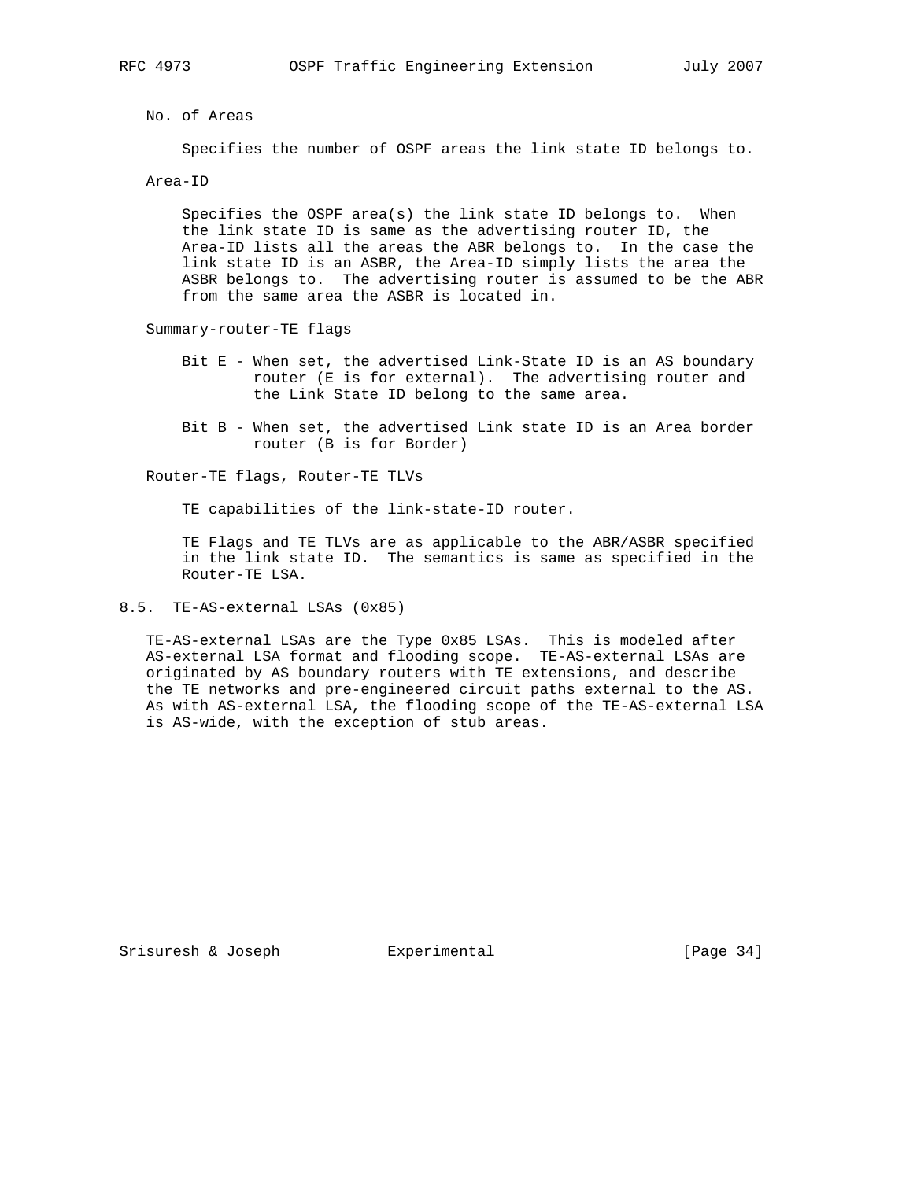No. of Areas

Specifies the number of OSPF areas the link state ID belongs to.

Area-ID

Specifies the OSPF area(s) the link state ID belongs to. When the link state ID is same as the advertising router ID, the Area-ID lists all the areas the ABR belongs to. In the case the link state ID is an ASBR, the Area-ID simply lists the area the ASBR belongs to. The advertising router is assumed to be the ABR from the same area the ASBR is located in.

Summary-router-TE flags

- Bit E - When set, the advertised Link-State ID is an AS boundary router (E is for external). The advertising router and the Link State ID belong to the same area.
- Bit B - When set, the advertised Link state ID is an Area border router (B is for Border)

Router-TE flags, Router-TE TLVs

TE capabilities of the link-state-ID router.

TE Flags and TE TLVs are as applicable to the ABR/ASBR specified in the link state ID. The semantics is same as specified in the Router-TE LSA.

## 8.5. TE-AS-external LSAs (0x85)

TE-AS-external LSAs are the Type 0x85 LSAs. This is modeled after AS-external LSA format and flooding scope. TE-AS-external LSAs are originated by AS boundary routers with TE extensions, and describe the TE networks and pre-engineered circuit paths external to the AS. As with AS-external LSA, the flooding scope of the TE-AS-external LSA is AS-wide, with the exception of stub areas.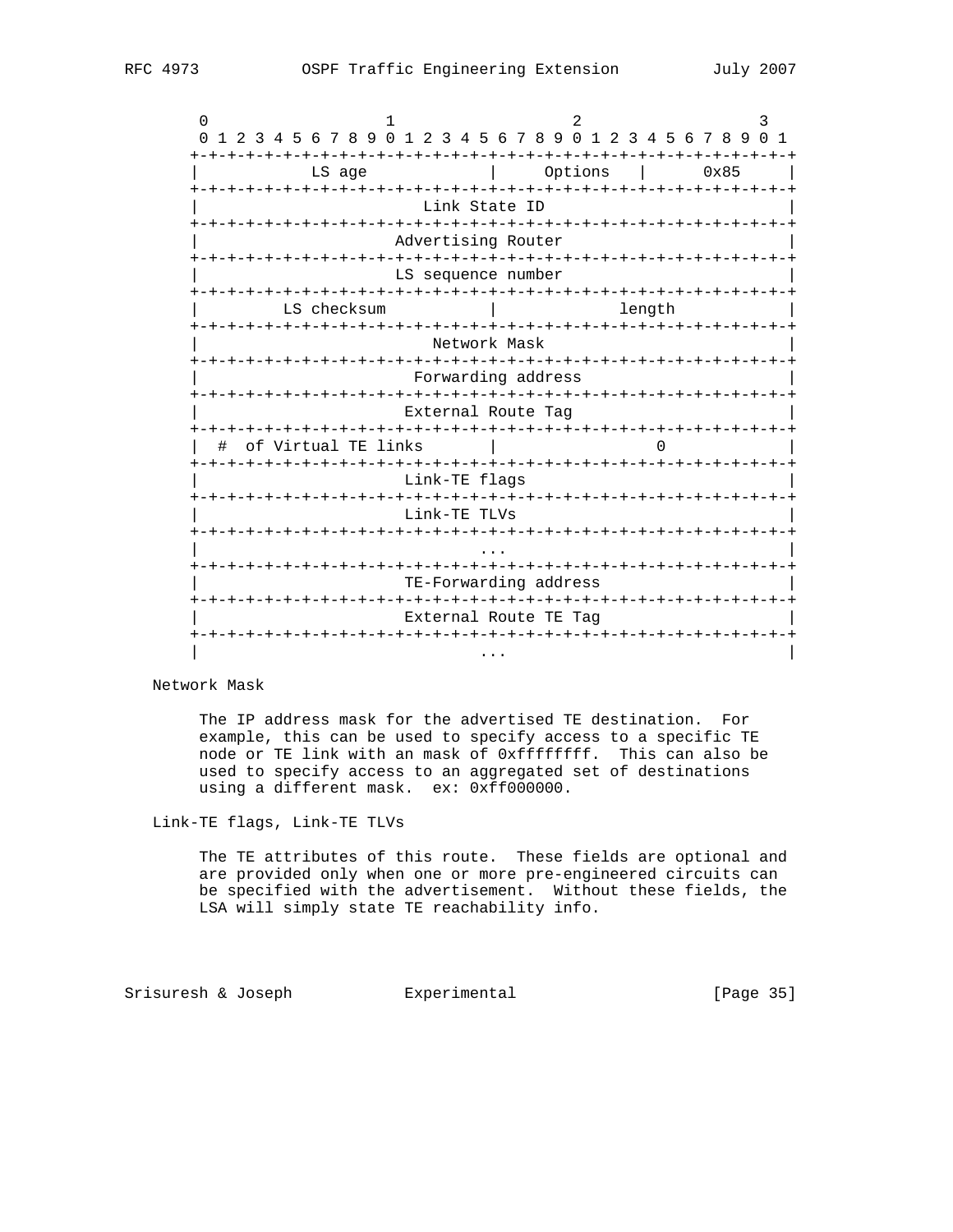```
    0                   1                   2                   3
    0 1 2 3 4 5 6 7 8 9 0 1 2 3 4 5 6 7 8 9 0 1 2 3 4 5 6 7 8 9 0 1
   +-+-+-+-+-+-+-+-+-+-+-+-+-+-+-+-+-+-+-+-+-+-+-+-+-+-+-+-+-+-+-+-+
   |            LS age             |     Options   |      0x85     |
   +-+-+-+-+-+-+-+-+-+-+-+-+-+-+-+-+-+-+-+-+-+-+-+-+-+-+-+-+-+-+-+-+
   |                        Link State ID                          |
   +-+-+-+-+-+-+-+-+-+-+-+-+-+-+-+-+-+-+-+-+-+-+-+-+-+-+-+-+-+-+-+-+
   |                     Advertising Router                        |
   +-+-+-+-+-+-+-+-+-+-+-+-+-+-+-+-+-+-+-+-+-+-+-+-+-+-+-+-+-+-+-+-+
   |                     LS sequence number                        |
   +-+-+-+-+-+-+-+-+-+-+-+-+-+-+-+-+-+-+-+-+-+-+-+-+-+-+-+-+-+-+-+-+
   |         LS checksum           |             length            |
   +-+-+-+-+-+-+-+-+-+-+-+-+-+-+-+-+-+-+-+-+-+-+-+-+-+-+-+-+-+-+-+-+
   |                         Network Mask                          |
   +-+-+-+-+-+-+-+-+-+-+-+-+-+-+-+-+-+-+-+-+-+-+-+-+-+-+-+-+-+-+-+-+
   |                      Forwarding address                       |
   +-+-+-+-+-+-+-+-+-+-+-+-+-+-+-+-+-+-+-+-+-+-+-+-+-+-+-+-+-+-+-+-+
   |                      External Route Tag                       |
   +-+-+-+-+-+-+-+-+-+-+-+-+-+-+-+-+-+-+-+-+-+-+-+-+-+-+-+-+-+-+-+-+
   |  #  of Virtual TE links       |               0               |
   +-+-+-+-+-+-+-+-+-+-+-+-+-+-+-+-+-+-+-+-+-+-+-+-+-+-+-+-+-+-+-+-+
   |                      Link-TE flags                            |
   +-+-+-+-+-+-+-+-+-+-+-+-+-+-+-+-+-+-+-+-+-+-+-+-+-+-+-+-+-+-+-+-+
   |                      Link-TE TLVs                             |
   +-+-+-+-+-+-+-+-+-+-+-+-+-+-+-+-+-+-+-+-+-+-+-+-+-+-+-+-+-+-+-+-+
   |                              ...                              |
   +-+-+-+-+-+-+-+-+-+-+-+-+-+-+-+-+-+-+-+-+-+-+-+-+-+-+-+-+-+-+-+-+
   |                      TE-Forwarding address                    |
   +-+-+-+-+-+-+-+-+-+-+-+-+-+-+-+-+-+-+-+-+-+-+-+-+-+-+-+-+-+-+-+-+
   |                      External Route TE Tag                    |
   +-+-+-+-+-+-+-+-+-+-+-+-+-+-+-+-+-+-+-+-+-+-+-+-+-+-+-+-+-+-+-+-+
   |                              ...                              |
```

Network Mask

The IP address mask for the advertised TE destination. For example, this can be used to specify access to a specific TE node or TE link with an mask of 0xffffffff. This can also be used to specify access to an aggregated set of destinations using a different mask. ex: 0xff000000.

Link-TE flags, Link-TE TLVs

The TE attributes of this route. These fields are optional and are provided only when one or more pre-engineered circuits can be specified with the advertisement. Without these fields, the LSA will simply state TE reachability info.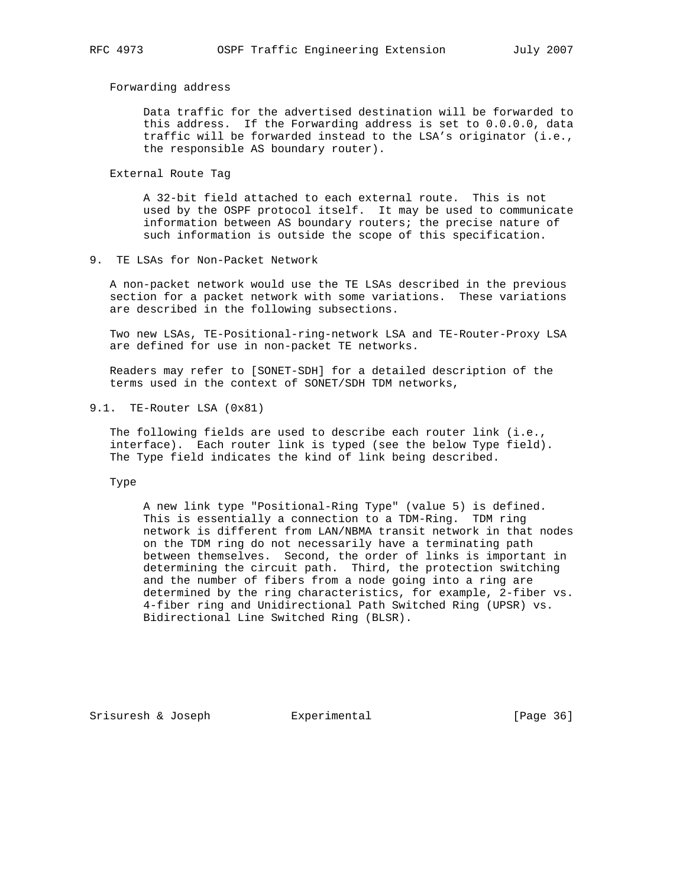Forwarding address

Data traffic for the advertised destination will be forwarded to this address. If the Forwarding address is set to 0.0.0.0, data traffic will be forwarded instead to the LSA's originator (i.e., the responsible AS boundary router).

External Route Tag

A 32-bit field attached to each external route. This is not used by the OSPF protocol itself. It may be used to communicate information between AS boundary routers; the precise nature of such information is outside the scope of this specification.

## 9. TE LSAs for Non-Packet Network

A non-packet network would use the TE LSAs described in the previous section for a packet network with some variations. These variations are described in the following subsections.

Two new LSAs, TE-Positional-ring-network LSA and TE-Router-Proxy LSA are defined for use in non-packet TE networks.

Readers may refer to [SONET-SDH] for a detailed description of the terms used in the context of SONET/SDH TDM networks,

### 9.1. TE-Router LSA (0x81)

The following fields are used to describe each router link (i.e., interface). Each router link is typed (see the below Type field). The Type field indicates the kind of link being described.

Type

A new link type "Positional-Ring Type" (value 5) is defined. This is essentially a connection to a TDM-Ring. TDM ring network is different from LAN/NBMA transit network in that nodes on the TDM ring do not necessarily have a terminating path between themselves. Second, the order of links is important in determining the circuit path. Third, the protection switching and the number of fibers from a node going into a ring are determined by the ring characteristics, for example, 2-fiber vs. 4-fiber ring and Unidirectional Path Switched Ring (UPSR) vs. Bidirectional Line Switched Ring (BLSR).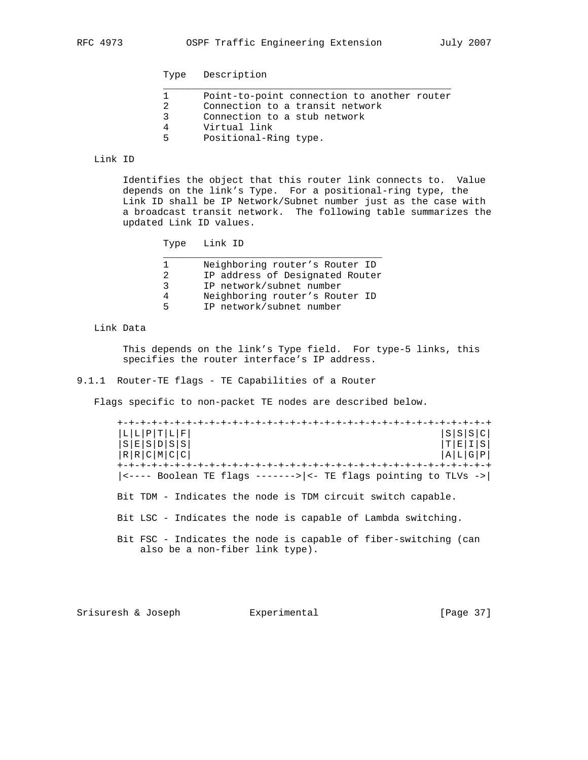| Type | Description |
|---|---|
| 1 | Point-to-point connection to another router |
| 2 | Connection to a transit network |
| 3 | Connection to a stub network |
| 4 | Virtual link |
| 5 | Positional-Ring type. |

Link ID

Identifies the object that this router link connects to. Value depends on the link's Type. For a positional-ring type, the Link ID shall be IP Network/Subnet number just as the case with a broadcast transit network. The following table summarizes the updated Link ID values.

| Type | Link ID |
|---|---|
| 1 | Neighboring router's Router ID |
| 2 | IP address of Designated Router |
| 3 | IP network/subnet number |
| 4 | Neighboring router's Router ID |
| 5 | IP network/subnet number |

Link Data

This depends on the link's Type field. For type-5 links, this specifies the router interface's IP address.

### 9.1.1 Router-TE flags - TE Capabilities of a Router

Flags specific to non-packet TE nodes are described below.

```
+-+-+-+-+-+-+-+-+-+-+-+-+-+-+-+-+-+-+-+-+-+-+-+-+-+-+-+-+-+-+-+-+
|L|L|P|T|L|F|                                           |S|S|S|C|
|S|E|S|D|S|S|                                           |T|E|I|S|
|R|R|C|M|C|C|                                           |A|L|G|P|
+-+-+-+-+-+-+-+-+-+-+-+-+-+-+-+-+-+-+-+-+-+-+-+-+-+-+-+-+-+-+-+-+
|<---- Boolean TE flags ------->|<- TE flags pointing to TLVs ->|
```

Bit TDM - Indicates the node is TDM circuit switch capable.

Bit LSC - Indicates the node is capable of Lambda switching.

Bit FSC - Indicates the node is capable of fiber-switching (can also be a non-fiber link type).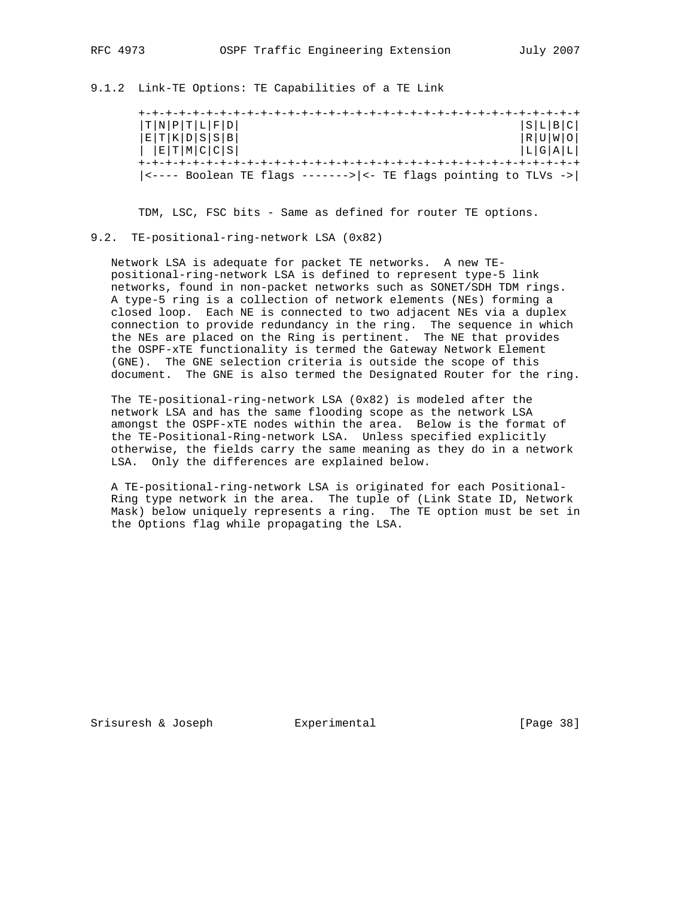### 9.1.2 Link-TE Options: TE Capabilities of a TE Link

```
+-+-+-+-+-+-+-+-+-+-+-+-+-+-+-+-+-+-+-+-+-+-+-+-+-+-+-+-+-+-+-+-+
|T|N|P|T|L|F|D|                                         |S|L|B|C|
|E|T|K|D|S|S|B|                                         |R|U|W|O|
| |E|T|M|C|C|S|                                         |L|G|A|L|
+-+-+-+-+-+-+-+-+-+-+-+-+-+-+-+-+-+-+-+-+-+-+-+-+-+-+-+-+-+-+-+-+
|<---- Boolean TE flags ------->|<- TE flags pointing to TLVs ->|
```

TDM, LSC, FSC bits - Same as defined for router TE options.

## 9.2. TE-positional-ring-network LSA (0x82)

Network LSA is adequate for packet TE networks. A new TE-positional-ring-network LSA is defined to represent type-5 link networks, found in non-packet networks such as SONET/SDH TDM rings. A type-5 ring is a collection of network elements (NEs) forming a closed loop. Each NE is connected to two adjacent NEs via a duplex connection to provide redundancy in the ring. The sequence in which the NEs are placed on the Ring is pertinent. The NE that provides the OSPF-xTE functionality is termed the Gateway Network Element (GNE). The GNE selection criteria is outside the scope of this document. The GNE is also termed the Designated Router for the ring.

The TE-positional-ring-network LSA (0x82) is modeled after the network LSA and has the same flooding scope as the network LSA amongst the OSPF-xTE nodes within the area. Below is the format of the TE-Positional-Ring-network LSA. Unless specified explicitly otherwise, the fields carry the same meaning as they do in a network LSA. Only the differences are explained below.

A TE-positional-ring-network LSA is originated for each Positional-Ring type network in the area. The tuple of (Link State ID, Network Mask) below uniquely represents a ring. The TE option must be set in the Options flag while propagating the LSA.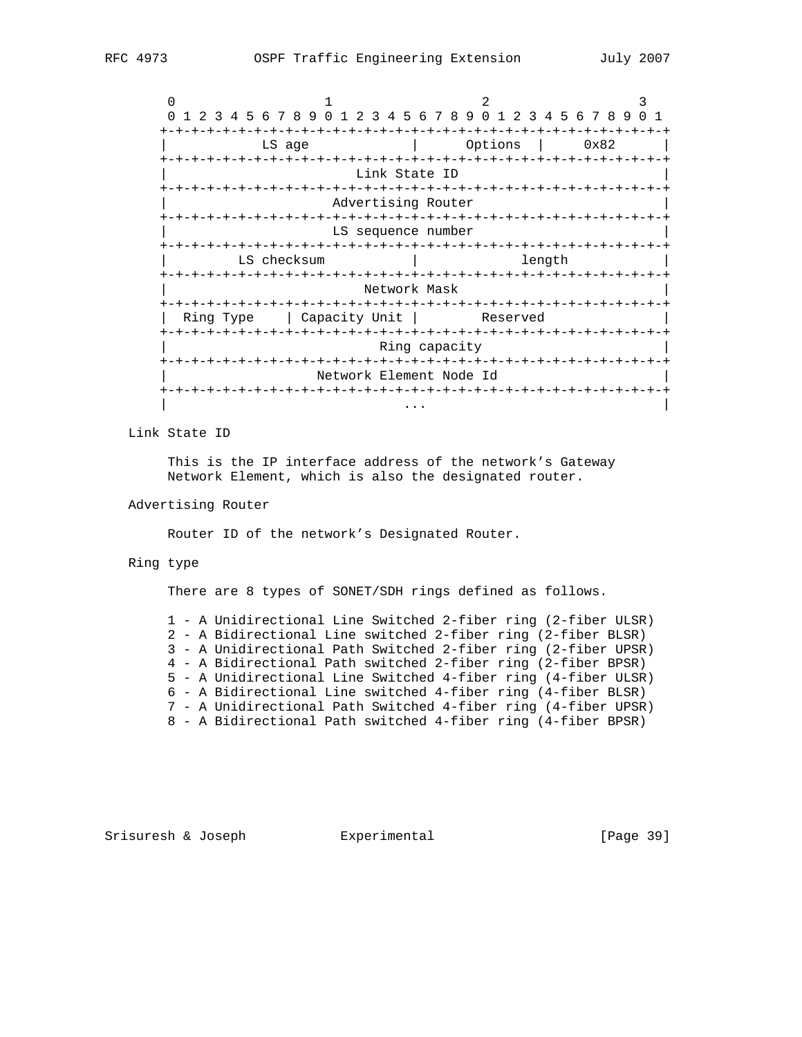```
    0                   1                   2                   3
    0 1 2 3 4 5 6 7 8 9 0 1 2 3 4 5 6 7 8 9 0 1 2 3 4 5 6 7 8 9 0 1
   +-+-+-+-+-+-+-+-+-+-+-+-+-+-+-+-+-+-+-+-+-+-+-+-+-+-+-+-+-+-+-+-+
   |            LS age             |     Options   |     0x82      |
   +-+-+-+-+-+-+-+-+-+-+-+-+-+-+-+-+-+-+-+-+-+-+-+-+-+-+-+-+-+-+-+-+
   |                        Link State ID                          |
   +-+-+-+-+-+-+-+-+-+-+-+-+-+-+-+-+-+-+-+-+-+-+-+-+-+-+-+-+-+-+-+-+
   |                     Advertising Router                        |
   +-+-+-+-+-+-+-+-+-+-+-+-+-+-+-+-+-+-+-+-+-+-+-+-+-+-+-+-+-+-+-+-+
   |                     LS sequence number                        |
   +-+-+-+-+-+-+-+-+-+-+-+-+-+-+-+-+-+-+-+-+-+-+-+-+-+-+-+-+-+-+-+-+
   |         LS checksum           |             length            |
   +-+-+-+-+-+-+-+-+-+-+-+-+-+-+-+-+-+-+-+-+-+-+-+-+-+-+-+-+-+-+-+-+
   |                         Network Mask                          |
   +-+-+-+-+-+-+-+-+-+-+-+-+-+-+-+-+-+-+-+-+-+-+-+-+-+-+-+-+-+-+-+-+
   |  Ring Type    | Capacity Unit |        Reserved               |
   +-+-+-+-+-+-+-+-+-+-+-+-+-+-+-+-+-+-+-+-+-+-+-+-+-+-+-+-+-+-+-+-+
   |                          Ring capacity                        |
   +-+-+-+-+-+-+-+-+-+-+-+-+-+-+-+-+-+-+-+-+-+-+-+-+-+-+-+-+-+-+-+-+
   |                    Network Element Node Id                    |
   +-+-+-+-+-+-+-+-+-+-+-+-+-+-+-+-+-+-+-+-+-+-+-+-+-+-+-+-+-+-+-+-+
   |                              ...                              |
```

Link State ID

This is the IP interface address of the network's Gateway Network Element, which is also the designated router.

Advertising Router

Router ID of the network's Designated Router.

Ring type

There are 8 types of SONET/SDH rings defined as follows.

1 - A Unidirectional Line Switched 2-fiber ring (2-fiber ULSR)
2 - A Bidirectional Line switched 2-fiber ring (2-fiber BLSR)
3 - A Unidirectional Path Switched 2-fiber ring (2-fiber UPSR)
4 - A Bidirectional Path switched 2-fiber ring (2-fiber BPSR)
5 - A Unidirectional Line Switched 4-fiber ring (4-fiber ULSR)
6 - A Bidirectional Line switched 4-fiber ring (4-fiber BLSR)
7 - A Unidirectional Path Switched 4-fiber ring (4-fiber UPSR)
8 - A Bidirectional Path switched 4-fiber ring (4-fiber BPSR)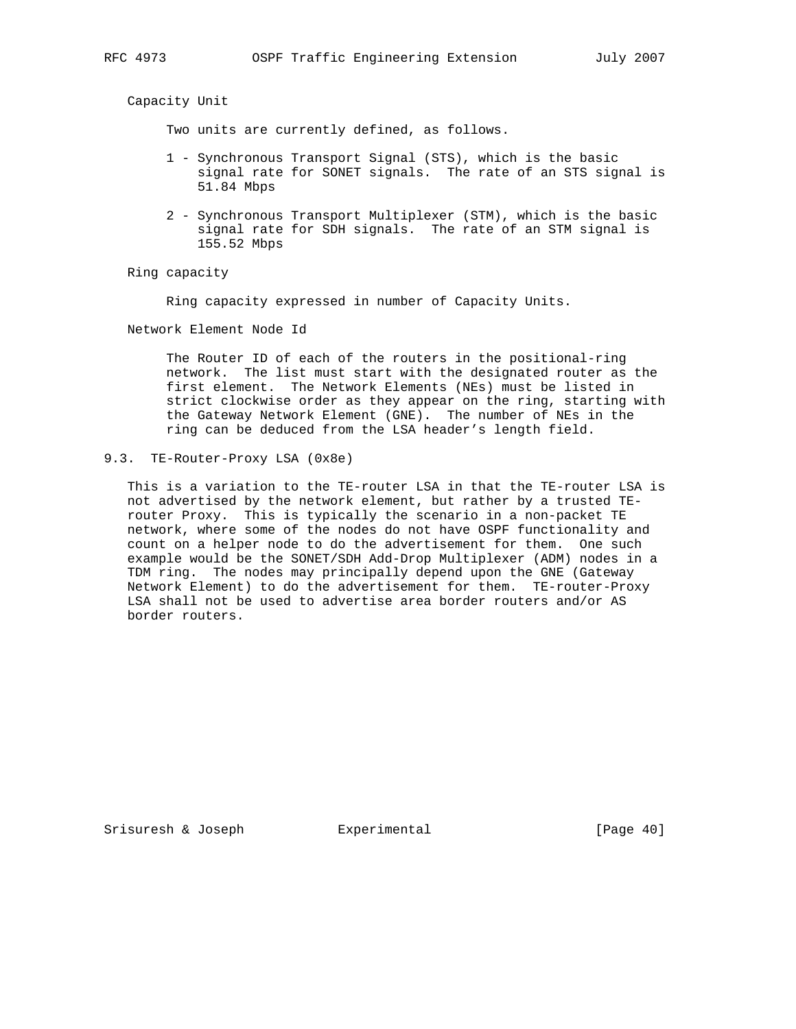Capacity Unit

Two units are currently defined, as follows.

1 - Synchronous Transport Signal (STS), which is the basic signal rate for SONET signals. The rate of an STS signal is 51.84 Mbps

2 - Synchronous Transport Multiplexer (STM), which is the basic signal rate for SDH signals. The rate of an STM signal is 155.52 Mbps

Ring capacity

Ring capacity expressed in number of Capacity Units.

Network Element Node Id

The Router ID of each of the routers in the positional-ring network. The list must start with the designated router as the first element. The Network Elements (NEs) must be listed in strict clockwise order as they appear on the ring, starting with the Gateway Network Element (GNE). The number of NEs in the ring can be deduced from the LSA header's length field.

### 9.3. TE-Router-Proxy LSA (0x8e)

This is a variation to the TE-router LSA in that the TE-router LSA is not advertised by the network element, but rather by a trusted TE-router Proxy. This is typically the scenario in a non-packet TE network, where some of the nodes do not have OSPF functionality and count on a helper node to do the advertisement for them. One such example would be the SONET/SDH Add-Drop Multiplexer (ADM) nodes in a TDM ring. The nodes may principally depend upon the GNE (Gateway Network Element) to do the advertisement for them. TE-router-Proxy LSA shall not be used to advertise area border routers and/or AS border routers.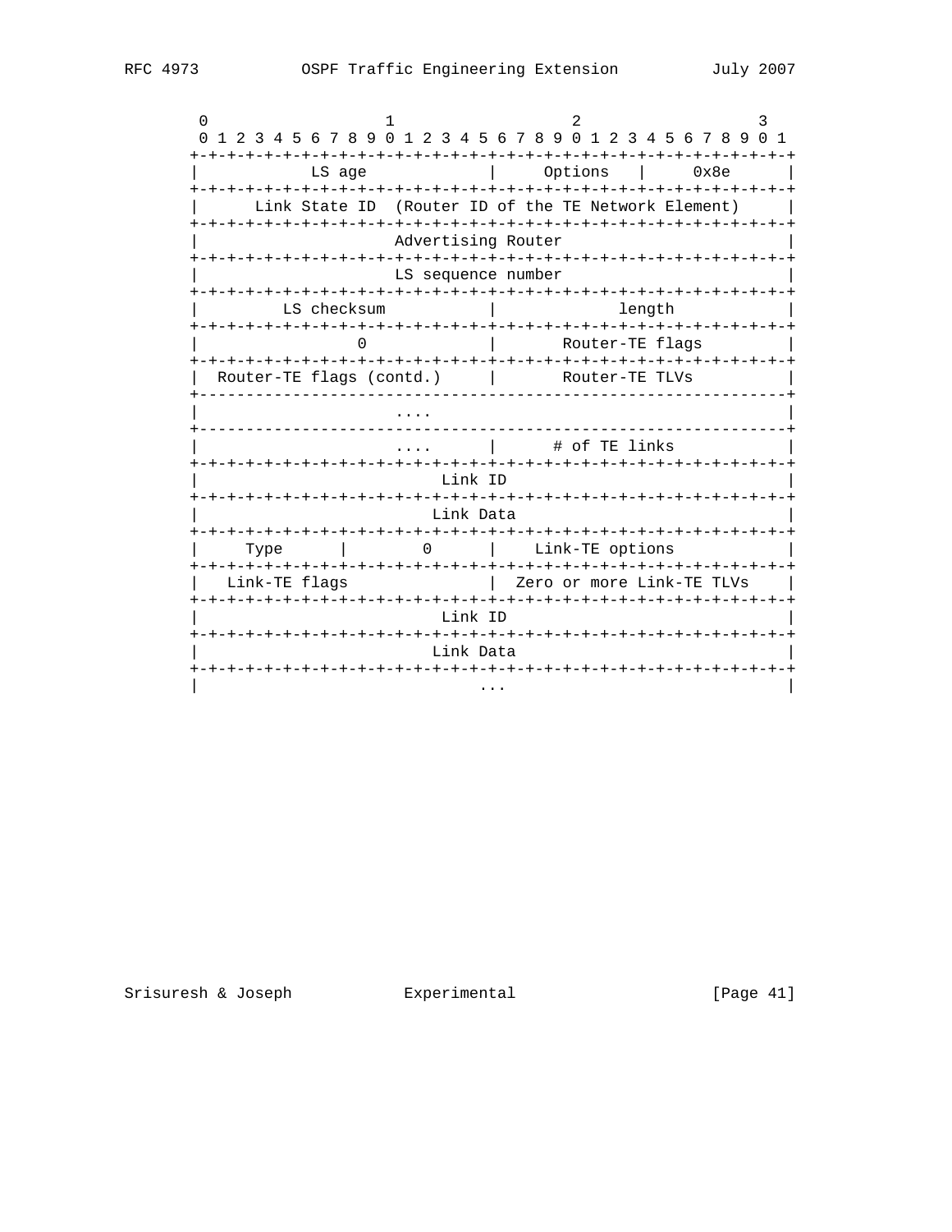```
        0                   1                   2                   3
        0 1 2 3 4 5 6 7 8 9 0 1 2 3 4 5 6 7 8 9 0 1 2 3 4 5 6 7 8 9 0 1
       +-+-+-+-+-+-+-+-+-+-+-+-+-+-+-+-+-+-+-+-+-+-+-+-+-+-+-+-+-+-+-+-+
       |            LS age             |     Options   |      0x8e     |
       +-+-+-+-+-+-+-+-+-+-+-+-+-+-+-+-+-+-+-+-+-+-+-+-+-+-+-+-+-+-+-+-+
       |      Link State ID  (Router ID of the TE Network Element)     |
       +-+-+-+-+-+-+-+-+-+-+-+-+-+-+-+-+-+-+-+-+-+-+-+-+-+-+-+-+-+-+-+-+
       |                     Advertising Router                        |
       +-+-+-+-+-+-+-+-+-+-+-+-+-+-+-+-+-+-+-+-+-+-+-+-+-+-+-+-+-+-+-+-+
       |                     LS sequence number                        |
       +-+-+-+-+-+-+-+-+-+-+-+-+-+-+-+-+-+-+-+-+-+-+-+-+-+-+-+-+-+-+-+-+
       |         LS checksum           |             length            |
       +-+-+-+-+-+-+-+-+-+-+-+-+-+-+-+-+-+-+-+-+-+-+-+-+-+-+-+-+-+-+-+-+
       |               0               |       Router-TE flags         |
       +-+-+-+-+-+-+-+-+-+-+-+-+-+-+-+-+-+-+-+-+-+-+-+-+-+-+-+-+-+-+-+-+
       |  Router-TE flags (contd.)     |       Router-TE TLVs          |
       +---------------------------------------------------------------+
       |                     ....                                      |
       +---------------------------------------------------------------+
       |                     ....      |      # of TE links            |
       +-+-+-+-+-+-+-+-+-+-+-+-+-+-+-+-+-+-+-+-+-+-+-+-+-+-+-+-+-+-+-+-+
       |                          Link ID                              |
       +-+-+-+-+-+-+-+-+-+-+-+-+-+-+-+-+-+-+-+-+-+-+-+-+-+-+-+-+-+-+-+-+
       |                         Link Data                             |
       +-+-+-+-+-+-+-+-+-+-+-+-+-+-+-+-+-+-+-+-+-+-+-+-+-+-+-+-+-+-+-+-+
       |     Type      |       0       |    Link-TE options            |
       +-+-+-+-+-+-+-+-+-+-+-+-+-+-+-+-+-+-+-+-+-+-+-+-+-+-+-+-+-+-+-+-+
       |   Link-TE flags               |  Zero or more Link-TE TLVs    |
       +-+-+-+-+-+-+-+-+-+-+-+-+-+-+-+-+-+-+-+-+-+-+-+-+-+-+-+-+-+-+-+-+
       |                          Link ID                              |
       +-+-+-+-+-+-+-+-+-+-+-+-+-+-+-+-+-+-+-+-+-+-+-+-+-+-+-+-+-+-+-+-+
       |                         Link Data                             |
       +-+-+-+-+-+-+-+-+-+-+-+-+-+-+-+-+-+-+-+-+-+-+-+-+-+-+-+-+-+-+-+-+
       |                              ...                              |
```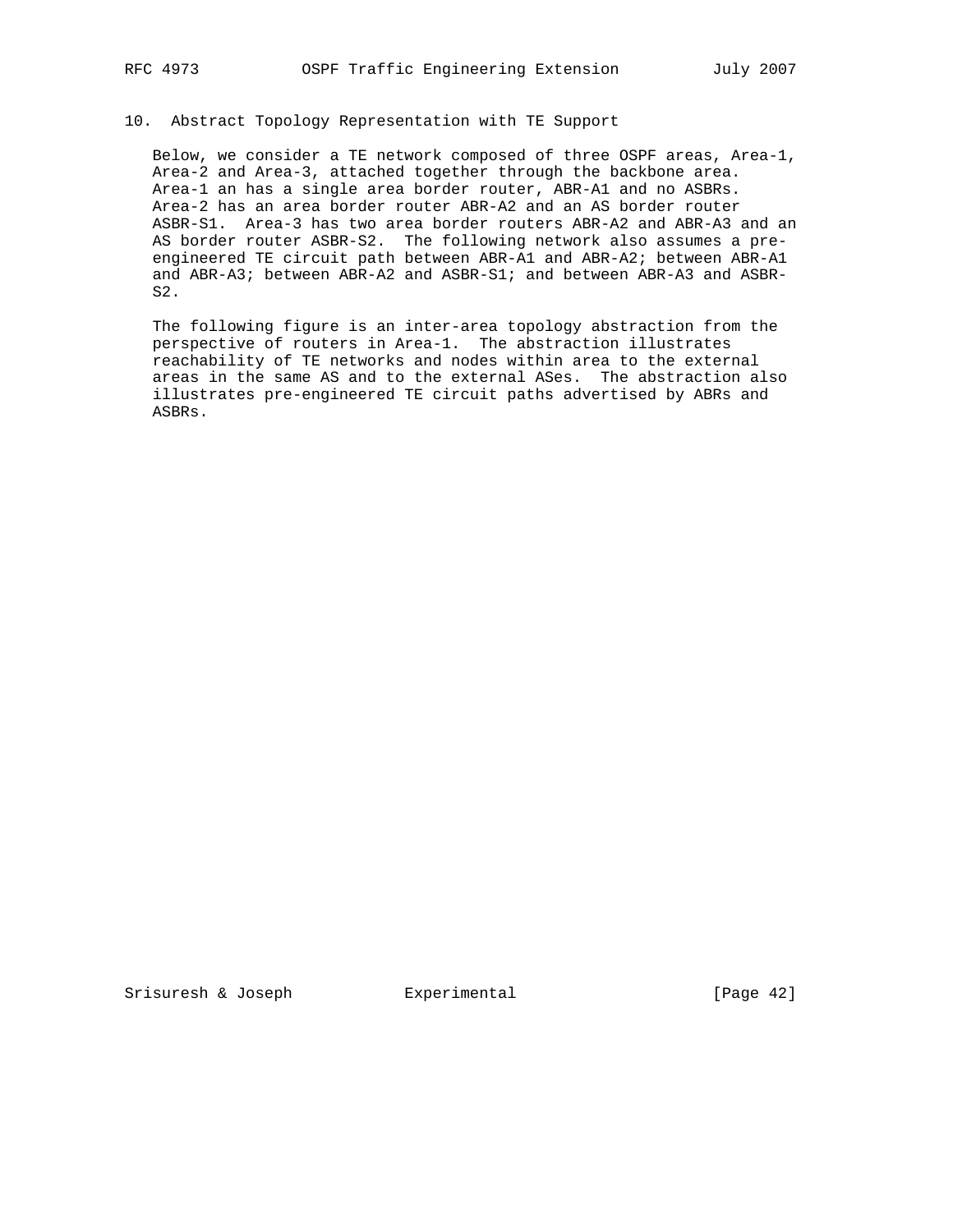## 10. Abstract Topology Representation with TE Support

Below, we consider a TE network composed of three OSPF areas, Area-1, Area-2 and Area-3, attached together through the backbone area. Area-1 an has a single area border router, ABR-A1 and no ASBRs. Area-2 has an area border router ABR-A2 and an AS border router ASBR-S1. Area-3 has two area border routers ABR-A2 and ABR-A3 and an AS border router ASBR-S2. The following network also assumes a pre-engineered TE circuit path between ABR-A1 and ABR-A2; between ABR-A1 and ABR-A3; between ABR-A2 and ASBR-S1; and between ABR-A3 and ASBR-S2.

The following figure is an inter-area topology abstraction from the perspective of routers in Area-1. The abstraction illustrates reachability of TE networks and nodes within area to the external areas in the same AS and to the external ASes. The abstraction also illustrates pre-engineered TE circuit paths advertised by ABRs and ASBRs.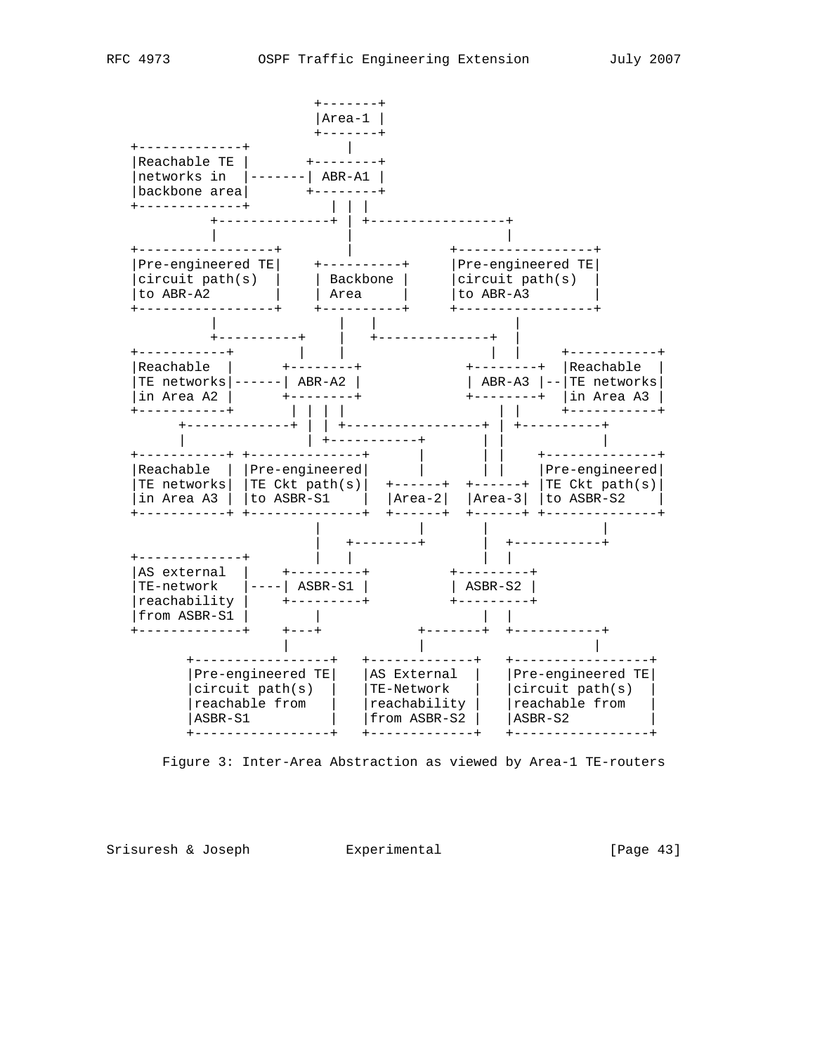```
                          +-------+
                          |Area-1 |
                          +-------+
   +-------------+            |
   |Reachable TE |       +--------+
   |networks in  |-------| ABR-A1 |
   |backbone area|       +--------+
   +-------------+          | | |
           +--------------+ | +-----------------+
           |                |                   |
   +-----------------+      |           +-----------------+
   |Pre-engineered TE|    +----------+     |Pre-engineered TE|
   |circuit path(s)  |    | Backbone |     |circuit path(s)  |
   |to ABR-A2        |    | Area     |     |to ABR-A3        |
   +-----------------+    +----------+     +-----------------+
           |                |   |                   |
           +----------+     |   +--------------+    |
   +-----------+      |     |                  |  |     +-----------+
   |Reachable  |      +--------+            +--------+  |Reachable  |
   |TE networks|------| ABR-A2 |            | ABR-A3 |--|TE networks|
   |in Area A2 |      +--------+            +--------+  |in Area A3 |
   +-----------+       | | | |                 | |      +-----------+
         +-------------+ | | +-----------------+ | +----------+
         |               | +-----------+       | |            |
   +-----------+ +--------------+      |       | |    +--------------+
   |Reachable  | |Pre-engineered|      |       | |    |Pre-engineered|
   |TE networks| |TE Ckt path(s)|  +------+  +------+ |TE Ckt path(s)|
   |in Area A3 | |to ASBR-S1    |  |Area-2|  |Area-3| |to ASBR-S2    |
   +-----------+ +--------------+  +------+  +------+ +--------------+
                       |              |        |              |
                       |   +--------+          |  +-----------+
   +-------------+     |   |                   |  |
   |AS external  |    +---------+          +---------+
   |TE-network   |----| ASBR-S1 |          | ASBR-S2 |
   |reachability |    +---------+          +---------+
   |from ASBR-S1 |         |                 |  |
   +-------------+    +---+          +-------+  +-----------+
                      |              |                      |
         +-----------------+   +-------------+   +-----------------+
         |Pre-engineered TE|   |AS External  |   |Pre-engineered TE|
         |circuit path(s)  |   |TE-Network   |   |circuit path(s)  |
         |reachable from   |   |reachability |   |reachable from   |
         |ASBR-S1          |   |from ASBR-S2 |   |ASBR-S2          |
         +-----------------+   +-------------+   +-----------------+
```

Figure 3: Inter-Area Abstraction as viewed by Area-1 TE-routers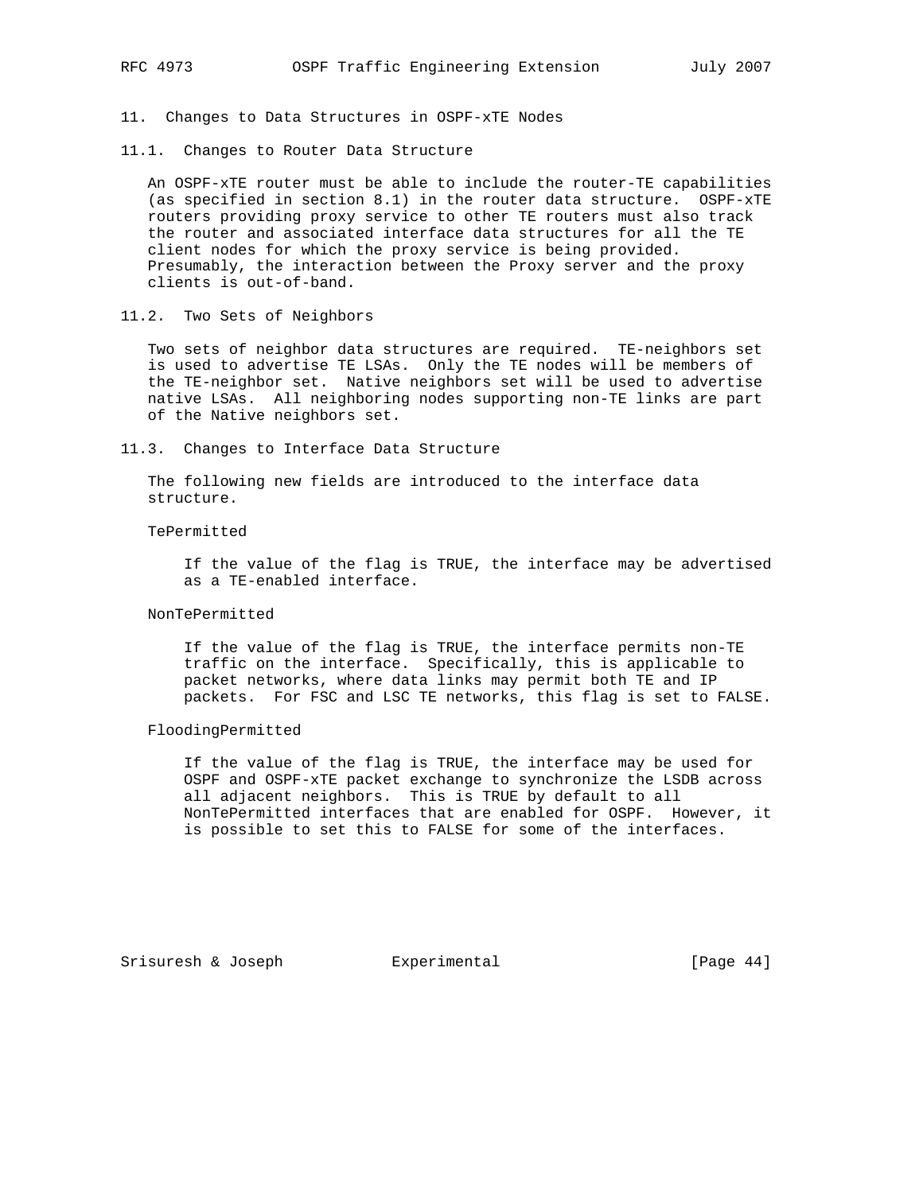## 11. Changes to Data Structures in OSPF-xTE Nodes

### 11.1. Changes to Router Data Structure

An OSPF-xTE router must be able to include the router-TE capabilities (as specified in section 8.1) in the router data structure. OSPF-xTE routers providing proxy service to other TE routers must also track the router and associated interface data structures for all the TE client nodes for which the proxy service is being provided. Presumably, the interaction between the Proxy server and the proxy clients is out-of-band.

### 11.2. Two Sets of Neighbors

Two sets of neighbor data structures are required. TE-neighbors set is used to advertise TE LSAs. Only the TE nodes will be members of the TE-neighbor set. Native neighbors set will be used to advertise native LSAs. All neighboring nodes supporting non-TE links are part of the Native neighbors set.

### 11.3. Changes to Interface Data Structure

The following new fields are introduced to the interface data structure.

TePermitted

> If the value of the flag is TRUE, the interface may be advertised as a TE-enabled interface.

NonTePermitted

> If the value of the flag is TRUE, the interface permits non-TE traffic on the interface. Specifically, this is applicable to packet networks, where data links may permit both TE and IP packets. For FSC and LSC TE networks, this flag is set to FALSE.

FloodingPermitted

> If the value of the flag is TRUE, the interface may be used for OSPF and OSPF-xTE packet exchange to synchronize the LSDB across all adjacent neighbors. This is TRUE by default to all NonTePermitted interfaces that are enabled for OSPF. However, it is possible to set this to FALSE for some of the interfaces.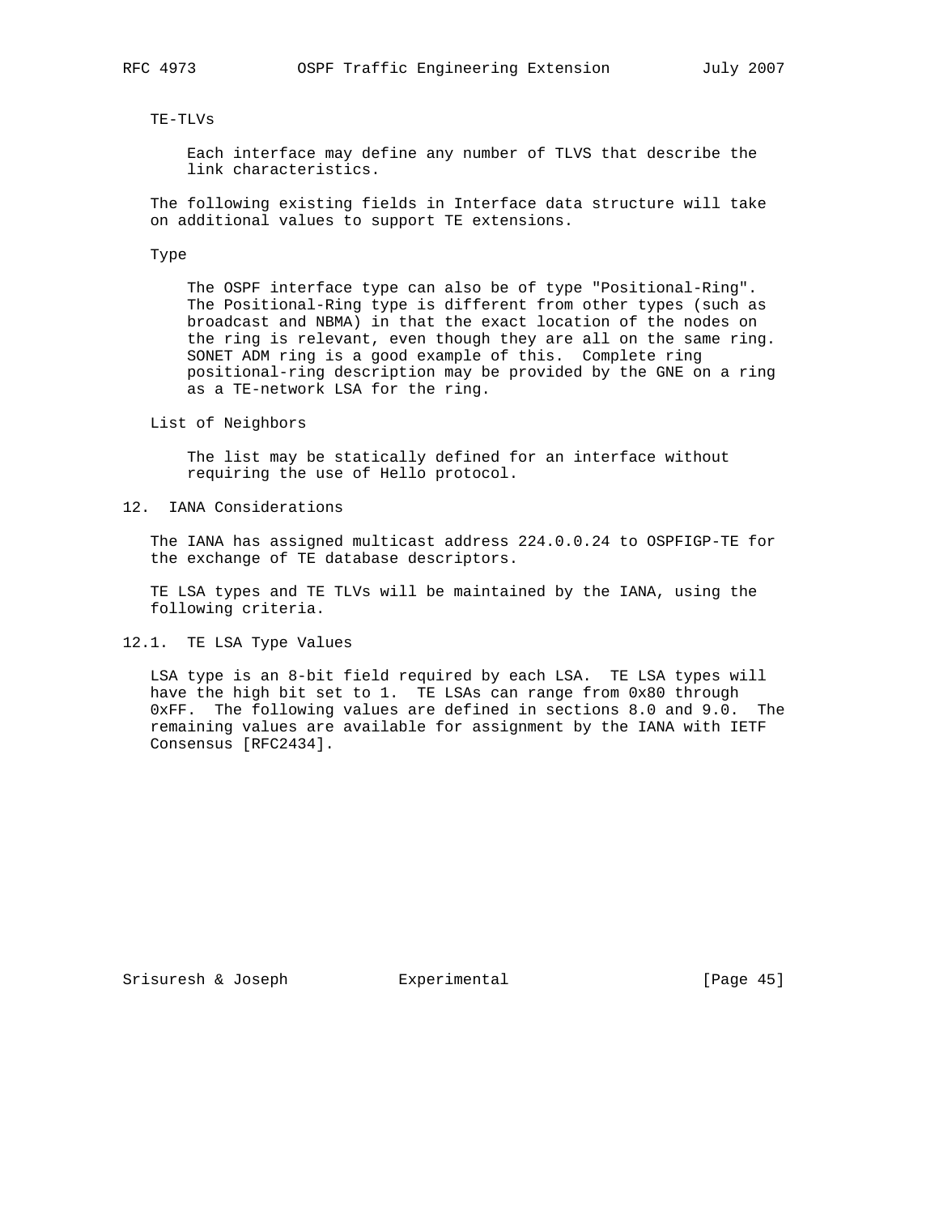TE-TLVs

Each interface may define any number of TLVS that describe the link characteristics.

The following existing fields in Interface data structure will take on additional values to support TE extensions.

Type

The OSPF interface type can also be of type "Positional-Ring". The Positional-Ring type is different from other types (such as broadcast and NBMA) in that the exact location of the nodes on the ring is relevant, even though they are all on the same ring. SONET ADM ring is a good example of this. Complete ring positional-ring description may be provided by the GNE on a ring as a TE-network LSA for the ring.

List of Neighbors

The list may be statically defined for an interface without requiring the use of Hello protocol.

## 12. IANA Considerations

The IANA has assigned multicast address 224.0.0.24 to OSPFIGP-TE for the exchange of TE database descriptors.

TE LSA types and TE TLVs will be maintained by the IANA, using the following criteria.

### 12.1. TE LSA Type Values

LSA type is an 8-bit field required by each LSA. TE LSA types will have the high bit set to 1. TE LSAs can range from 0x80 through 0xFF. The following values are defined in sections 8.0 and 9.0. The remaining values are available for assignment by the IANA with IETF Consensus [RFC2434].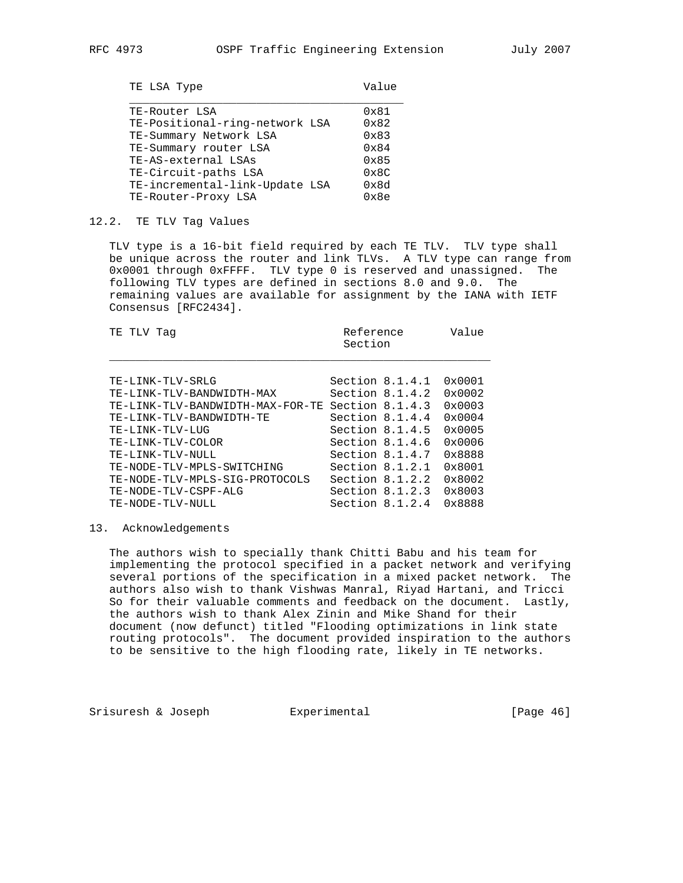| TE LSA Type | Value |
|---|---|
| TE-Router LSA | 0x81 |
| TE-Positional-ring-network LSA | 0x82 |
| TE-Summary Network LSA | 0x83 |
| TE-Summary router LSA | 0x84 |
| TE-AS-external LSAs | 0x85 |
| TE-Circuit-paths LSA | 0x8C |
| TE-incremental-link-Update LSA | 0x8d |
| TE-Router-Proxy LSA | 0x8e |

## 12.2. TE TLV Tag Values

TLV type is a 16-bit field required by each TE TLV. TLV type shall be unique across the router and link TLVs. A TLV type can range from 0x0001 through 0xFFFF. TLV type 0 is reserved and unassigned. The following TLV types are defined in sections 8.0 and 9.0. The remaining values are available for assignment by the IANA with IETF Consensus [RFC2434].

| TE TLV Tag | Reference Section | Value |
|---|---|---|
| TE-LINK-TLV-SRLG | Section 8.1.4.1 | 0x0001 |
| TE-LINK-TLV-BANDWIDTH-MAX | Section 8.1.4.2 | 0x0002 |
| TE-LINK-TLV-BANDWIDTH-MAX-FOR-TE | Section 8.1.4.3 | 0x0003 |
| TE-LINK-TLV-BANDWIDTH-TE | Section 8.1.4.4 | 0x0004 |
| TE-LINK-TLV-LUG | Section 8.1.4.5 | 0x0005 |
| TE-LINK-TLV-COLOR | Section 8.1.4.6 | 0x0006 |
| TE-LINK-TLV-NULL | Section 8.1.4.7 | 0x8888 |
| TE-NODE-TLV-MPLS-SWITCHING | Section 8.1.2.1 | 0x8001 |
| TE-NODE-TLV-MPLS-SIG-PROTOCOLS | Section 8.1.2.2 | 0x8002 |
| TE-NODE-TLV-CSPF-ALG | Section 8.1.2.3 | 0x8003 |
| TE-NODE-TLV-NULL | Section 8.1.2.4 | 0x8888 |

# 13. Acknowledgements

The authors wish to specially thank Chitti Babu and his team for implementing the protocol specified in a packet network and verifying several portions of the specification in a mixed packet network. The authors also wish to thank Vishwas Manral, Riyad Hartani, and Tricci So for their valuable comments and feedback on the document. Lastly, the authors wish to thank Alex Zinin and Mike Shand for their document (now defunct) titled "Flooding optimizations in link state routing protocols". The document provided inspiration to the authors to be sensitive to the high flooding rate, likely in TE networks.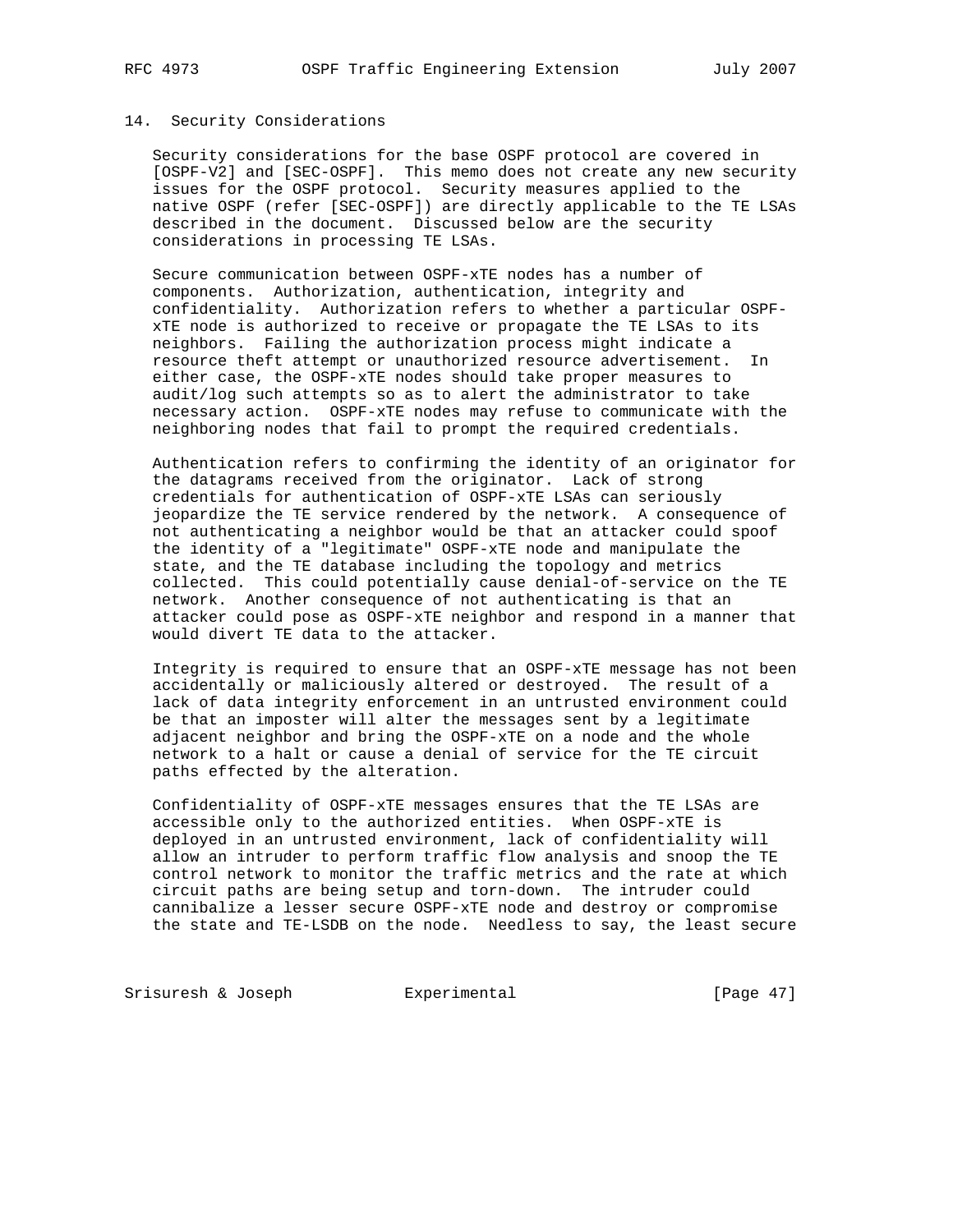## 14. Security Considerations

Security considerations for the base OSPF protocol are covered in [OSPF-V2] and [SEC-OSPF]. This memo does not create any new security issues for the OSPF protocol. Security measures applied to the native OSPF (refer [SEC-OSPF]) are directly applicable to the TE LSAs described in the document. Discussed below are the security considerations in processing TE LSAs.

Secure communication between OSPF-xTE nodes has a number of components. Authorization, authentication, integrity and confidentiality. Authorization refers to whether a particular OSPF-xTE node is authorized to receive or propagate the TE LSAs to its neighbors. Failing the authorization process might indicate a resource theft attempt or unauthorized resource advertisement. In either case, the OSPF-xTE nodes should take proper measures to audit/log such attempts so as to alert the administrator to take necessary action. OSPF-xTE nodes may refuse to communicate with the neighboring nodes that fail to prompt the required credentials.

Authentication refers to confirming the identity of an originator for the datagrams received from the originator. Lack of strong credentials for authentication of OSPF-xTE LSAs can seriously jeopardize the TE service rendered by the network. A consequence of not authenticating a neighbor would be that an attacker could spoof the identity of a "legitimate" OSPF-xTE node and manipulate the state, and the TE database including the topology and metrics collected. This could potentially cause denial-of-service on the TE network. Another consequence of not authenticating is that an attacker could pose as OSPF-xTE neighbor and respond in a manner that would divert TE data to the attacker.

Integrity is required to ensure that an OSPF-xTE message has not been accidentally or maliciously altered or destroyed. The result of a lack of data integrity enforcement in an untrusted environment could be that an imposter will alter the messages sent by a legitimate adjacent neighbor and bring the OSPF-xTE on a node and the whole network to a halt or cause a denial of service for the TE circuit paths effected by the alteration.

Confidentiality of OSPF-xTE messages ensures that the TE LSAs are accessible only to the authorized entities. When OSPF-xTE is deployed in an untrusted environment, lack of confidentiality will allow an intruder to perform traffic flow analysis and snoop the TE control network to monitor the traffic metrics and the rate at which circuit paths are being setup and torn-down. The intruder could cannibalize a lesser secure OSPF-xTE node and destroy or compromise the state and TE-LSDB on the node. Needless to say, the least secure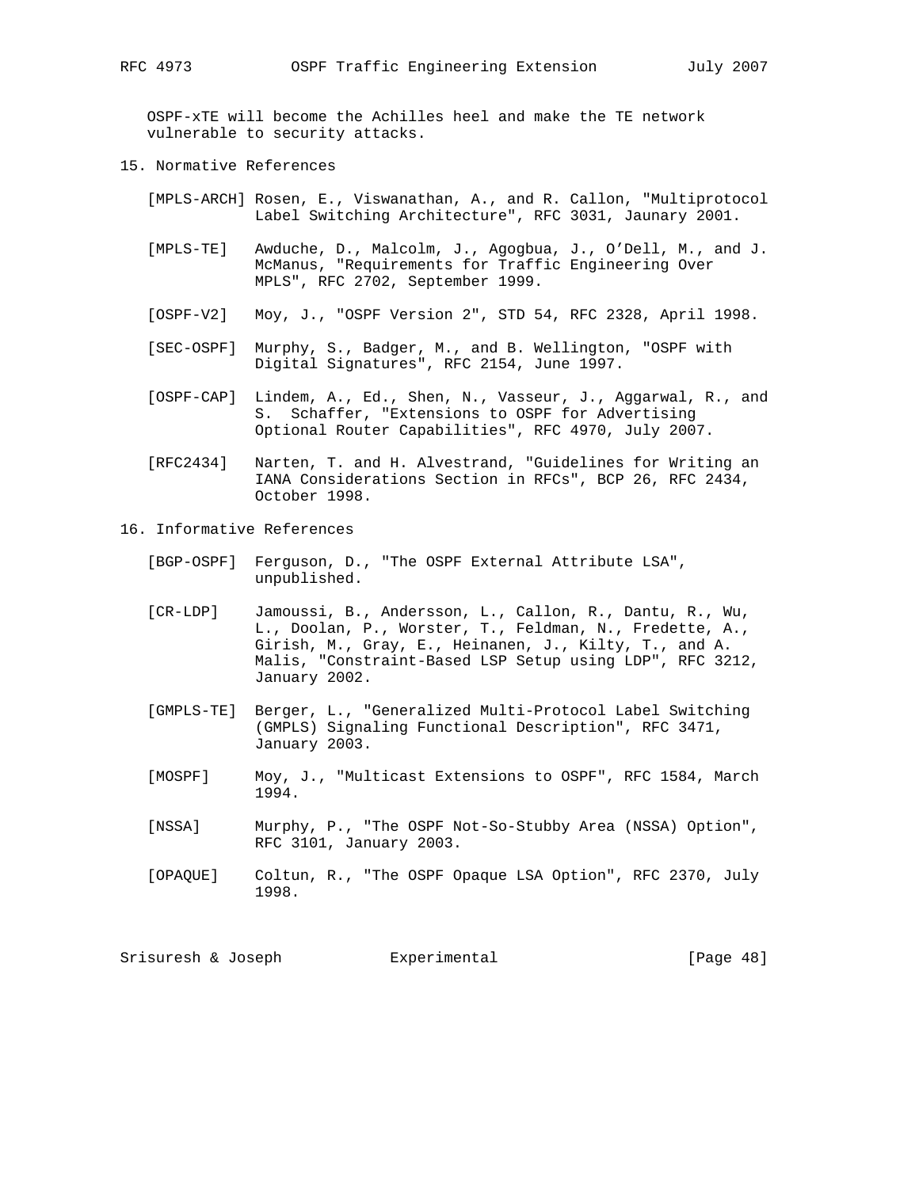OSPF-xTE will become the Achilles heel and make the TE network vulnerable to security attacks.

## 15. Normative References

[MPLS-ARCH] Rosen, E., Viswanathan, A., and R. Callon, "Multiprotocol Label Switching Architecture", RFC 3031, Jaunary 2001.

[MPLS-TE] Awduche, D., Malcolm, J., Agogbua, J., O'Dell, M., and J. McManus, "Requirements for Traffic Engineering Over MPLS", RFC 2702, September 1999.

[OSPF-V2] Moy, J., "OSPF Version 2", STD 54, RFC 2328, April 1998.

[SEC-OSPF] Murphy, S., Badger, M., and B. Wellington, "OSPF with Digital Signatures", RFC 2154, June 1997.

[OSPF-CAP] Lindem, A., Ed., Shen, N., Vasseur, J., Aggarwal, R., and S. Schaffer, "Extensions to OSPF for Advertising Optional Router Capabilities", RFC 4970, July 2007.

[RFC2434] Narten, T. and H. Alvestrand, "Guidelines for Writing an IANA Considerations Section in RFCs", BCP 26, RFC 2434, October 1998.

## 16. Informative References

[BGP-OSPF] Ferguson, D., "The OSPF External Attribute LSA", unpublished.

[CR-LDP] Jamoussi, B., Andersson, L., Callon, R., Dantu, R., Wu, L., Doolan, P., Worster, T., Feldman, N., Fredette, A., Girish, M., Gray, E., Heinanen, J., Kilty, T., and A. Malis, "Constraint-Based LSP Setup using LDP", RFC 3212, January 2002.

[GMPLS-TE] Berger, L., "Generalized Multi-Protocol Label Switching (GMPLS) Signaling Functional Description", RFC 3471, January 2003.

[MOSPF] Moy, J., "Multicast Extensions to OSPF", RFC 1584, March 1994.

[NSSA] Murphy, P., "The OSPF Not-So-Stubby Area (NSSA) Option", RFC 3101, January 2003.

[OPAQUE] Coltun, R., "The OSPF Opaque LSA Option", RFC 2370, July 1998.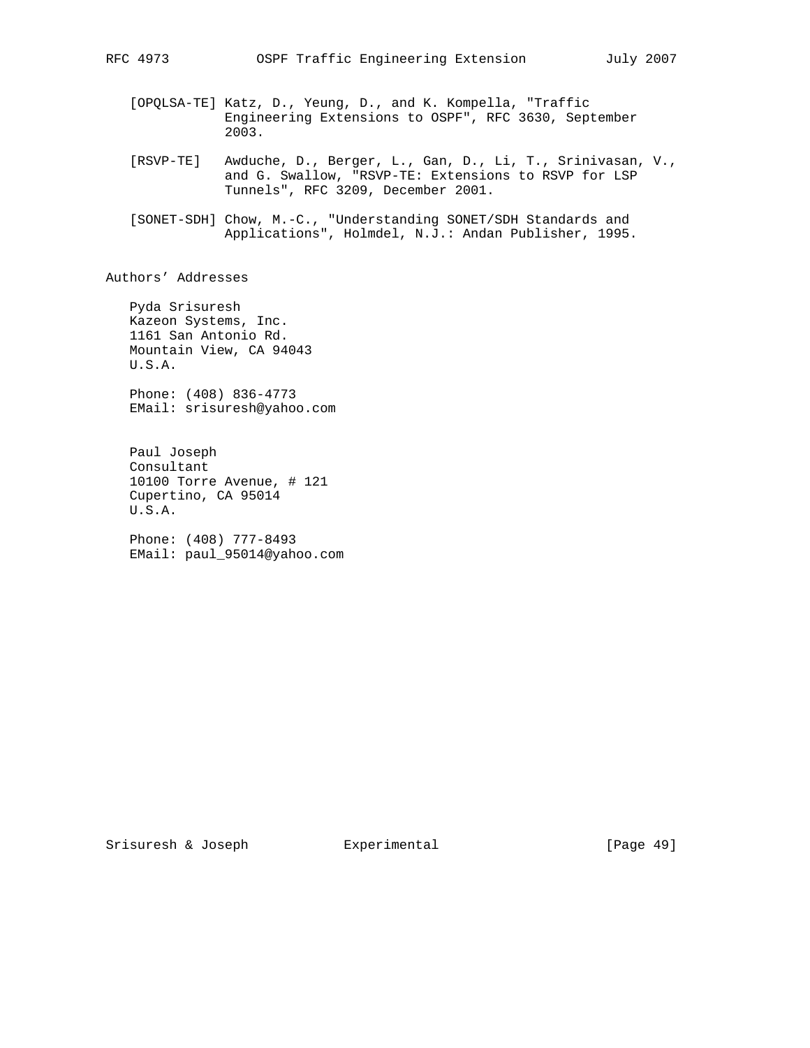[OPQLSA-TE] Katz, D., Yeung, D., and K. Kompella, "Traffic Engineering Extensions to OSPF", RFC 3630, September 2003.

[RSVP-TE] Awduche, D., Berger, L., Gan, D., Li, T., Srinivasan, V., and G. Swallow, "RSVP-TE: Extensions to RSVP for LSP Tunnels", RFC 3209, December 2001.

[SONET-SDH] Chow, M.-C., "Understanding SONET/SDH Standards and Applications", Holmdel, N.J.: Andan Publisher, 1995.

## Authors' Addresses

Pyda Srisuresh
Kazeon Systems, Inc.
1161 San Antonio Rd.
Mountain View, CA 94043
U.S.A.

Phone: (408) 836-4773
EMail: srisuresh@yahoo.com

Paul Joseph
Consultant
10100 Torre Avenue, # 121
Cupertino, CA 95014
U.S.A.

Phone: (408) 777-8493
EMail: paul_95014@yahoo.com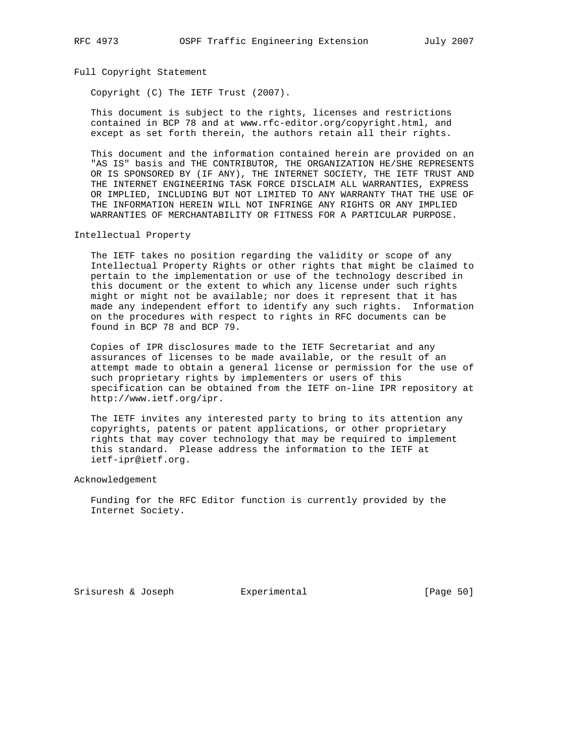## Full Copyright Statement

Copyright (C) The IETF Trust (2007).

This document is subject to the rights, licenses and restrictions contained in BCP 78 and at www.rfc-editor.org/copyright.html, and except as set forth therein, the authors retain all their rights.

This document and the information contained herein are provided on an "AS IS" basis and THE CONTRIBUTOR, THE ORGANIZATION HE/SHE REPRESENTS OR IS SPONSORED BY (IF ANY), THE INTERNET SOCIETY, THE IETF TRUST AND THE INTERNET ENGINEERING TASK FORCE DISCLAIM ALL WARRANTIES, EXPRESS OR IMPLIED, INCLUDING BUT NOT LIMITED TO ANY WARRANTY THAT THE USE OF THE INFORMATION HEREIN WILL NOT INFRINGE ANY RIGHTS OR ANY IMPLIED WARRANTIES OF MERCHANTABILITY OR FITNESS FOR A PARTICULAR PURPOSE.

## Intellectual Property

The IETF takes no position regarding the validity or scope of any Intellectual Property Rights or other rights that might be claimed to pertain to the implementation or use of the technology described in this document or the extent to which any license under such rights might or might not be available; nor does it represent that it has made any independent effort to identify any such rights. Information on the procedures with respect to rights in RFC documents can be found in BCP 78 and BCP 79.

Copies of IPR disclosures made to the IETF Secretariat and any assurances of licenses to be made available, or the result of an attempt made to obtain a general license or permission for the use of such proprietary rights by implementers or users of this specification can be obtained from the IETF on-line IPR repository at http://www.ietf.org/ipr.

The IETF invites any interested party to bring to its attention any copyrights, patents or patent applications, or other proprietary rights that may cover technology that may be required to implement this standard. Please address the information to the IETF at ietf-ipr@ietf.org.

## Acknowledgement

Funding for the RFC Editor function is currently provided by the Internet Society.